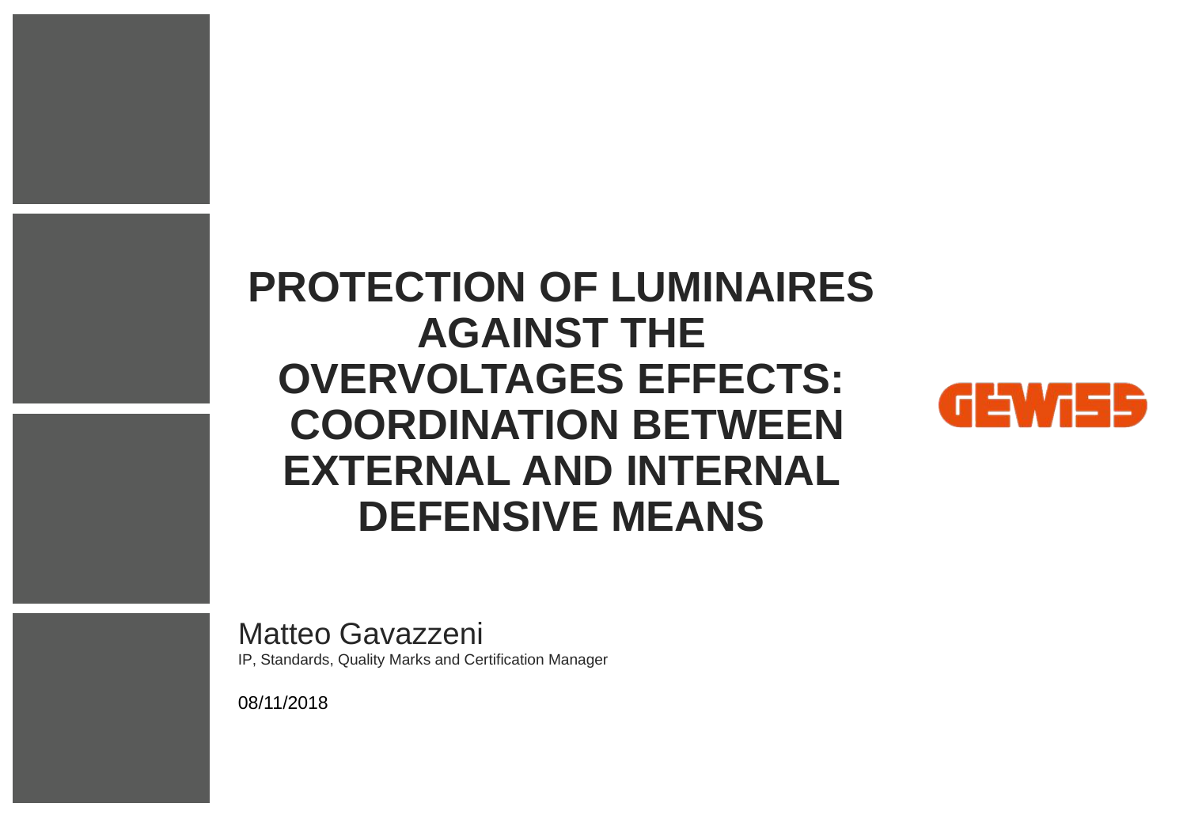# PROTECTION OF LUMINAIRES AGAINST THE OVERVOLTAGES EFFECTS: COORDINATION BETWEEN EXTERNAL AND INTERNAL DEFENSIVE MEANS

GEWISS

Matteo Gavazzeni

IP, Standards, Quality Marks and Certification Manager

08/11/2018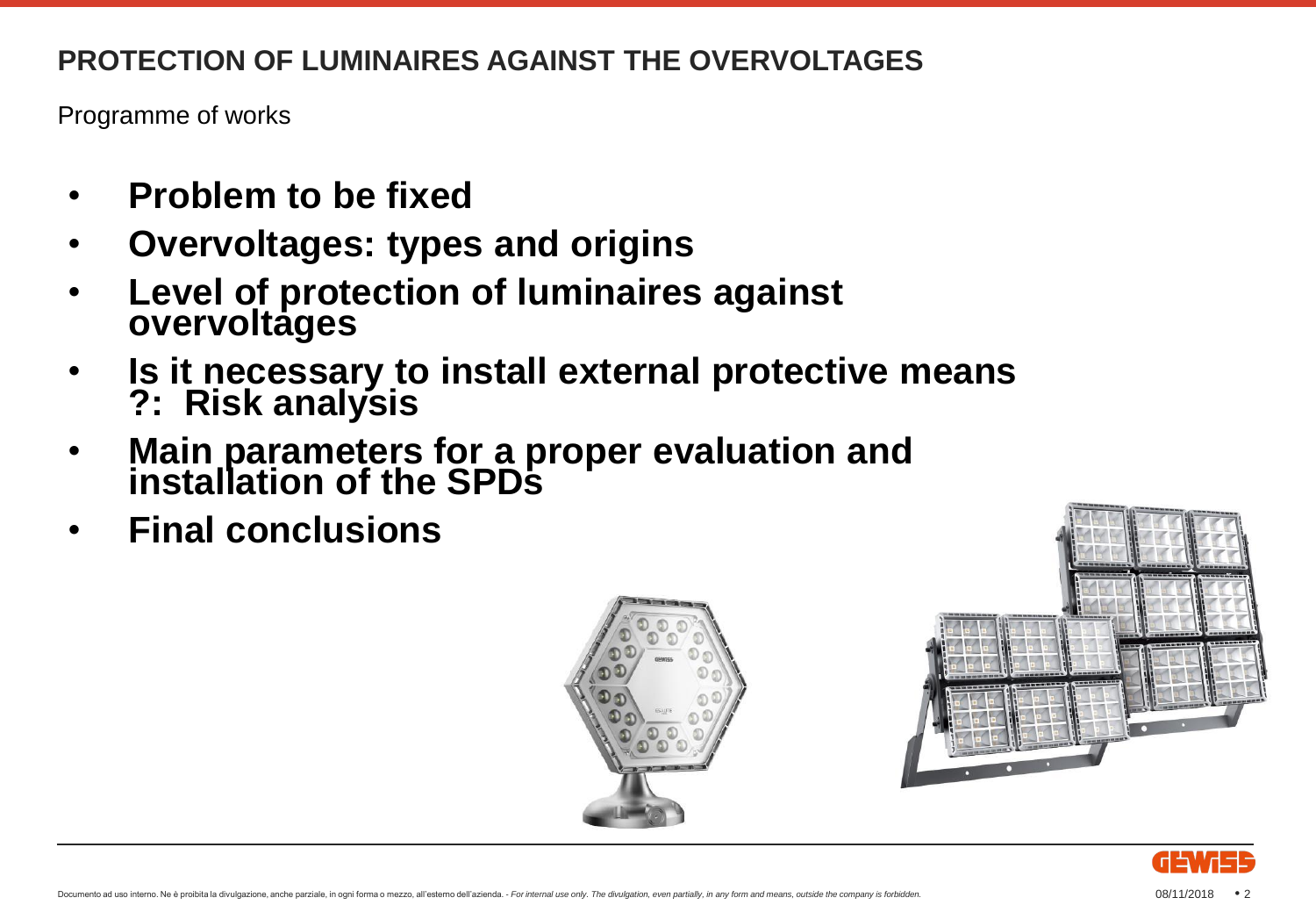## PROTECTION OF LUMINAIRES AGAINST THE OVERVOLTAGES

Programme of works

- **Problem to be fixed**
- **Overvoltages: types and origins**
- **Level of protection of luminaires against overvoltages**
- **Is it necessary to install external protective means ?: Risk analysis**
- **Main parameters for a proper evaluation and installation of the SPDs**
- **Final conclusions**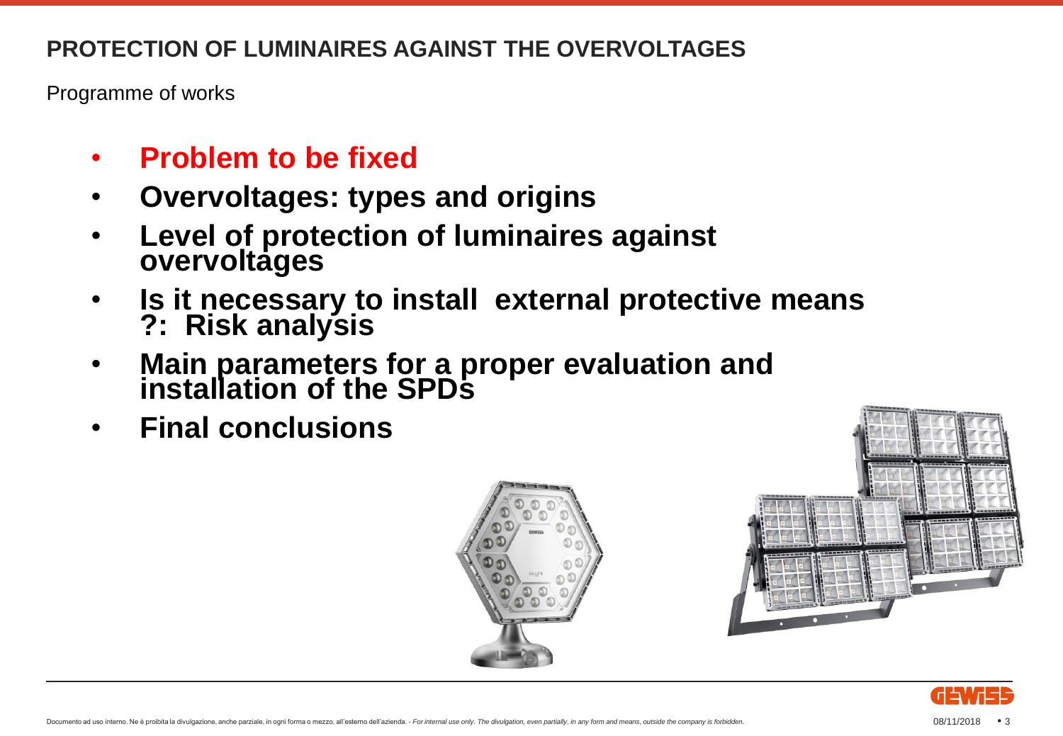# PROTECTION OF LUMINAIRES AGAINST THE OVERVOLTAGES

Programme of works

- **Problem to be fixed**
- **Overvoltages: types and origins**
- **Level of protection of luminaires against overvoltages**
- **Is it necessary to install external protective means ?: Risk analysis**
- **Main parameters for a proper evaluation and installation of the SPDs**
- **Final conclusions**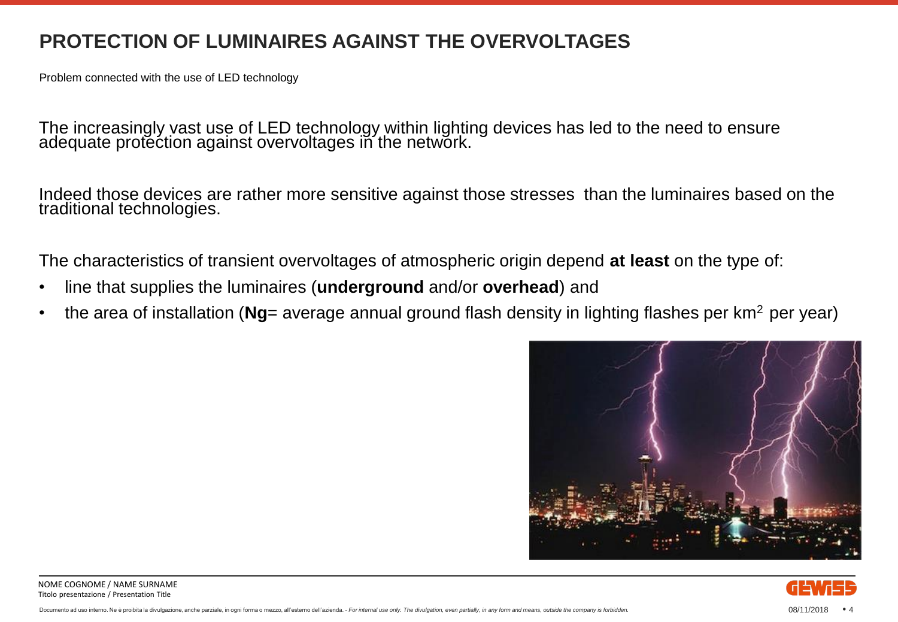# PROTECTION OF LUMINAIRES AGAINST THE OVERVOLTAGES

Problem connected with the use of LED technology

The increasingly vast use of LED technology within lighting devices has led to the need to ensure adequate protection against overvoltages in the network.

Indeed those devices are rather more sensitive against those stresses than the luminaires based on the traditional technologies.

The characteristics of transient overvoltages of atmospheric origin depend **at least** on the type of:

- line that supplies the luminaires (**underground** and/or **overhead**) and
- the area of installation (**Ng**= average annual ground flash density in lighting flashes per km$^2$ per year)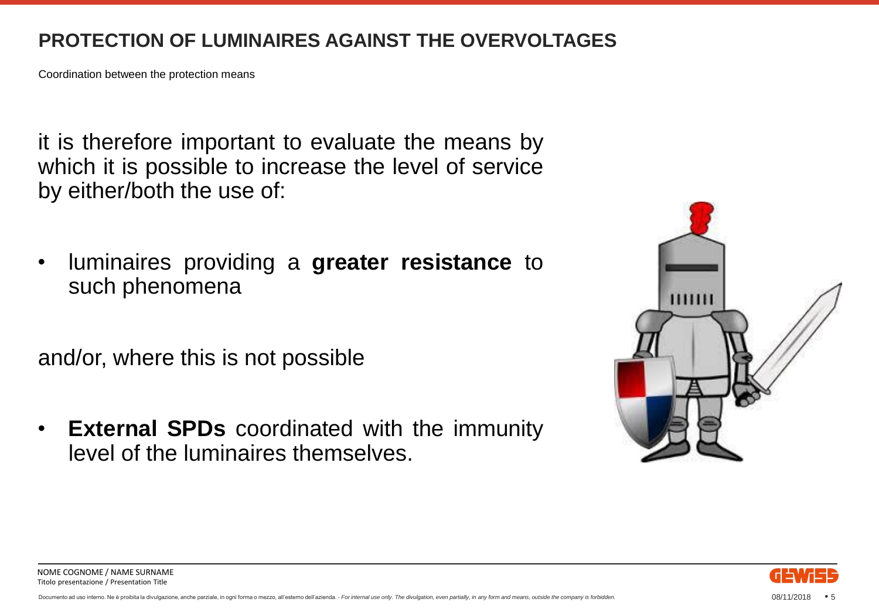# PROTECTION OF LUMINAIRES AGAINST THE OVERVOLTAGES

Coordination between the protection means

it is therefore important to evaluate the means by which it is possible to increase the level of service by either/both the use of:

- luminaires providing a **greater resistance** to such phenomena

and/or, where this is not possible

- **External SPDs** coordinated with the immunity level of the luminaires themselves.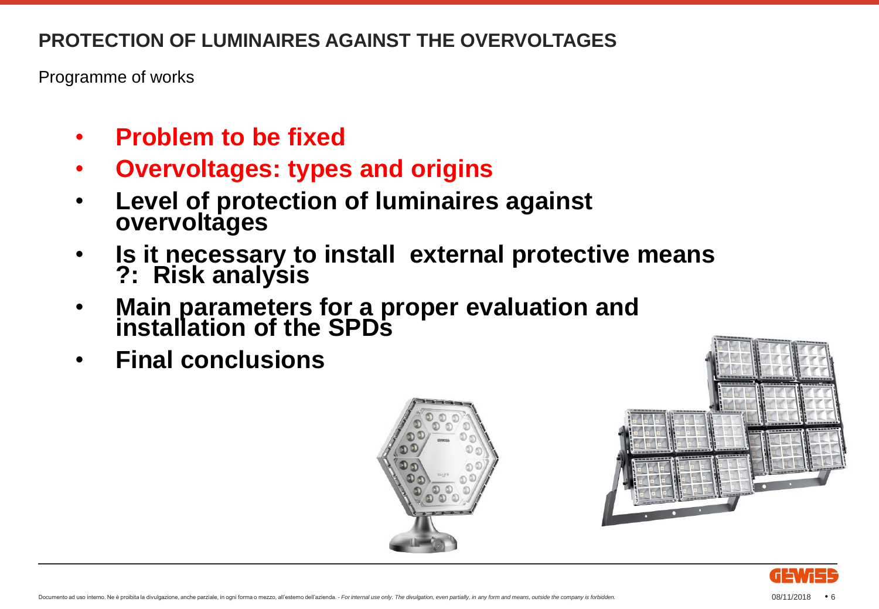## PROTECTION OF LUMINAIRES AGAINST THE OVERVOLTAGES

Programme of works

- **Problem to be fixed**
- **Overvoltages: types and origins**
- **Level of protection of luminaires against overvoltages**
- **Is it necessary to install external protective means ?: Risk analysis**
- **Main parameters for a proper evaluation and installation of the SPDs**
- **Final conclusions**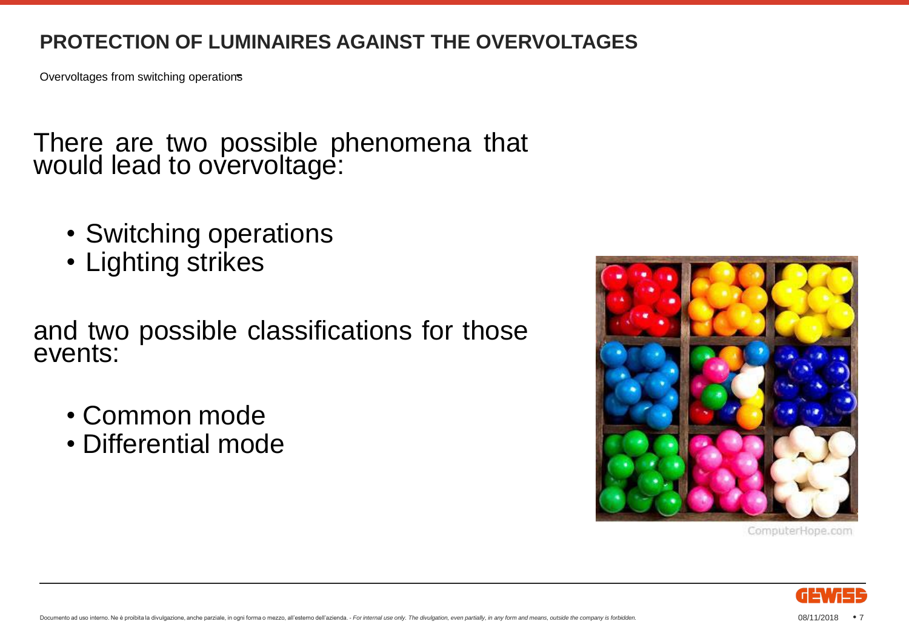## PROTECTION OF LUMINAIRES AGAINST THE OVERVOLTAGES

Overvoltages from switching operations

There are two possible phenomena that would lead to overvoltage:

- Switching operations
- Lighting strikes

and two possible classifications for those events:

- Common mode
- Differential mode

ComputerHope.com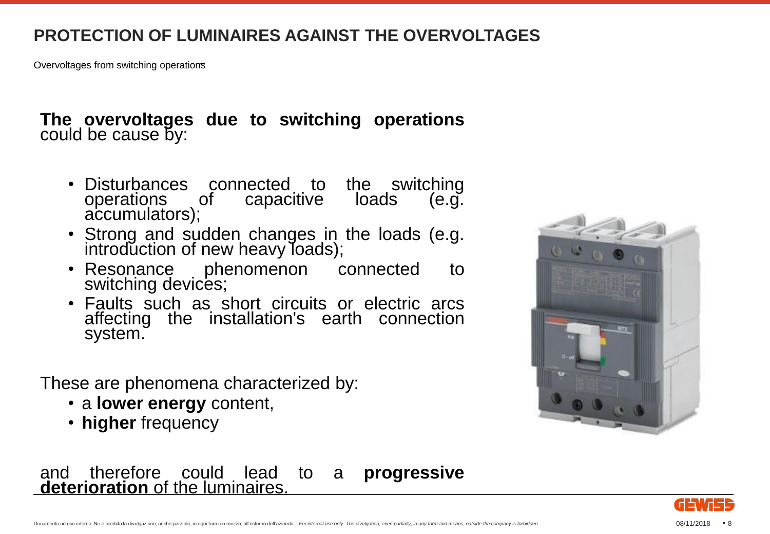# PROTECTION OF LUMINAIRES AGAINST THE OVERVOLTAGES

Overvoltages from switching operations

**The overvoltages due to switching operations** could be cause by:

- Disturbances connected to the switching operations of capacitive loads (e.g. accumulators);
- Strong and sudden changes in the loads (e.g. introduction of new heavy loads);
- Resonance phenomenon connected to switching devices;
- Faults such as short circuits or electric arcs affecting the installation's earth connection system.

These are phenomena characterized by:

- a **lower energy** content,
- **higher** frequency

and therefore could lead to a **progressive deterioration** of the luminaires.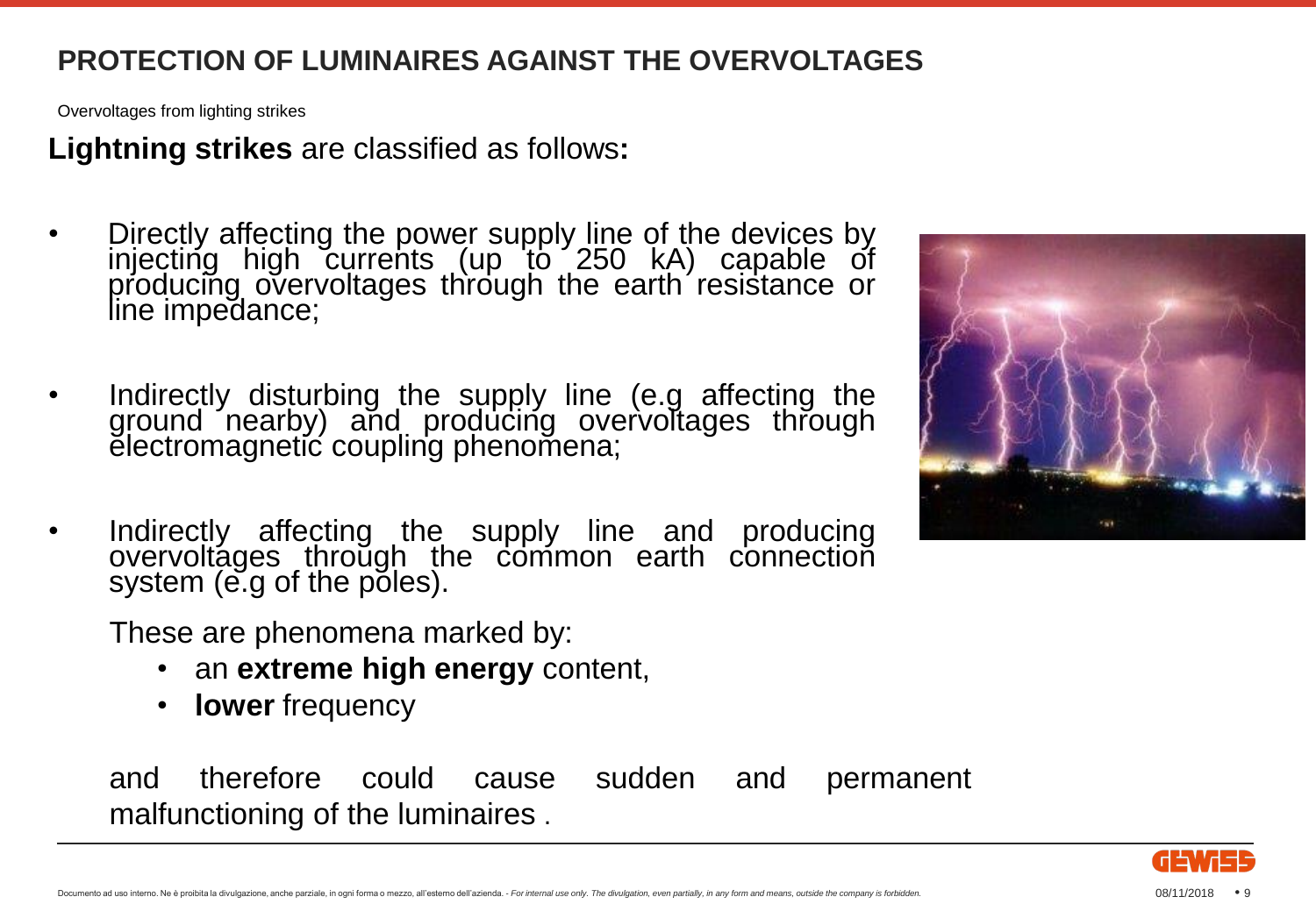# PROTECTION OF LUMINAIRES AGAINST THE OVERVOLTAGES

Overvoltages from lighting strikes

**Lightning strikes** are classified as follows**:**

- Directly affecting the power supply line of the devices by injecting high currents (up to 250 kA) capable of producing overvoltages through the earth resistance or line impedance;
- Indirectly disturbing the supply line (e.g affecting the ground nearby) and producing overvoltages through electromagnetic coupling phenomena;
- Indirectly affecting the supply line and producing overvoltages through the common earth connection system (e.g of the poles).

These are phenomena marked by:

- an **extreme high energy** content,
- **lower** frequency

and therefore could cause sudden and permanent malfunctioning of the luminaires .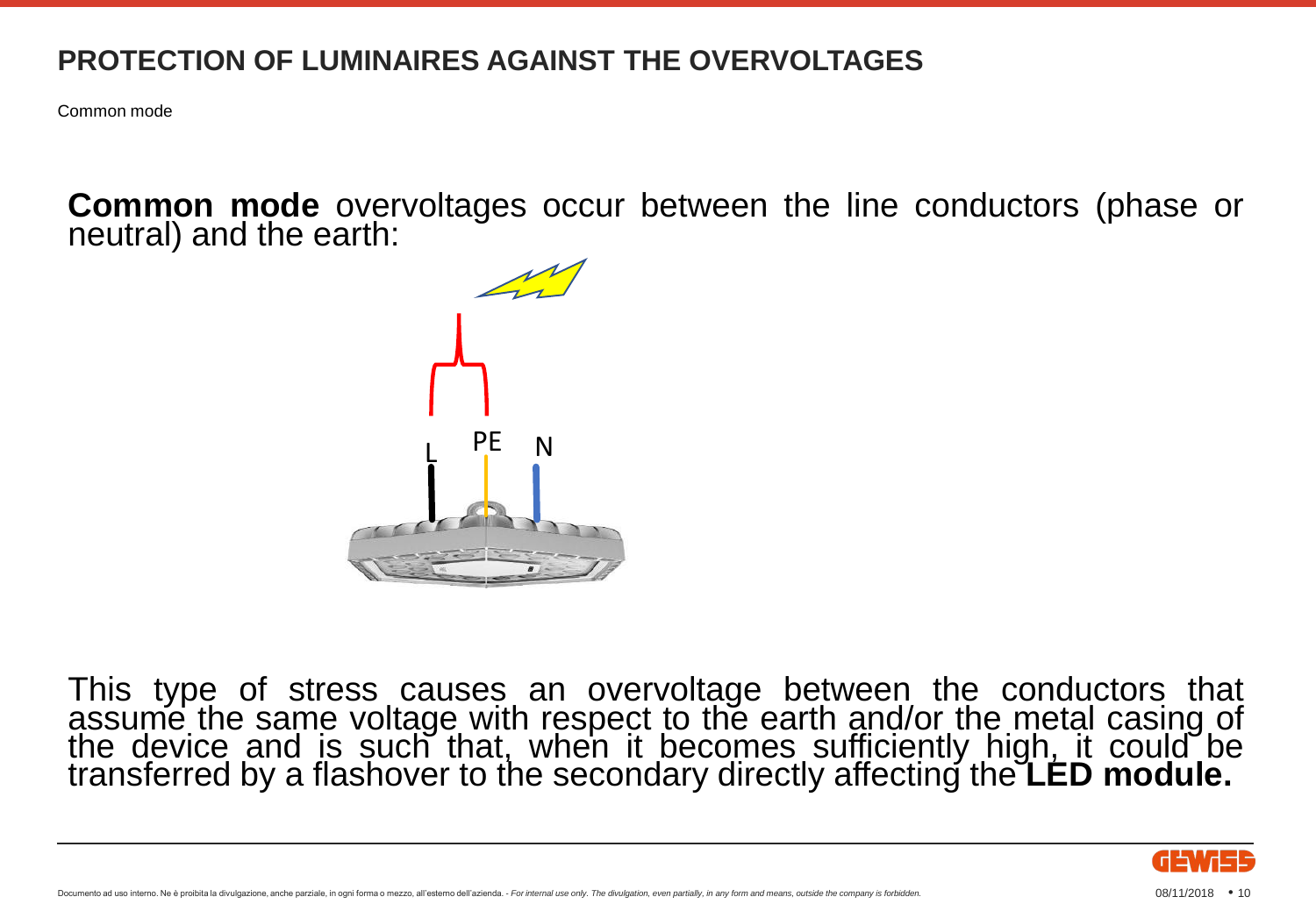# PROTECTION OF LUMINAIRES AGAINST THE OVERVOLTAGES

Common mode

**Common mode** overvoltages occur between the line conductors (phase or neutral) and the earth:

L PE N

This type of stress causes an overvoltage between the conductors that assume the same voltage with respect to the earth and/or the metal casing of the device and is such that, when it becomes sufficiently high, it could be transferred by a flashover to the secondary directly affecting the **LED module.**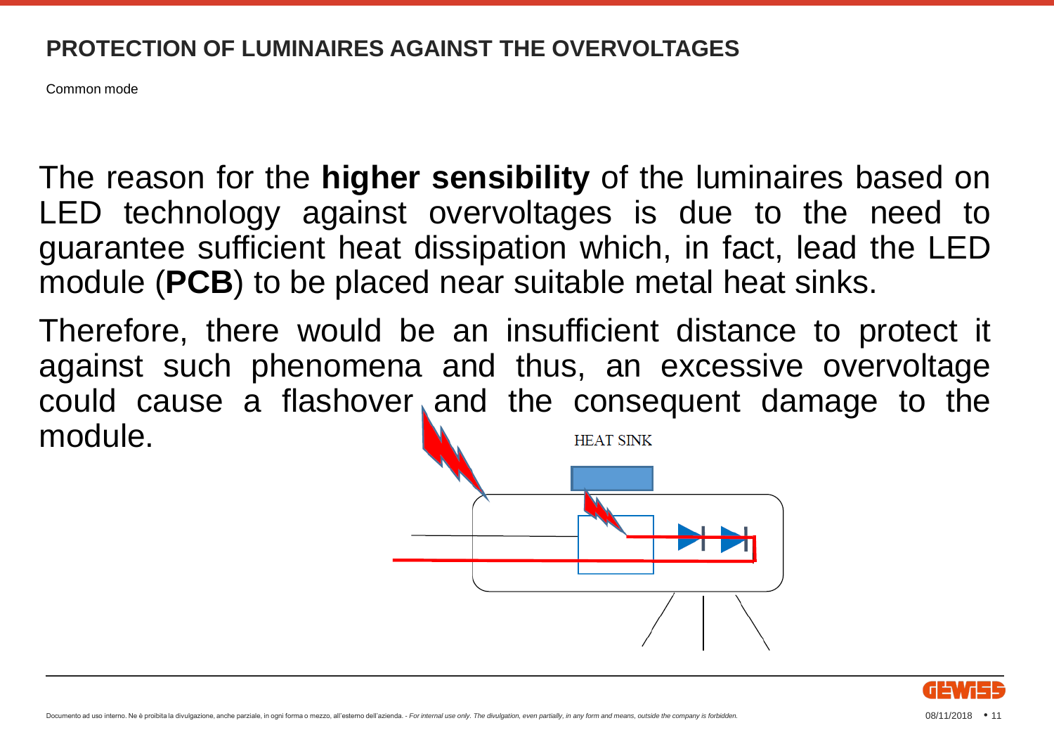## PROTECTION OF LUMINAIRES AGAINST THE OVERVOLTAGES

Common mode

The reason for the **higher sensibility** of the luminaires based on LED technology against overvoltages is due to the need to guarantee sufficient heat dissipation which, in fact, lead the LED module (**PCB**) to be placed near suitable metal heat sinks.

Therefore, there would be an insufficient distance to protect it against such phenomena and thus, an excessive overvoltage could cause a flashover and the consequent damage to the module.

HEAT SINK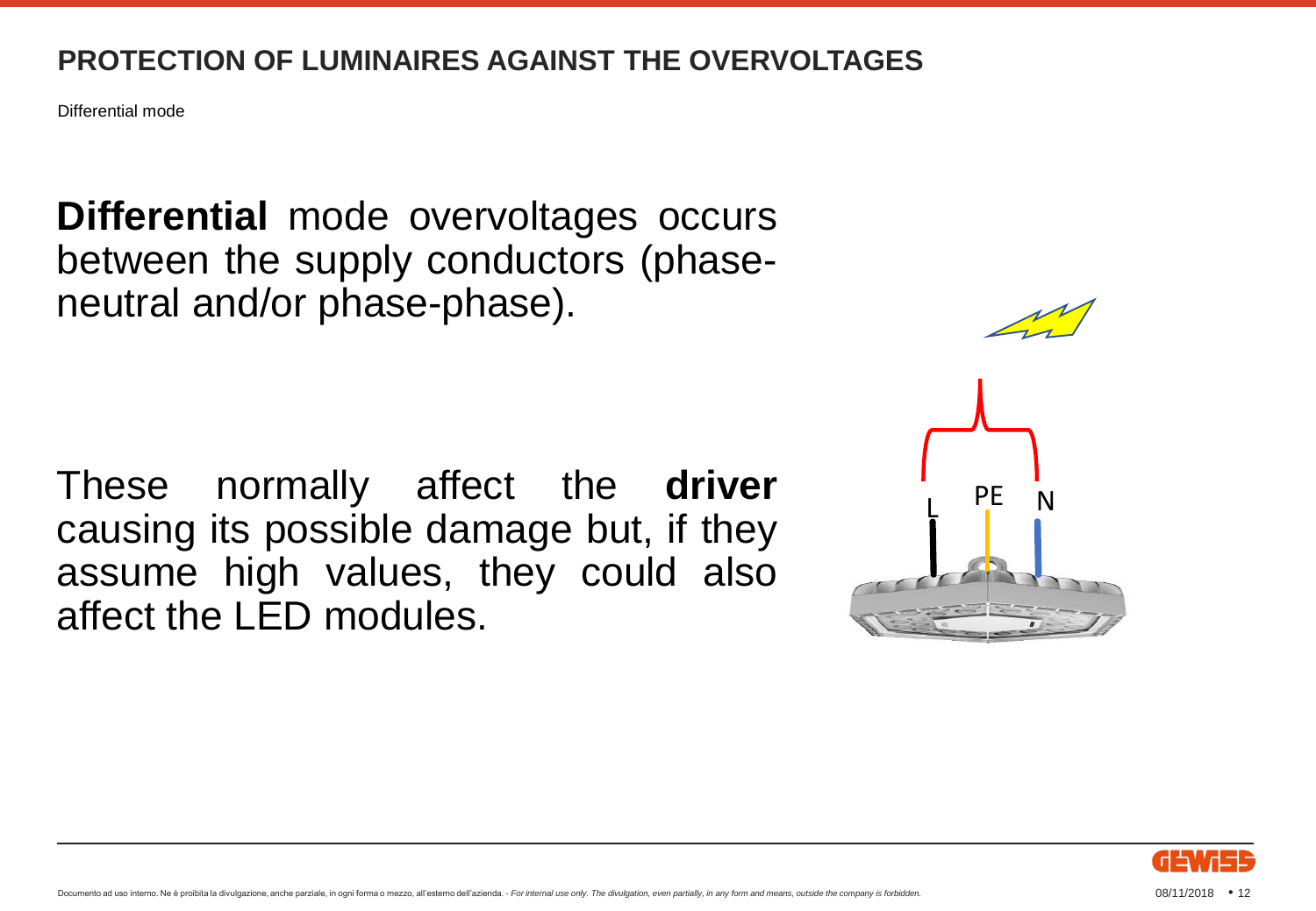# PROTECTION OF LUMINAIRES AGAINST THE OVERVOLTAGES

Differential mode

**Differential** mode overvoltages occurs between the supply conductors (phase-neutral and/or phase-phase).

These normally affect the **driver** causing its possible damage but, if they assume high values, they could also affect the LED modules.

L PE N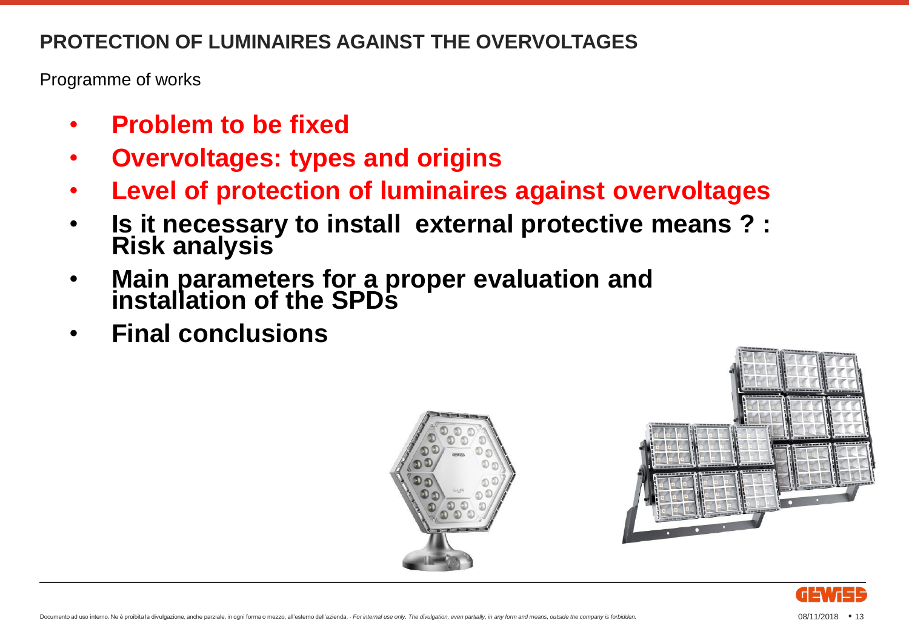## PROTECTION OF LUMINAIRES AGAINST THE OVERVOLTAGES

Programme of works

- **Problem to be fixed**
- **Overvoltages: types and origins**
- **Level of protection of luminaires against overvoltages**
- **Is it necessary to install external protective means ? : Risk analysis**
- **Main parameters for a proper evaluation and installation of the SPDs**
- **Final conclusions**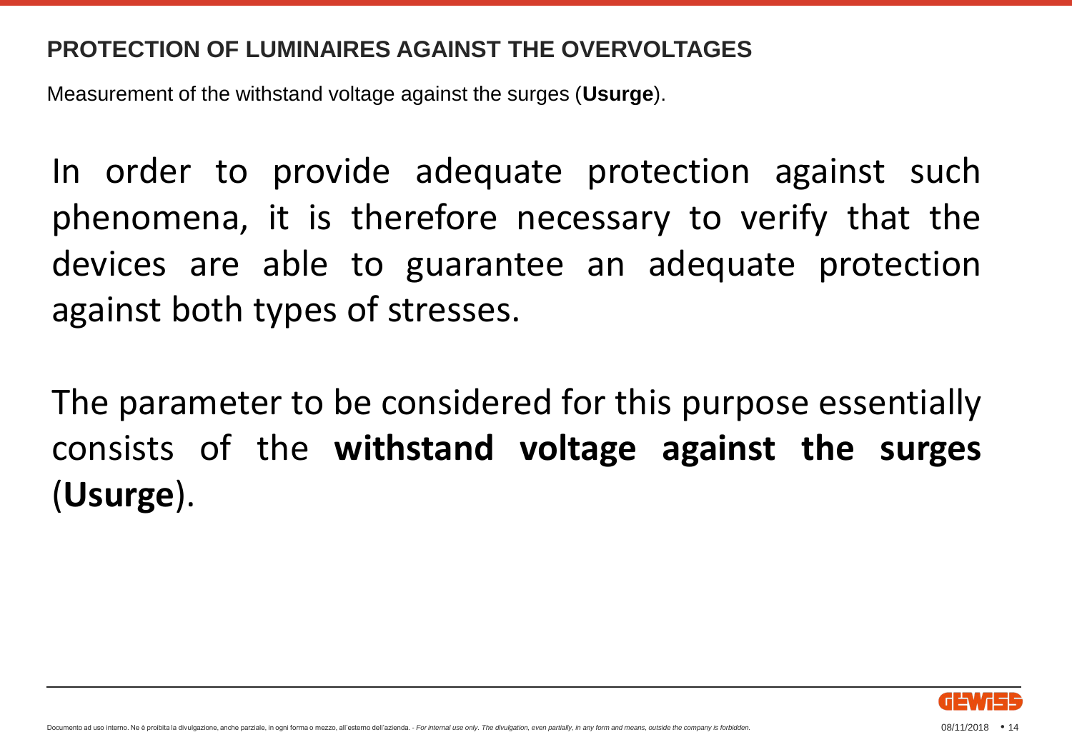## PROTECTION OF LUMINAIRES AGAINST THE OVERVOLTAGES

Measurement of the withstand voltage against the surges (**Usurge**).

In order to provide adequate protection against such phenomena, it is therefore necessary to verify that the devices are able to guarantee an adequate protection against both types of stresses.

The parameter to be considered for this purpose essentially consists of the **withstand voltage against the surges** (**Usurge**).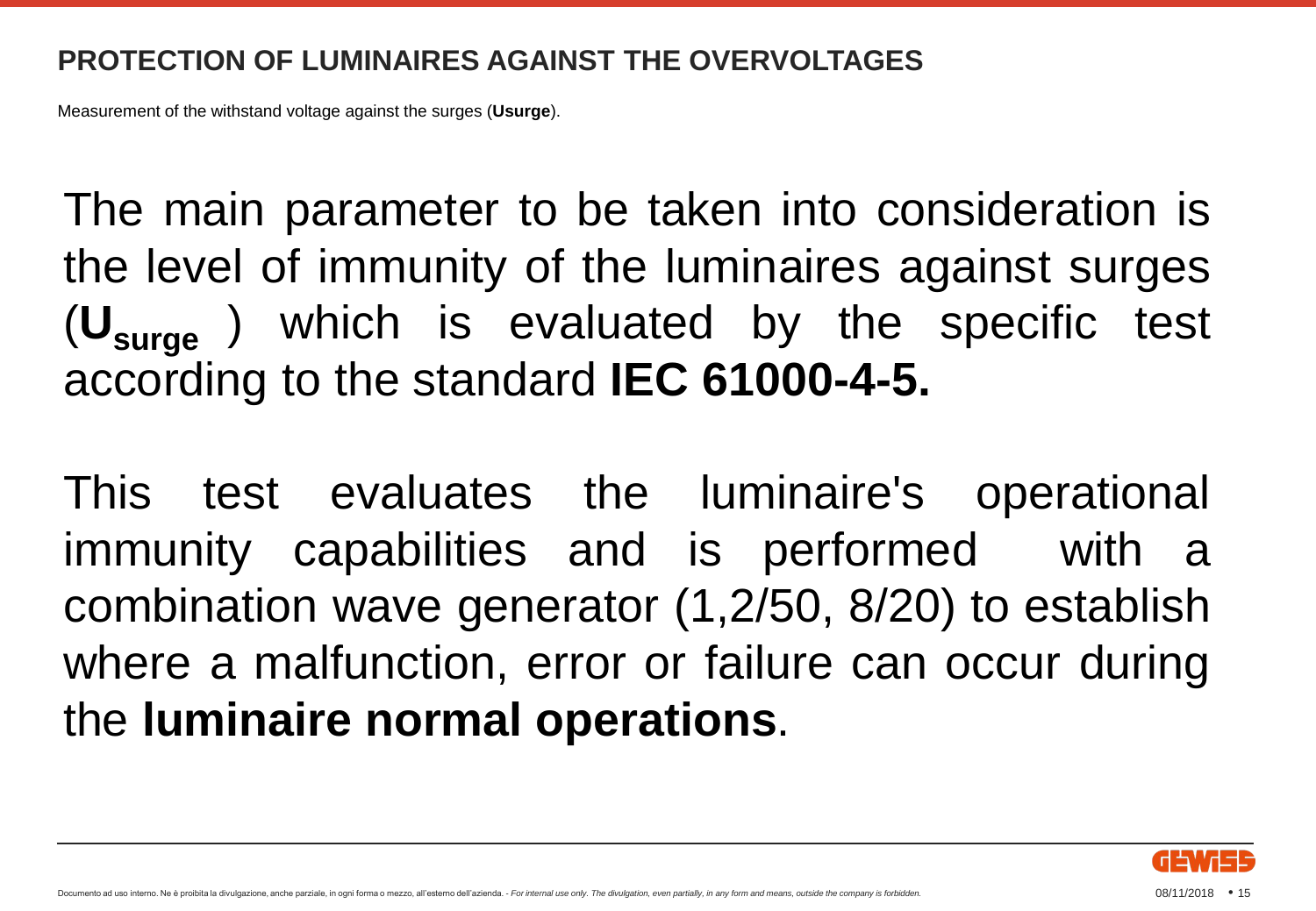## PROTECTION OF LUMINAIRES AGAINST THE OVERVOLTAGES

Measurement of the withstand voltage against the surges (**Usurge**).

The main parameter to be taken into consideration is the level of immunity of the luminaires against surges (**$U_{surge}$**) which is evaluated by the specific test according to the standard **IEC 61000-4-5.**

This test evaluates the luminaire's operational immunity capabilities and is performed with a combination wave generator (1,2/50, 8/20) to establish where a malfunction, error or failure can occur during the **luminaire normal operations**.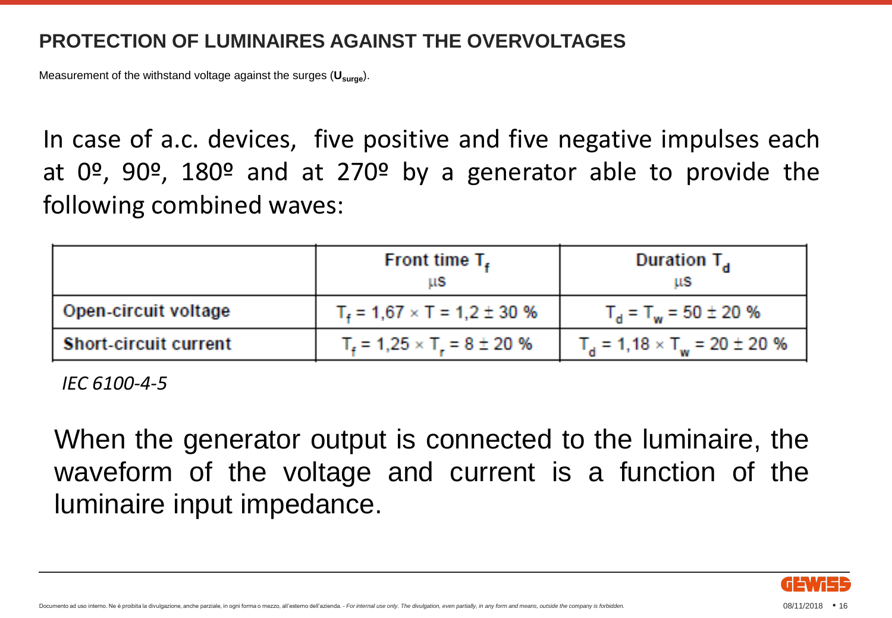## PROTECTION OF LUMINAIRES AGAINST THE OVERVOLTAGES

Measurement of the withstand voltage against the surges (**$U_{surge}$**).

In case of a.c. devices, five positive and five negative impulses each at 0º, 90º, 180º and at 270º by a generator able to provide the following combined waves:

| | **Front time $T_f$** µs | **Duration $T_d$** µs |
|---|---|---|
| **Open-circuit voltage** | $T_f = 1{,}67 \times T = 1{,}2 \pm 30\ \%$ | $T_d = T_w = 50 \pm 20\ \%$ |
| **Short-circuit current** | $T_f = 1{,}25 \times T_r = 8 \pm 20\ \%$ | $T_d = 1{,}18 \times T_w = 20 \pm 20\ \%$ |

*IEC 6100-4-5*

When the generator output is connected to the luminaire, the waveform of the voltage and current is a function of the luminaire input impedance.

Documento ad uso interno. Ne è proibita la divulgazione, anche parziale, in ogni forma o mezzo, all'esterno dell'azienda. - *For internal use only. The divulgation, even partially, in any form and means, outside the company is forbidden.*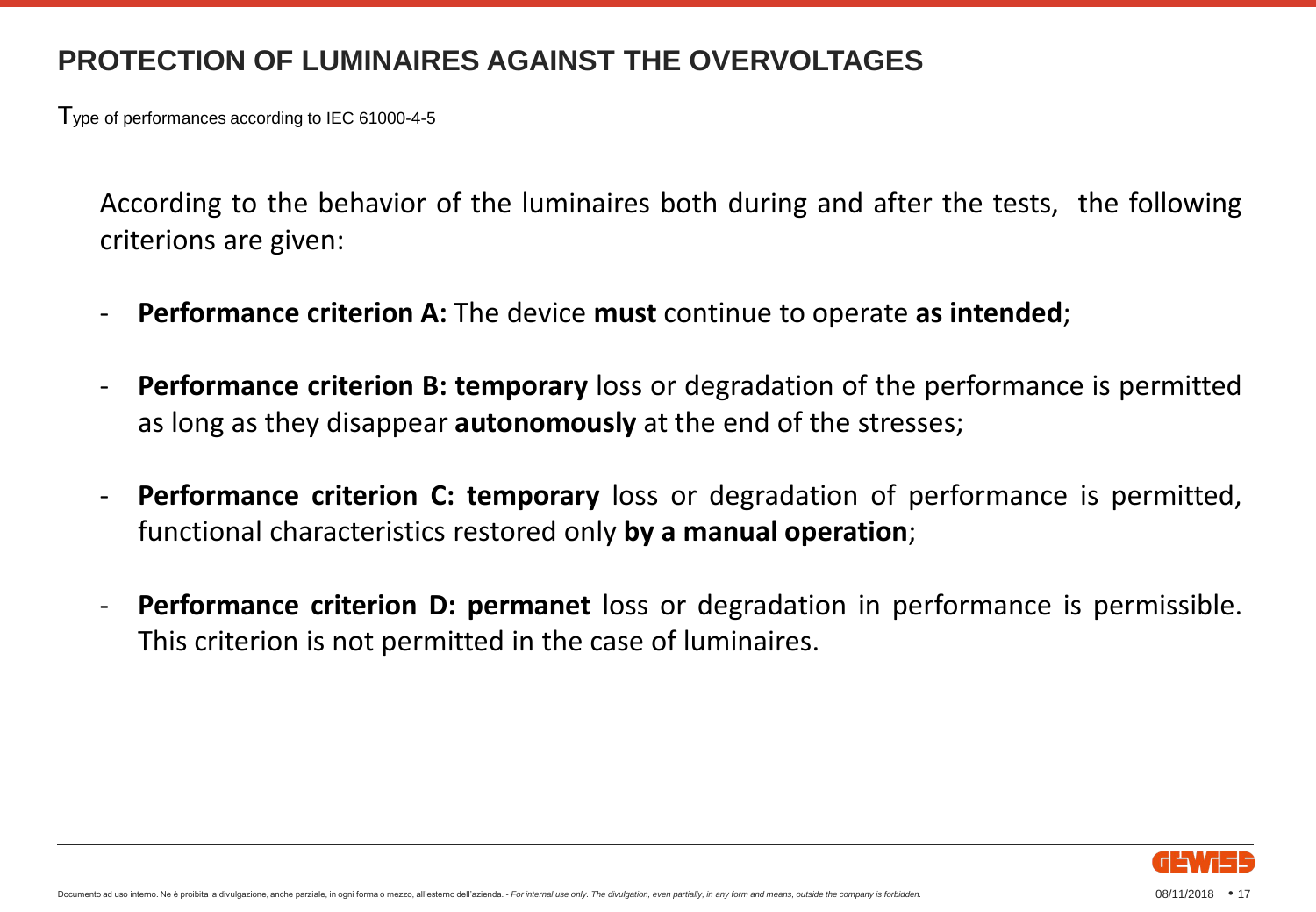## PROTECTION OF LUMINAIRES AGAINST THE OVERVOLTAGES

Type of performances according to IEC 61000-4-5

According to the behavior of the luminaires both during and after the tests, the following criterions are given:

- **Performance criterion A:** The device **must** continue to operate **as intended**;
- **Performance criterion B: temporary** loss or degradation of the performance is permitted as long as they disappear **autonomously** at the end of the stresses;
- **Performance criterion C: temporary** loss or degradation of performance is permitted, functional characteristics restored only **by a manual operation**;
- **Performance criterion D: permanet** loss or degradation in performance is permissible. This criterion is not permitted in the case of luminaires.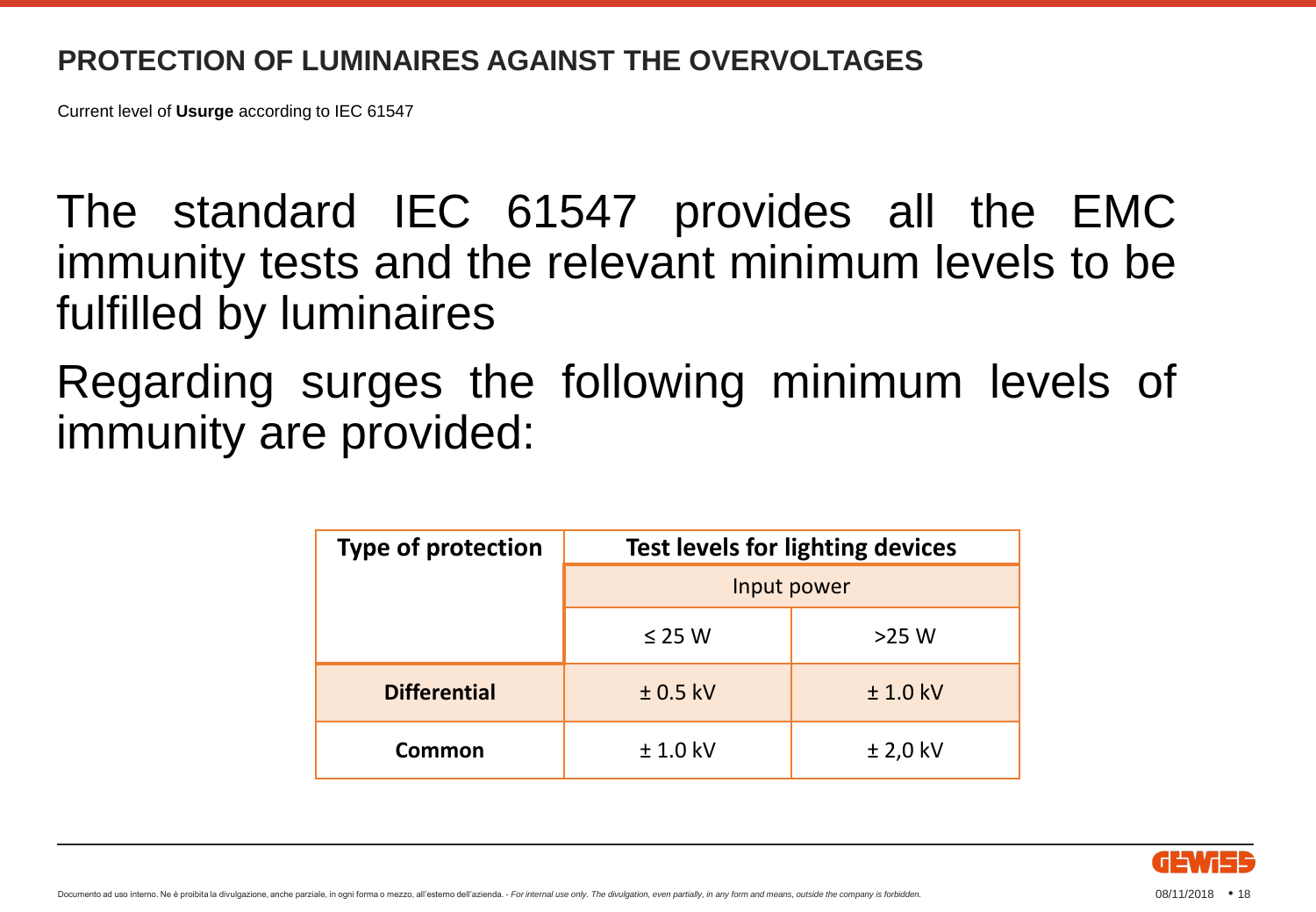## PROTECTION OF LUMINAIRES AGAINST THE OVERVOLTAGES

Current level of **Usurge** according to IEC 61547

The standard IEC 61547 provides all the EMC immunity tests and the relevant minimum levels to be fulfilled by luminaires

Regarding surges the following minimum levels of immunity are provided:

| Type of protection | Test levels for lighting devices | |
|---|---|---|
| | Input power | |
| | ≤ 25 W | >25 W |
| **Differential** | ± 0.5 kV | ± 1.0 kV |
| **Common** | ± 1.0 kV | ± 2,0 kV |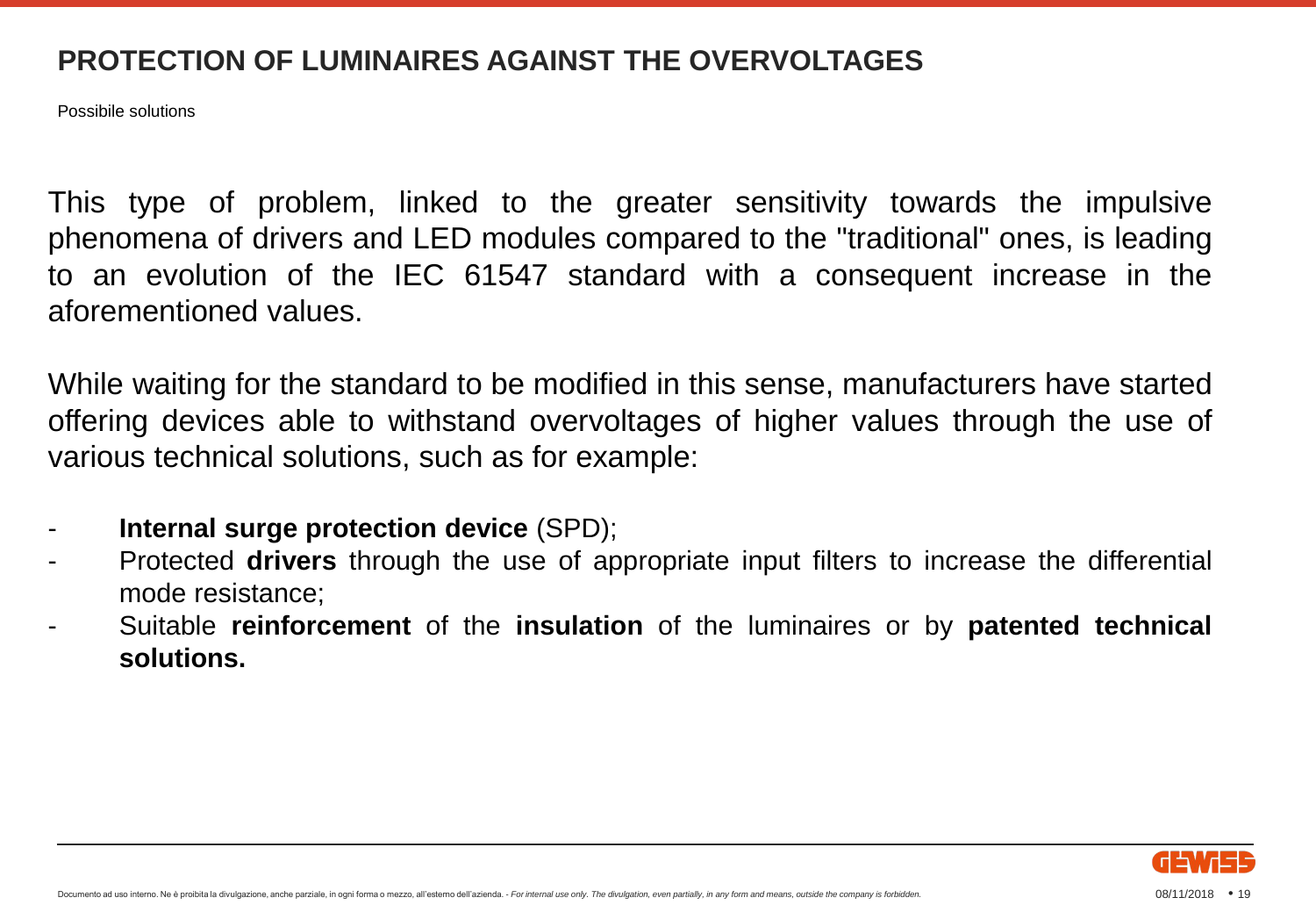# PROTECTION OF LUMINAIRES AGAINST THE OVERVOLTAGES

Possibile solutions

This type of problem, linked to the greater sensitivity towards the impulsive phenomena of drivers and LED modules compared to the "traditional" ones, is leading to an evolution of the IEC 61547 standard with a consequent increase in the aforementioned values.

While waiting for the standard to be modified in this sense, manufacturers have started offering devices able to withstand overvoltages of higher values through the use of various technical solutions, such as for example:

- **Internal surge protection device** (SPD);
- Protected **drivers** through the use of appropriate input filters to increase the differential mode resistance;
- Suitable **reinforcement** of the **insulation** of the luminaires or by **patented technical solutions.**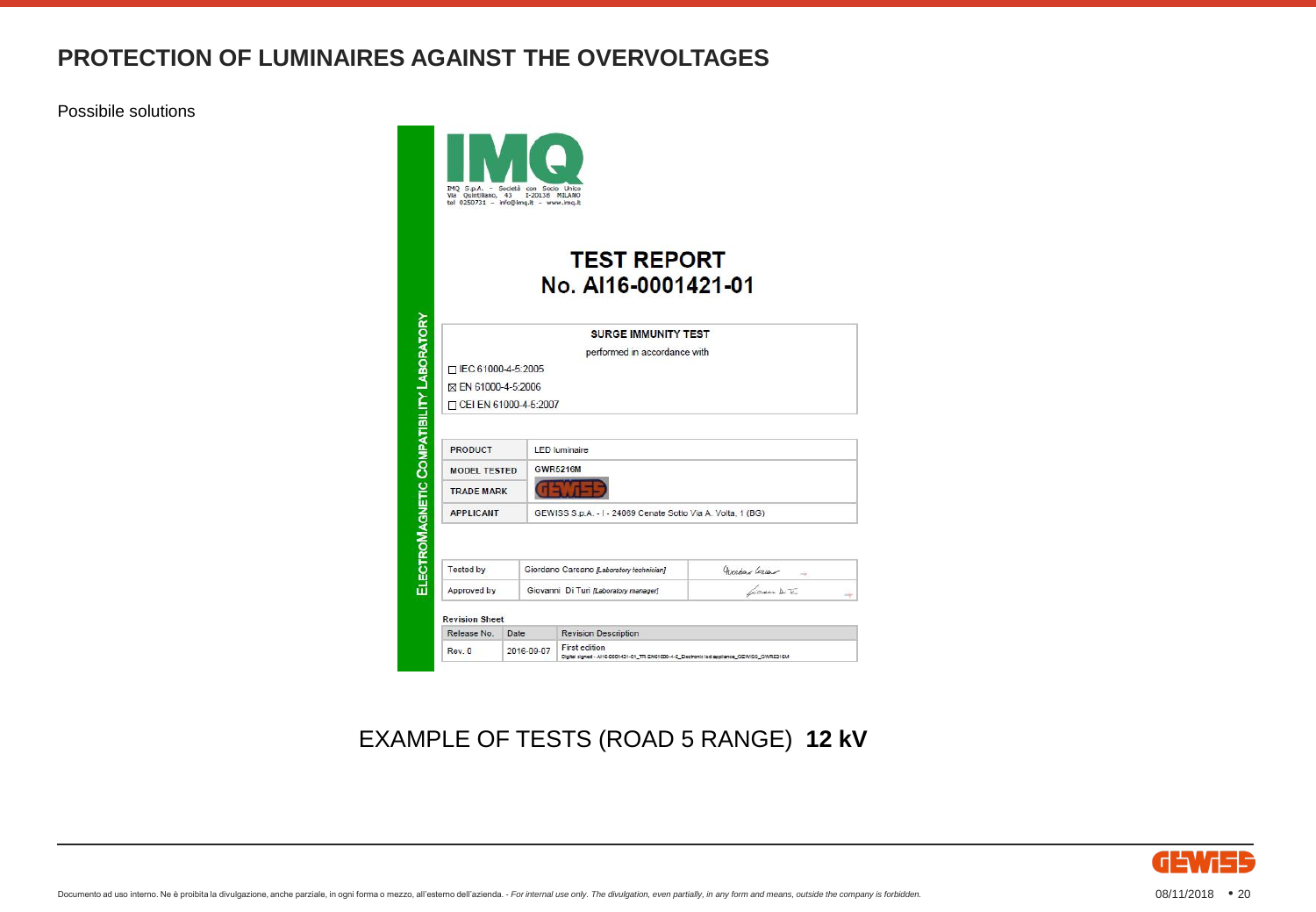## PROTECTION OF LUMINAIRES AGAINST THE OVERVOLTAGES

Possibile solutions

ELECTROMAGNETIC COMPATIBILITY LABORATORY

IMQ

IMQ S.p.A. - Società con Socio Unico
Via Quintiliano, 43 I-20138 MILANO
tel 0250731 - info@imq.it - www.imq.it

**TEST REPORT**
**No. AI16-0001421-01**

**SURGE IMMUNITY TEST**

performed in accordance with

- ☐ IEC 61000-4-5:2005
- ☒ EN 61000-4-5:2006
- ☐ CEI EN 61000-4-5:2007

| | |
|---|---|
| PRODUCT | LED luminaire |
| MODEL TESTED | GWR5216M |
| TRADE MARK | GEWISS |
| APPLICANT | GEWISS S.p.A. - I - 24069 Cenate Sotto Via A. Volta, 1 (BG) |

| | | |
|---|---|---|
| Tested by | Giordano Carcano *[Laboratory technician]* | |
| Approved by | Giovanni Di Turi *[Laboratory manager]* | |

**Revision Sheet**

| Release No. | Date | Revision Description |
|---|---|---|
| Rev. 0 | 2016-09-07 | First edition |

EXAMPLE OF TESTS (ROAD 5 RANGE) **12 kV**

Documento ad uso interno. Ne è proibita la divulgazione, anche parziale, in ogni forma o mezzo, all'esterno dell'azienda. - *For internal use only. The divulgation, even partially, in any form and means, outside the company is forbidden.*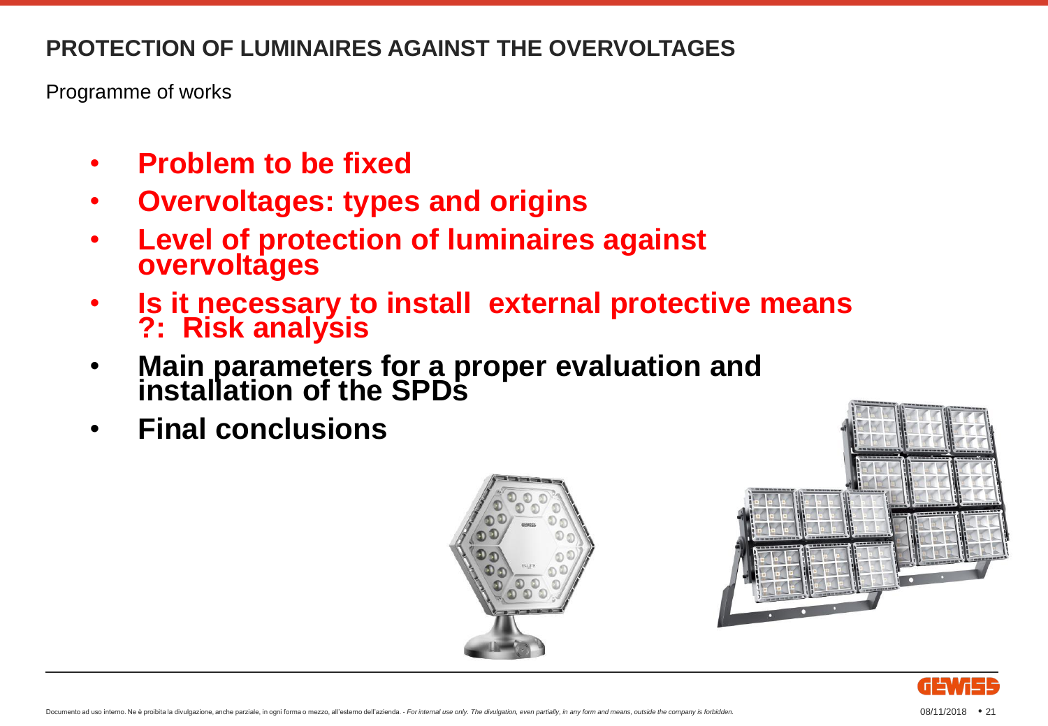# PROTECTION OF LUMINAIRES AGAINST THE OVERVOLTAGES

Programme of works

- **Problem to be fixed**
- **Overvoltages: types and origins**
- **Level of protection of luminaires against overvoltages**
- **Is it necessary to install external protective means ?: Risk analysis**
- **Main parameters for a proper evaluation and installation of the SPDs**
- **Final conclusions**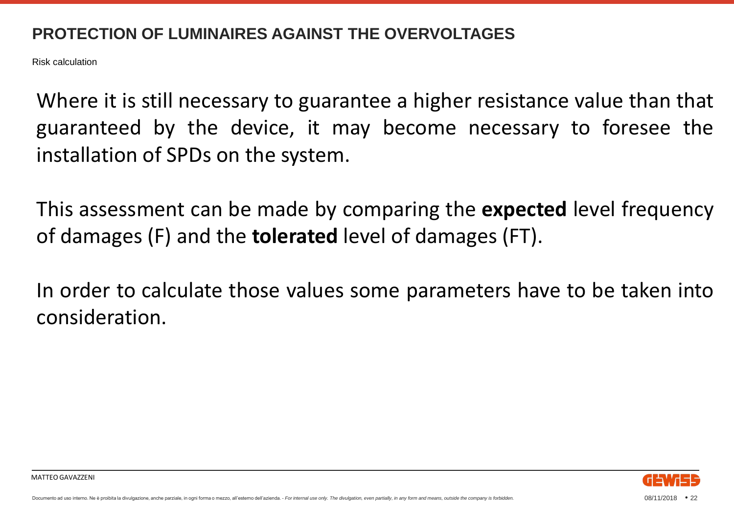## PROTECTION OF LUMINAIRES AGAINST THE OVERVOLTAGES

Risk calculation

Where it is still necessary to guarantee a higher resistance value than that guaranteed by the device, it may become necessary to foresee the installation of SPDs on the system.

This assessment can be made by comparing the **expected** level frequency of damages (F) and the **tolerated** level of damages (FT).

In order to calculate those values some parameters have to be taken into consideration.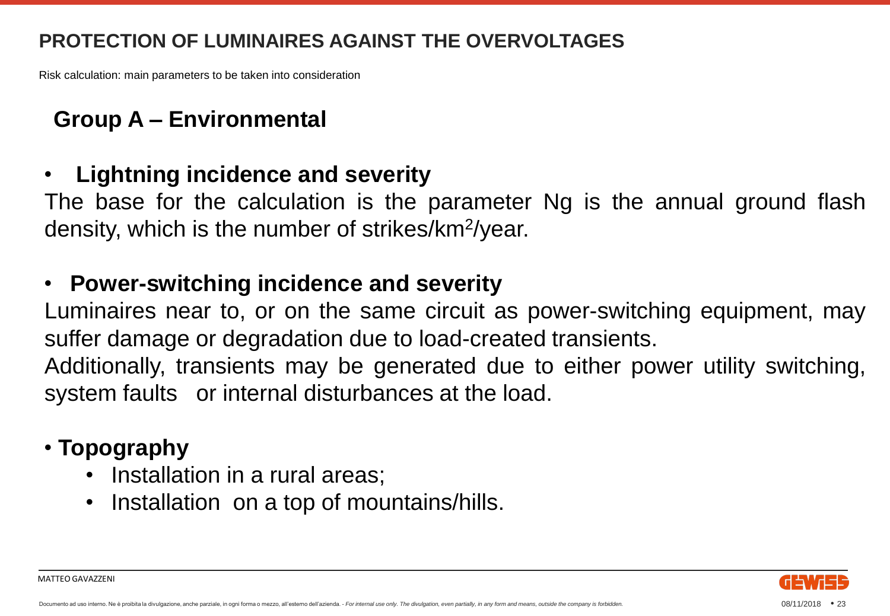## PROTECTION OF LUMINAIRES AGAINST THE OVERVOLTAGES

Risk calculation: main parameters to be taken into consideration

### Group A – Environmental

- **Lightning incidence and severity**

The base for the calculation is the parameter Ng is the annual ground flash density, which is the number of strikes/km$^2$/year.

- **Power-switching incidence and severity**

Luminaires near to, or on the same circuit as power-switching equipment, may suffer damage or degradation due to load-created transients.

Additionally, transients may be generated due to either power utility switching, system faults or internal disturbances at the load.

- **Topography**
  - Installation in a rural areas;
  - Installation on a top of mountains/hills.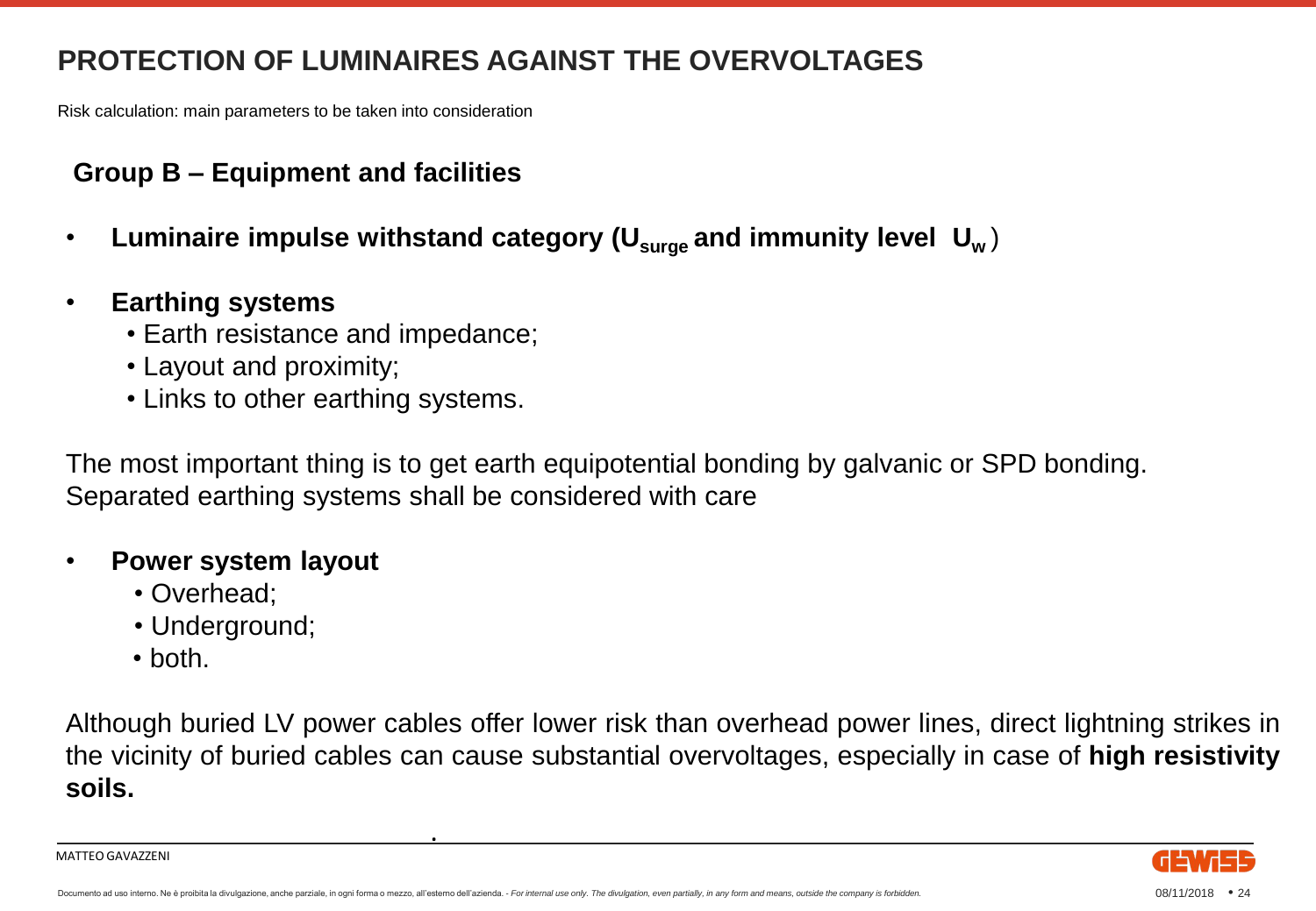# PROTECTION OF LUMINAIRES AGAINST THE OVERVOLTAGES

Risk calculation: main parameters to be taken into consideration

## Group B – Equipment and facilities

- **Luminaire impulse withstand category ($U_{surge}$ and immunity level $U_w$)**
- **Earthing systems**
  - Earth resistance and impedance;
  - Layout and proximity;
  - Links to other earthing systems.

The most important thing is to get earth equipotential bonding by galvanic or SPD bonding. Separated earthing systems shall be considered with care

- **Power system layout**
  - Overhead;
  - Underground;
  - both.

Although buried LV power cables offer lower risk than overhead power lines, direct lightning strikes in the vicinity of buried cables can cause substantial overvoltages, especially in case of **high resistivity soils.**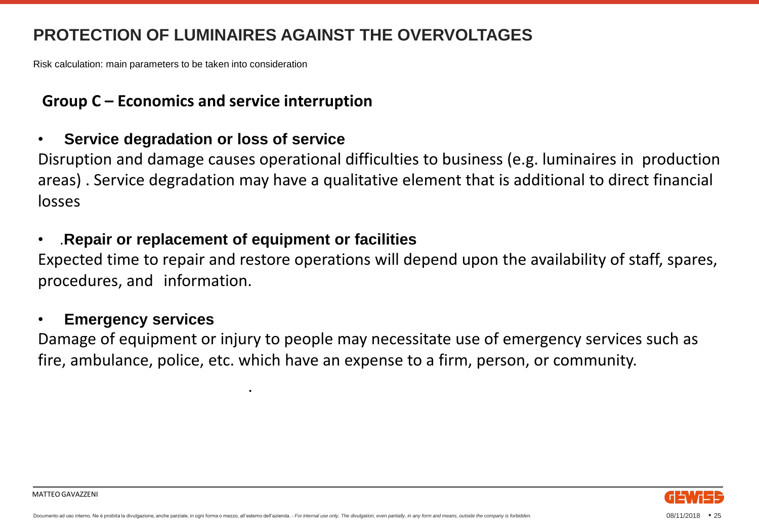# PROTECTION OF LUMINAIRES AGAINST THE OVERVOLTAGES

Risk calculation: main parameters to be taken into consideration

## Group C – Economics and service interruption

- **Service degradation or loss of service**

Disruption and damage causes operational difficulties to business (e.g. luminaires in production areas) . Service degradation may have a qualitative element that is additional to direct financial losses

- .**Repair or replacement of equipment or facilities**

Expected time to repair and restore operations will depend upon the availability of staff, spares, procedures, and information.

- **Emergency services**

Damage of equipment or injury to people may necessitate use of emergency services such as fire, ambulance, police, etc. which have an expense to a firm, person, or community.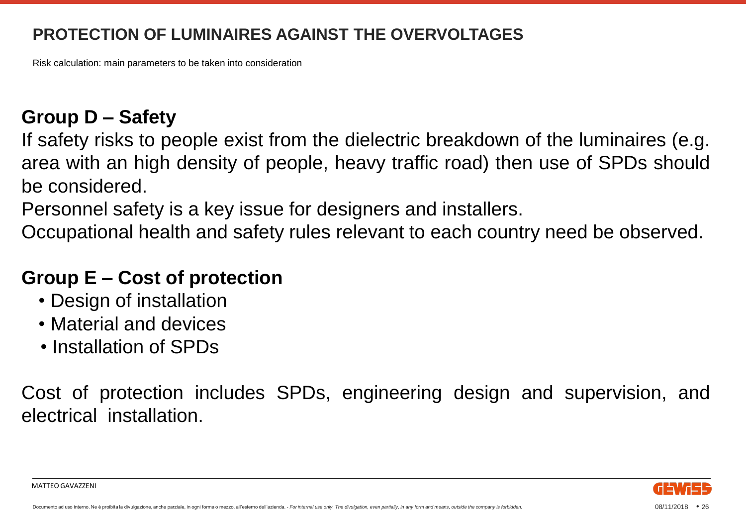# PROTECTION OF LUMINAIRES AGAINST THE OVERVOLTAGES

Risk calculation: main parameters to be taken into consideration

## Group D – Safety

If safety risks to people exist from the dielectric breakdown of the luminaires (e.g. area with an high density of people, heavy traffic road) then use of SPDs should be considered.

Personnel safety is a key issue for designers and installers.

Occupational health and safety rules relevant to each country need be observed.

## Group E – Cost of protection

- Design of installation
- Material and devices
- Installation of SPDs

Cost of protection includes SPDs, engineering design and supervision, and electrical installation.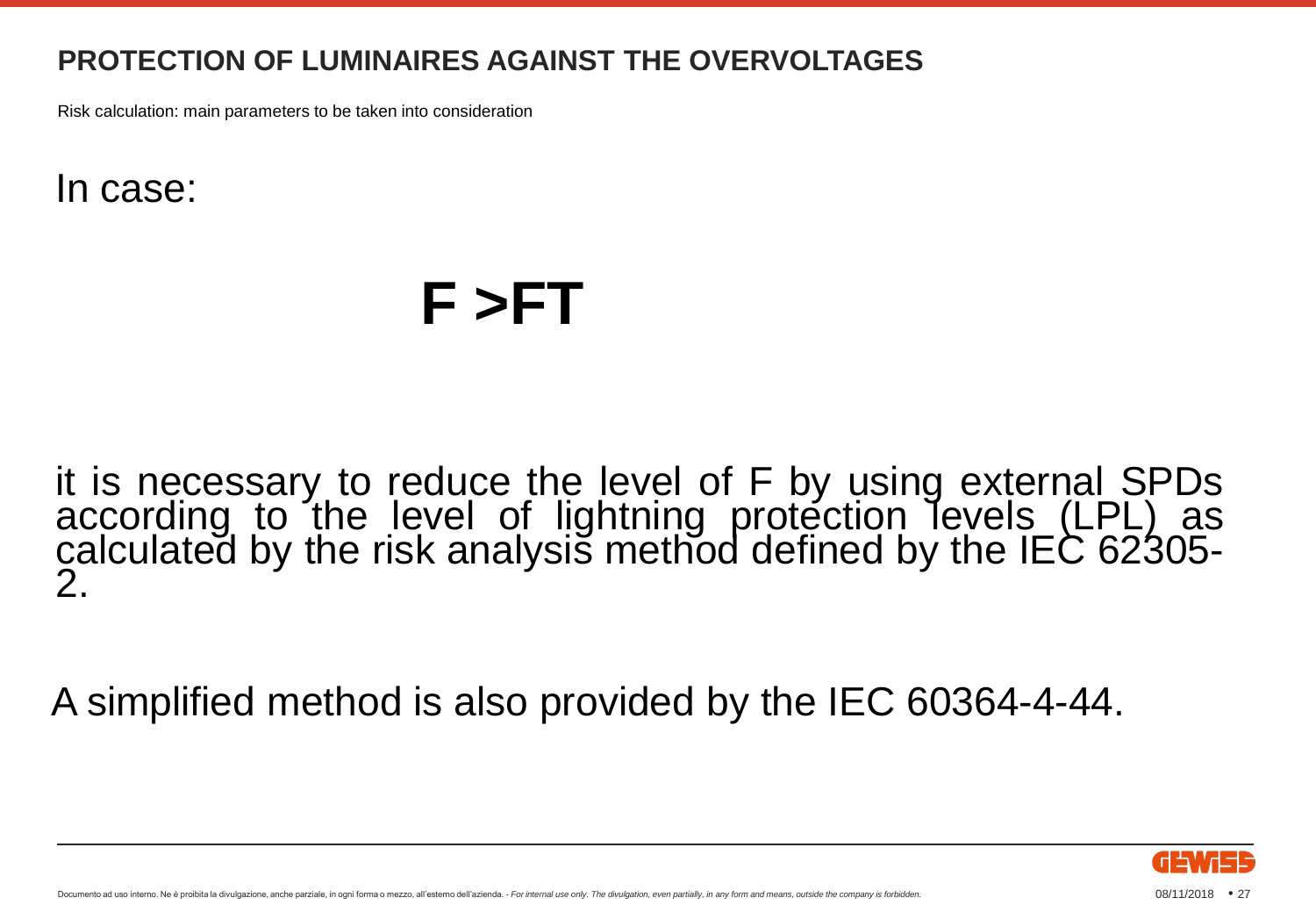## PROTECTION OF LUMINAIRES AGAINST THE OVERVOLTAGES

Risk calculation: main parameters to be taken into consideration

In case:

$$F > F_T$$

it is necessary to reduce the level of F by using external SPDs according to the level of lightning protection levels (LPL) as calculated by the risk analysis method defined by the IEC 62305-2.

A simplified method is also provided by the IEC 60364-4-44.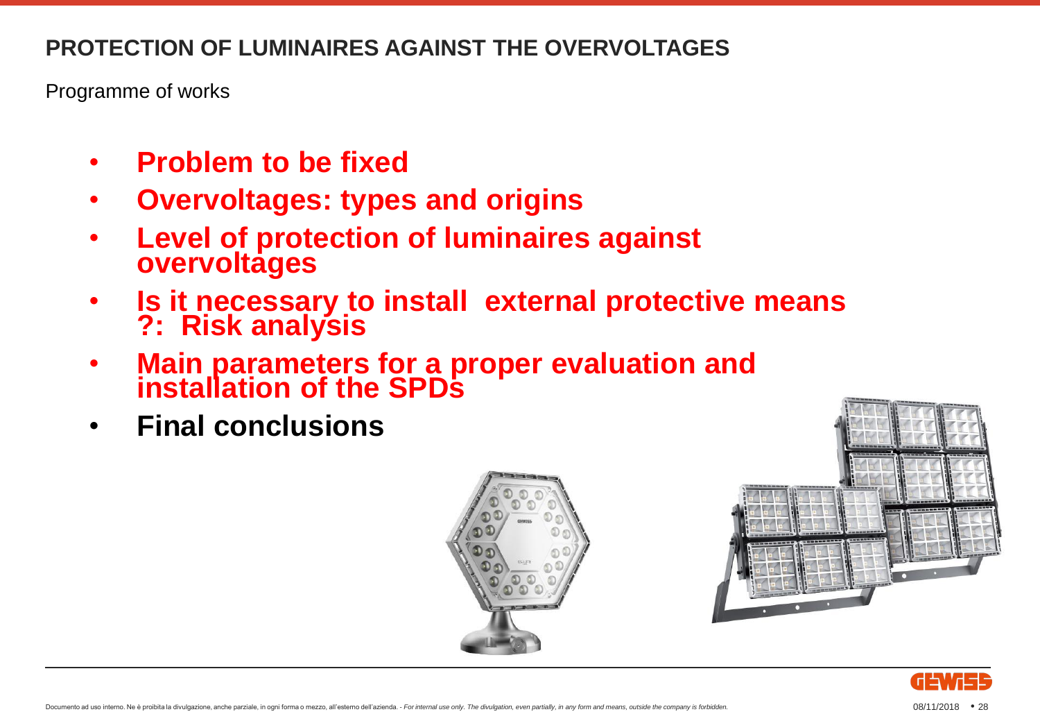## PROTECTION OF LUMINAIRES AGAINST THE OVERVOLTAGES

Programme of works

- **Problem to be fixed**
- **Overvoltages: types and origins**
- **Level of protection of luminaires against overvoltages**
- **Is it necessary to install external protective means ?: Risk analysis**
- **Main parameters for a proper evaluation and installation of the SPDs**
- **Final conclusions**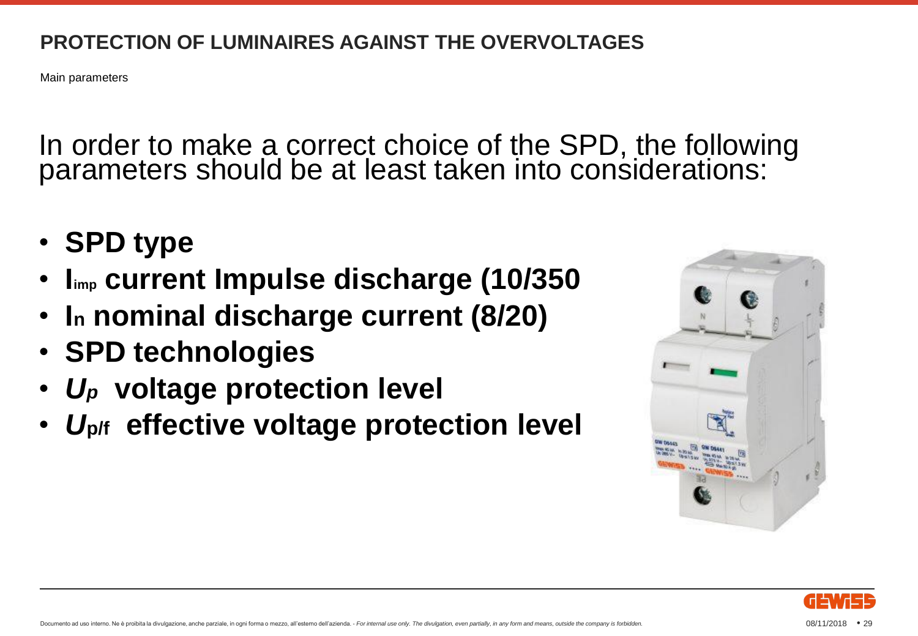# PROTECTION OF LUMINAIRES AGAINST THE OVERVOLTAGES

Main parameters

In order to make a correct choice of the SPD, the following parameters should be at least taken into considerations:

- **SPD type**
- **$I_{imp}$ current Impulse discharge (10/350**
- **$I_n$ nominal discharge current (8/20)**
- **SPD technologies**
- **$U_p$ voltage protection level**
- **$U_{p/f}$ effective voltage protection level**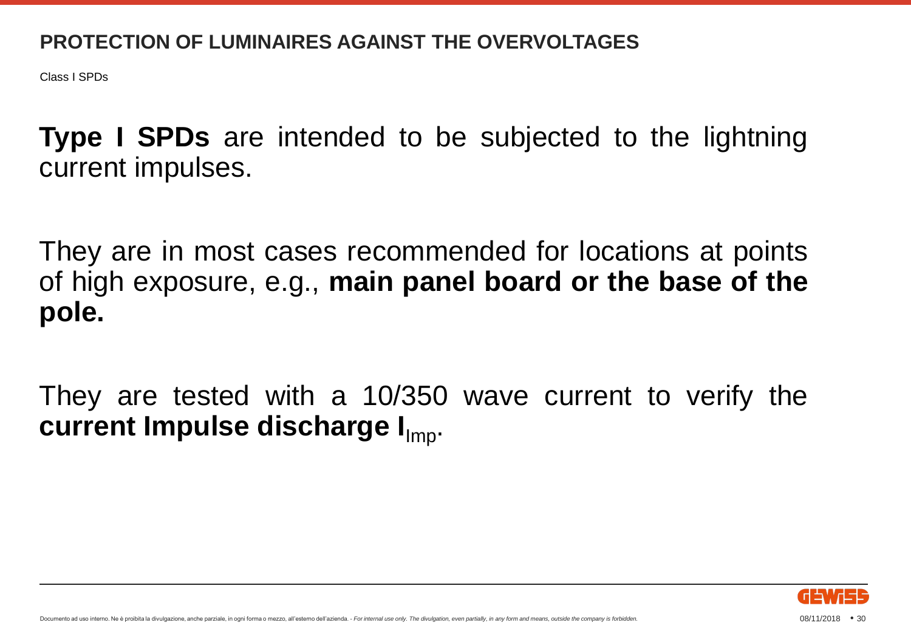## PROTECTION OF LUMINAIRES AGAINST THE OVERVOLTAGES

Class I SPDs

**Type I SPDs** are intended to be subjected to the lightning current impulses.

They are in most cases recommended for locations at points of high exposure, e.g., **main panel board or the base of the pole.**

They are tested with a 10/350 wave current to verify the **current Impulse discharge $I_{Imp}$.**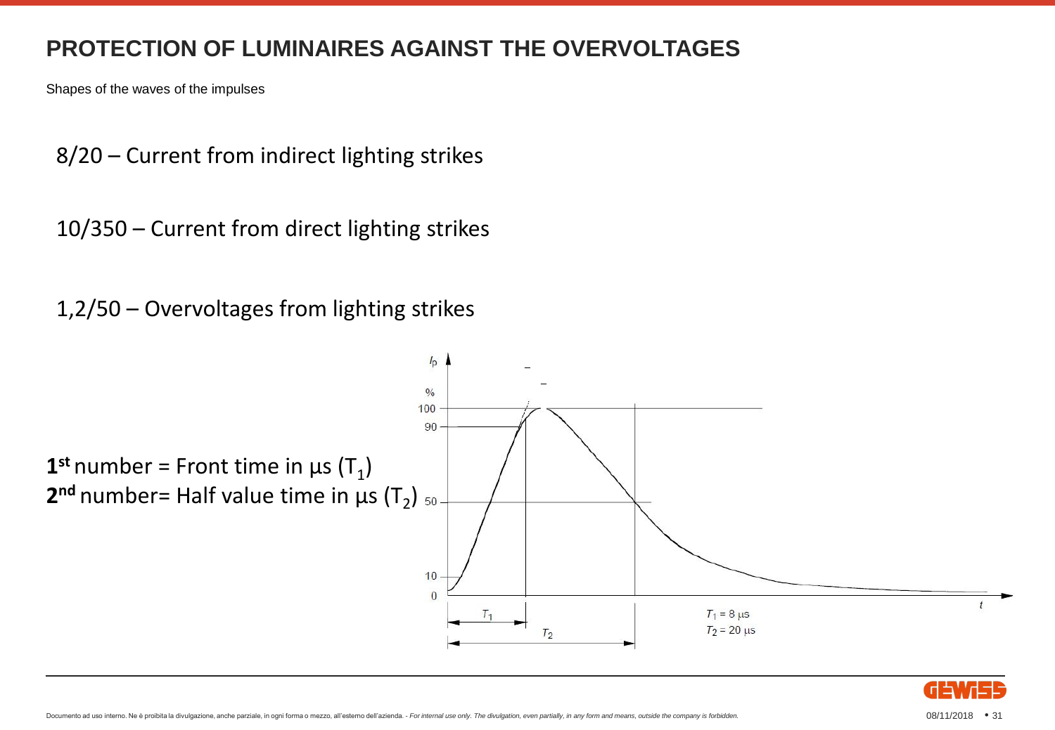# PROTECTION OF LUMINAIRES AGAINST THE OVERVOLTAGES

Shapes of the waves of the impulses

8/20 – Current from indirect lighting strikes

10/350 – Current from direct lighting strikes

1,2/50 – Overvoltages from lighting strikes

**1st** number = Front time in µs ($T_1$)
**2nd** number= Half value time in µs ($T_2$)

$T_1$ = 8 µs
$T_2$ = 20 µs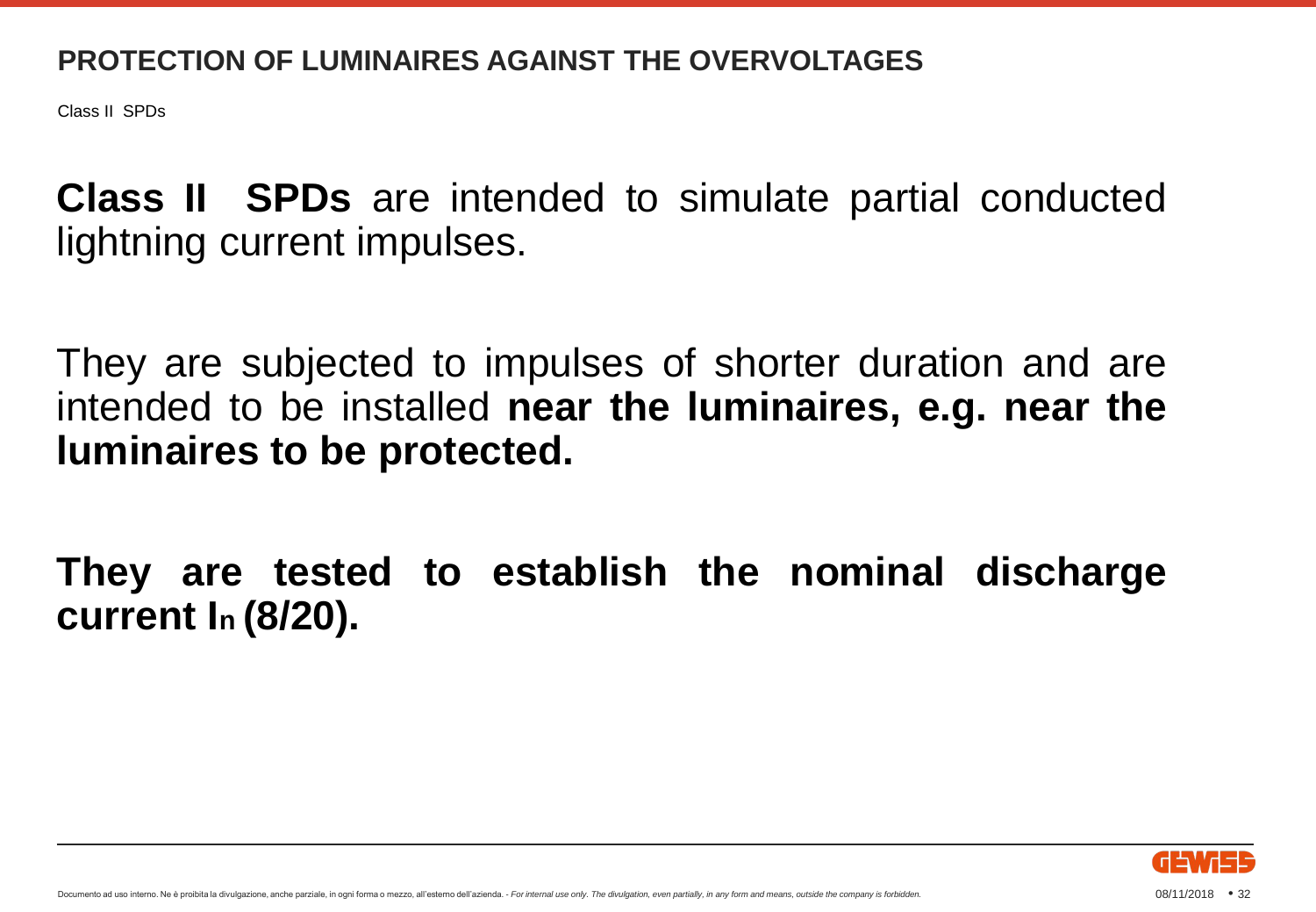# PROTECTION OF LUMINAIRES AGAINST THE OVERVOLTAGES

Class II SPDs

**Class II SPDs** are intended to simulate partial conducted lightning current impulses.

They are subjected to impulses of shorter duration and are intended to be installed **near the luminaires, e.g. near the luminaires to be protected.**

**They are tested to establish the nominal discharge current $I_n$ (8/20).**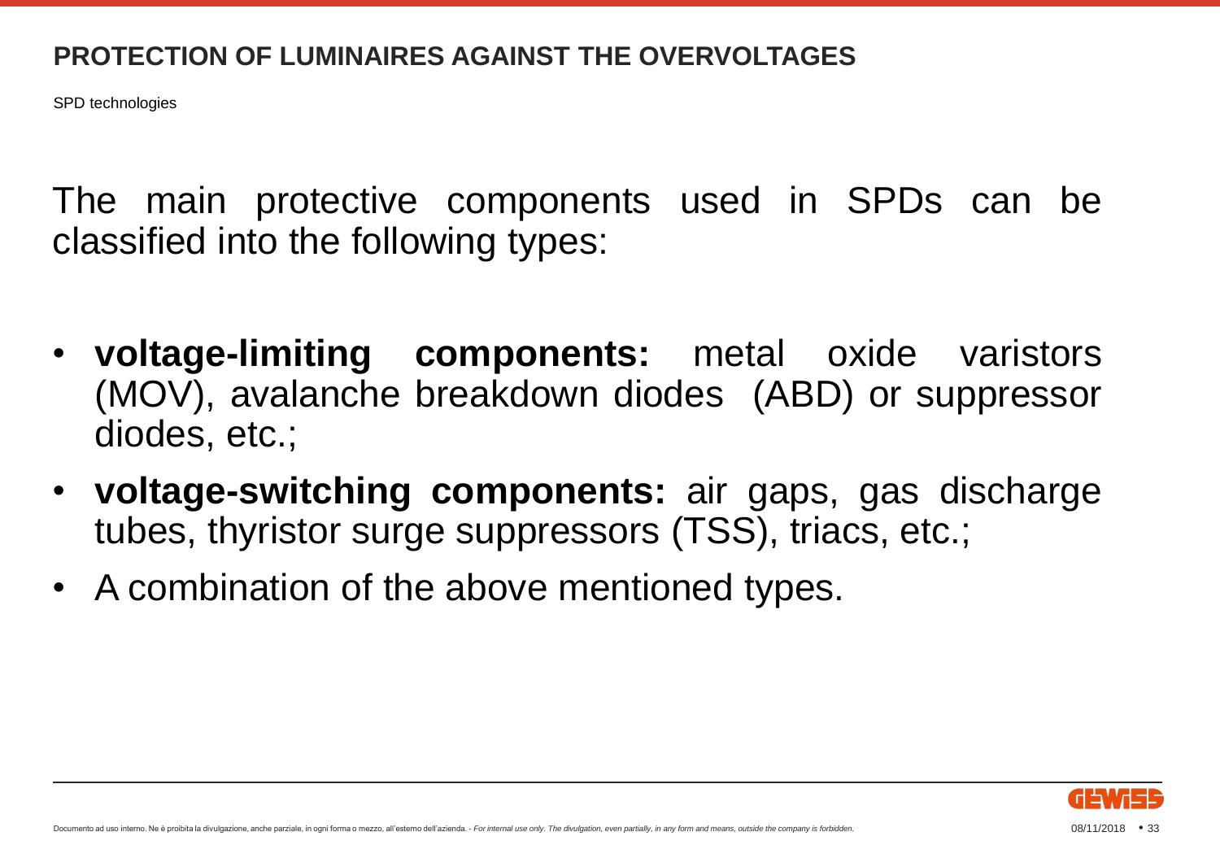## PROTECTION OF LUMINAIRES AGAINST THE OVERVOLTAGES

SPD technologies

The main protective components used in SPDs can be classified into the following types:

- **voltage-limiting components:** metal oxide varistors (MOV), avalanche breakdown diodes (ABD) or suppressor diodes, etc.;
- **voltage-switching components:** air gaps, gas discharge tubes, thyristor surge suppressors (TSS), triacs, etc.;
- A combination of the above mentioned types.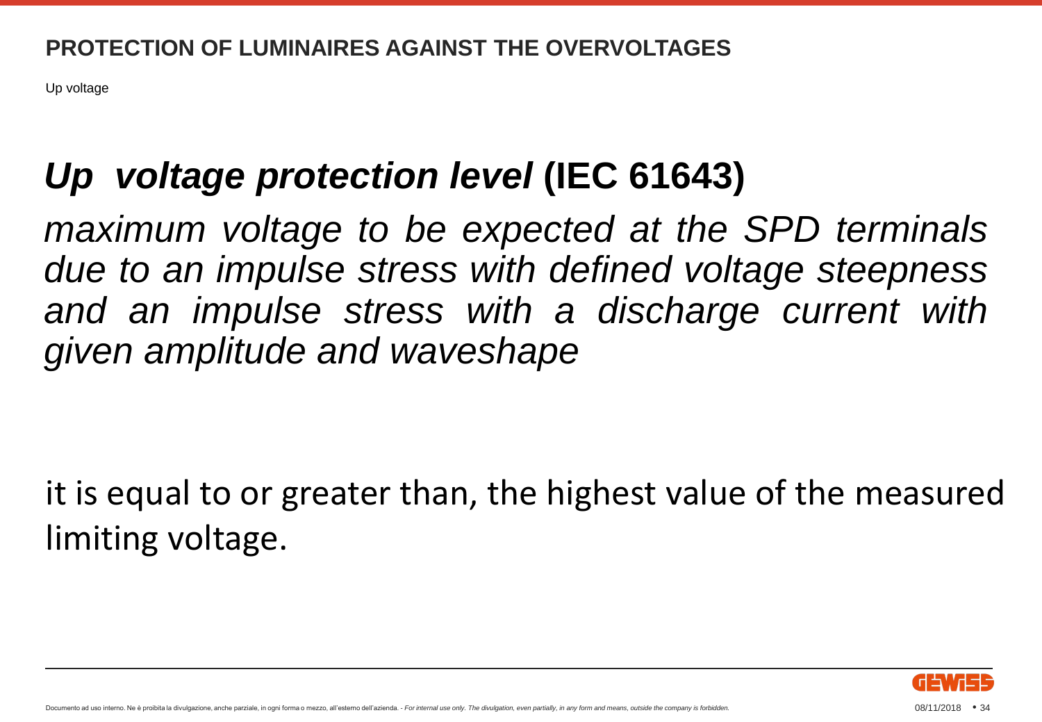## PROTECTION OF LUMINAIRES AGAINST THE OVERVOLTAGES

Up voltage

# *Up voltage protection level* (IEC 61643)

*maximum voltage to be expected at the SPD terminals due to an impulse stress with defined voltage steepness and an impulse stress with a discharge current with given amplitude and waveshape*

it is equal to or greater than, the highest value of the measured limiting voltage.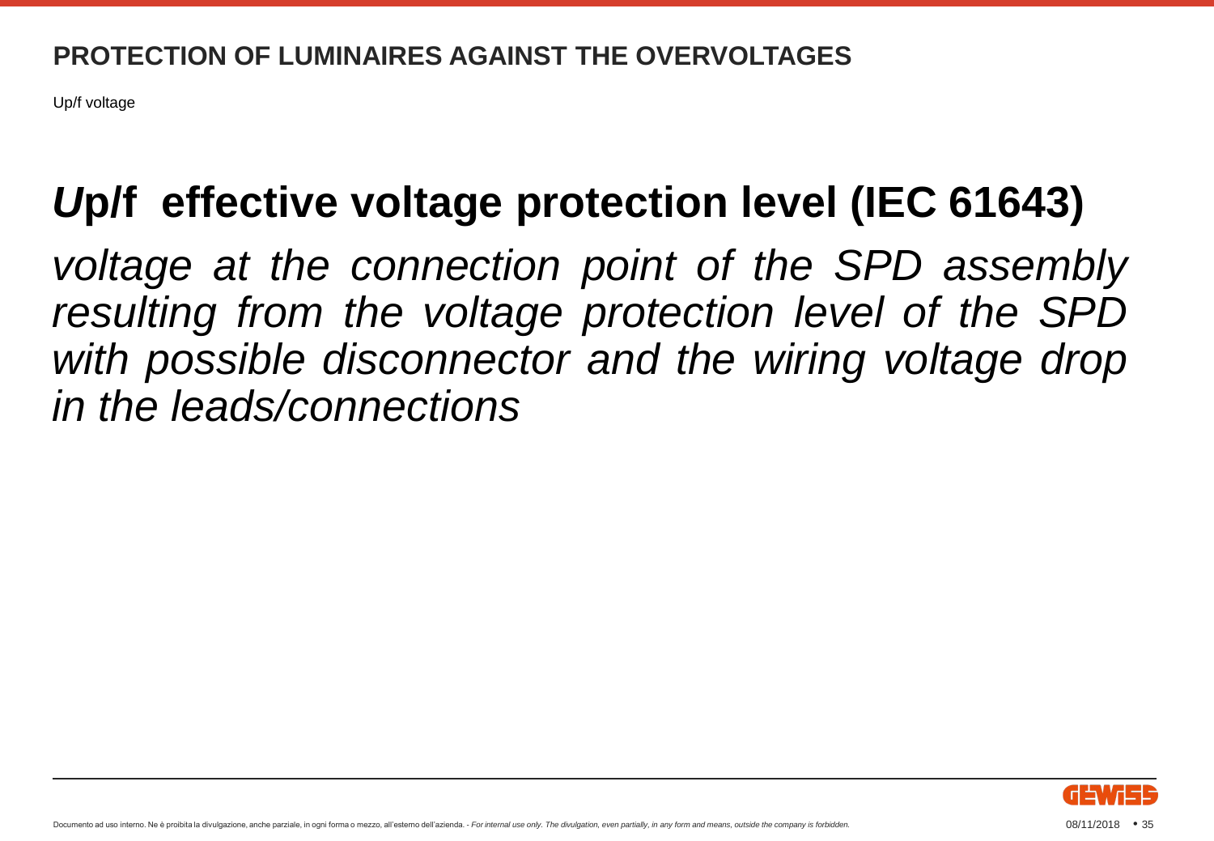Up/f voltage

# $U_{p/f}$ effective voltage protection level (IEC 61643)

*voltage at the connection point of the SPD assembly resulting from the voltage protection level of the SPD with possible disconnector and the wiring voltage drop in the leads/connections*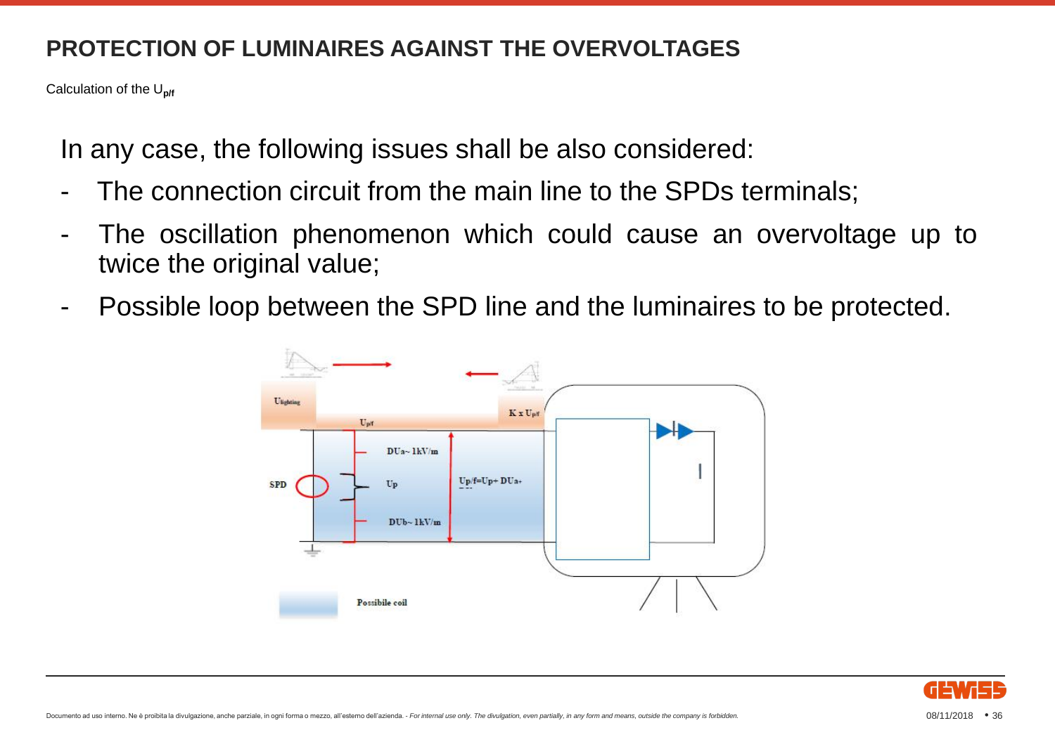## PROTECTION OF LUMINAIRES AGAINST THE OVERVOLTAGES

Calculation of the $U_{p/f}$

In any case, the following issues shall be also considered:

- The connection circuit from the main line to the SPDs terminals;
- The oscillation phenomenon which could cause an overvoltage up to twice the original value;
- Possible loop between the SPD line and the luminaires to be protected.

$U_{lighting}$

$U_{p/f}$

$K \times U_{p/f}$

SPD

$DUa \sim 1kV/m$

$Up$

$DUb \sim 1kV/m$

$Up/f = Up + DUa+$

Possibile coil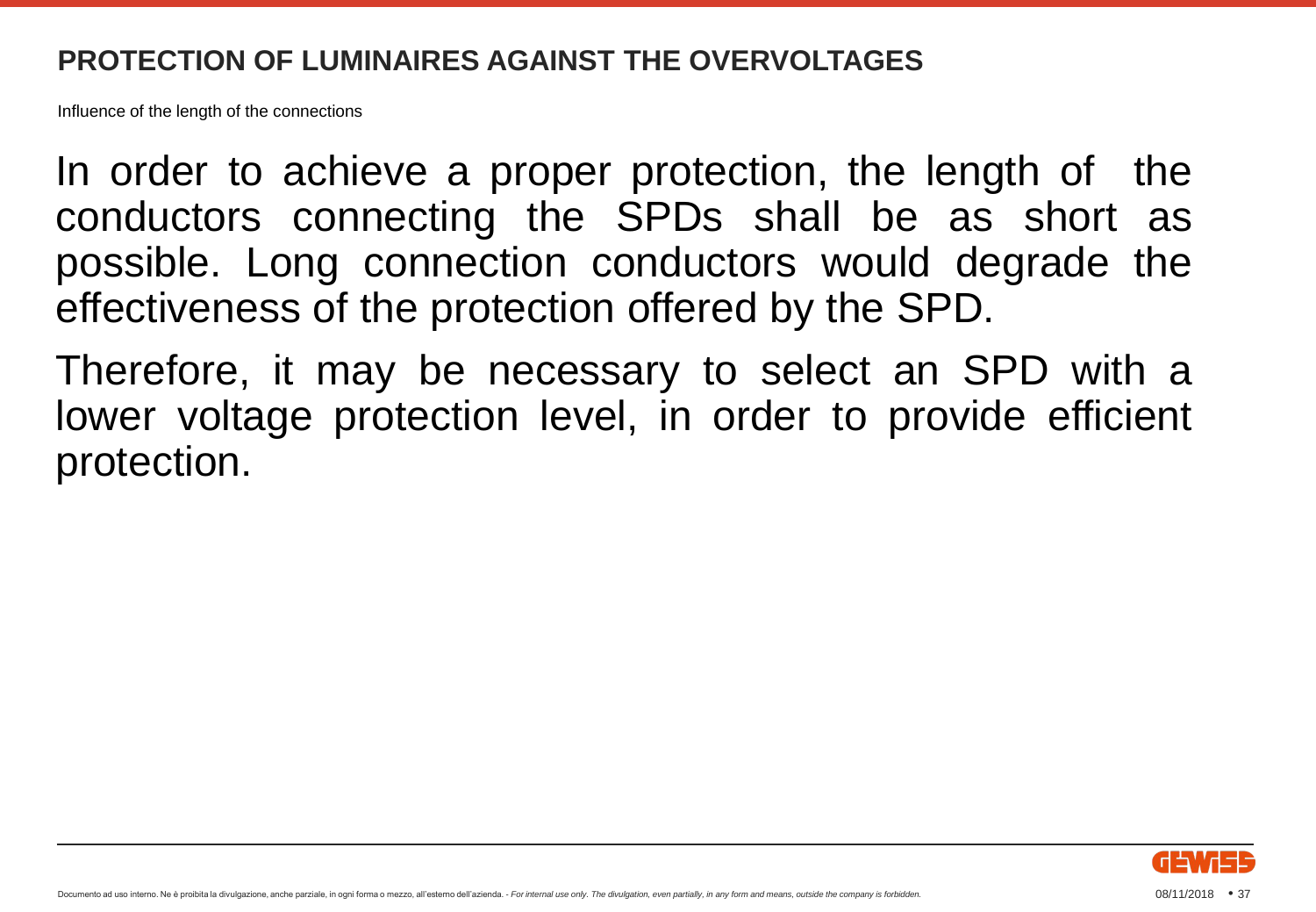## PROTECTION OF LUMINAIRES AGAINST THE OVERVOLTAGES

Influence of the length of the connections

In order to achieve a proper protection, the length of the conductors connecting the SPDs shall be as short as possible. Long connection conductors would degrade the effectiveness of the protection offered by the SPD.

Therefore, it may be necessary to select an SPD with a lower voltage protection level, in order to provide efficient protection.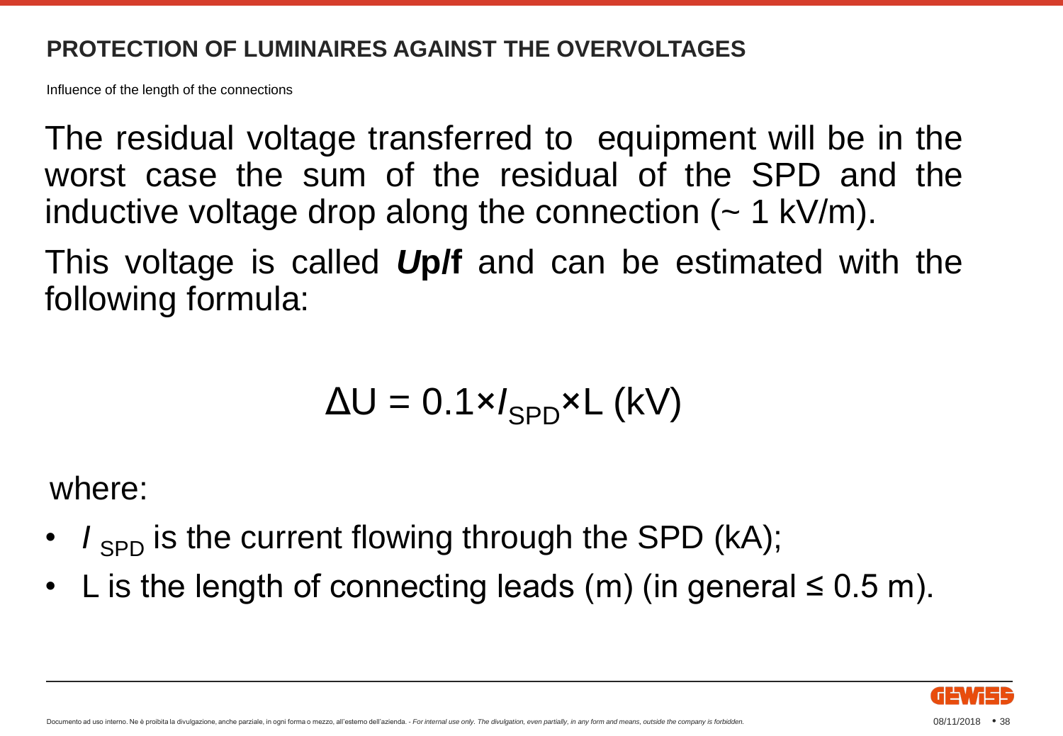## PROTECTION OF LUMINAIRES AGAINST THE OVERVOLTAGES

Influence of the length of the connections

The residual voltage transferred to equipment will be in the worst case the sum of the residual of the SPD and the inductive voltage drop along the connection (~ 1 kV/m).

This voltage is called ***U*p/f** and can be estimated with the following formula:

$$\Delta U = 0.1 \times I_{SPD} \times L \text{ (kV)}$$

where:

- $I_{SPD}$ is the current flowing through the SPD (kA);
- L is the length of connecting leads (m) (in general ≤ 0.5 m).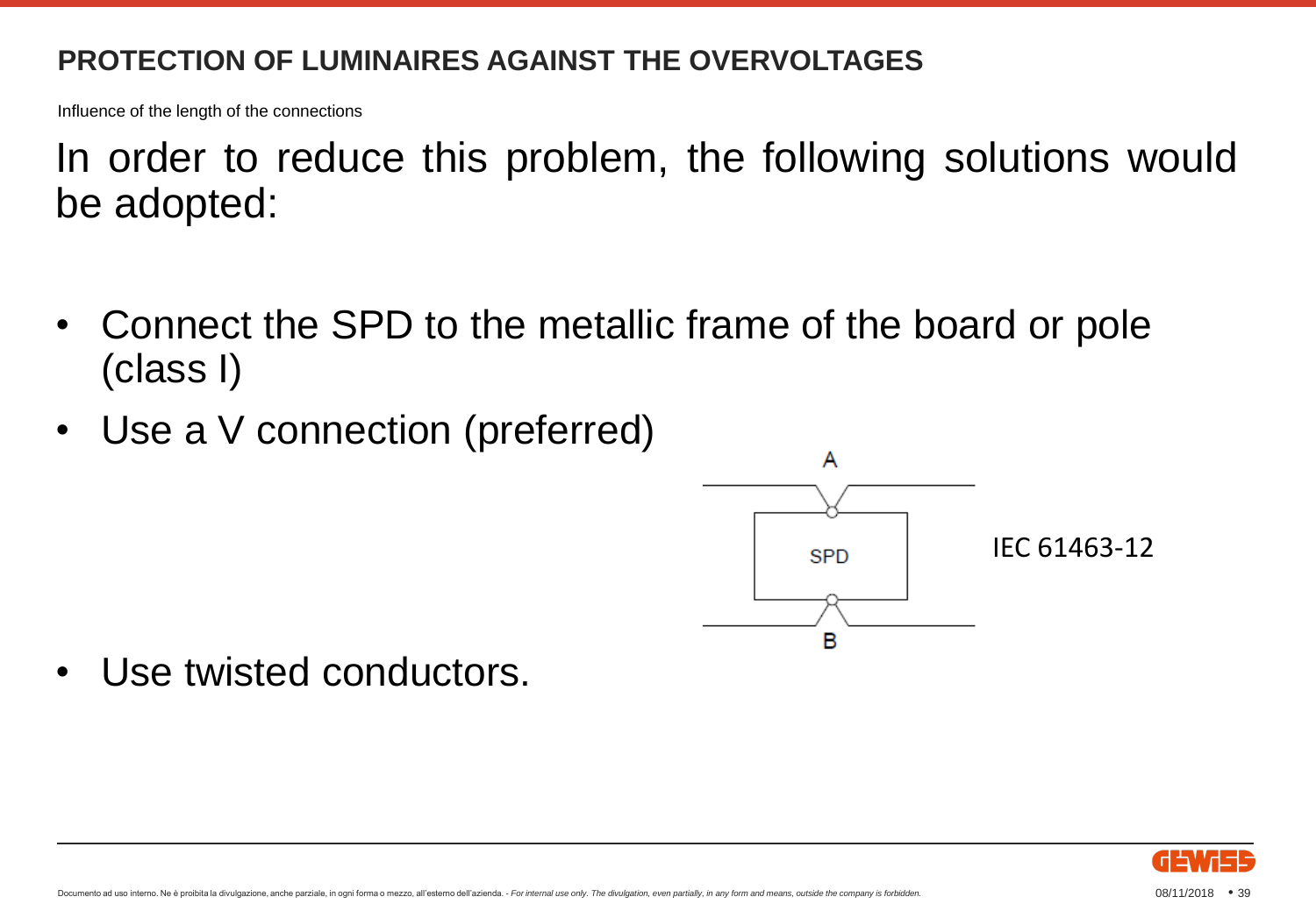## PROTECTION OF LUMINAIRES AGAINST THE OVERVOLTAGES

Influence of the length of the connections

In order to reduce this problem, the following solutions would be adopted:

- Connect the SPD to the metallic frame of the board or pole (class I)
- Use a V connection (preferred)

A

SPD

B

IEC 61463-12

- Use twisted conductors.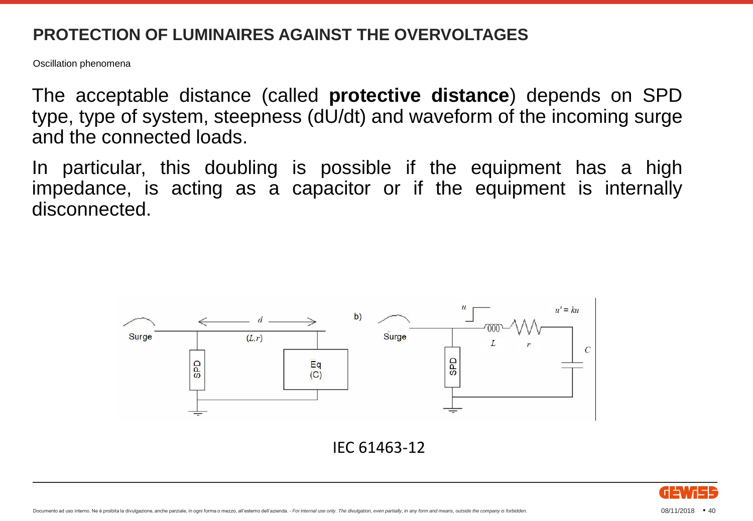## PROTECTION OF LUMINAIRES AGAINST THE OVERVOLTAGES

Oscillation phenomena

The acceptable distance (called **protective distance**) depends on SPD type, type of system, steepness (dU/dt) and waveform of the incoming surge and the connected loads.

In particular, this doubling is possible if the equipment has a high impedance, is acting as a capacitor or if the equipment is internally disconnected.

IEC 61463-12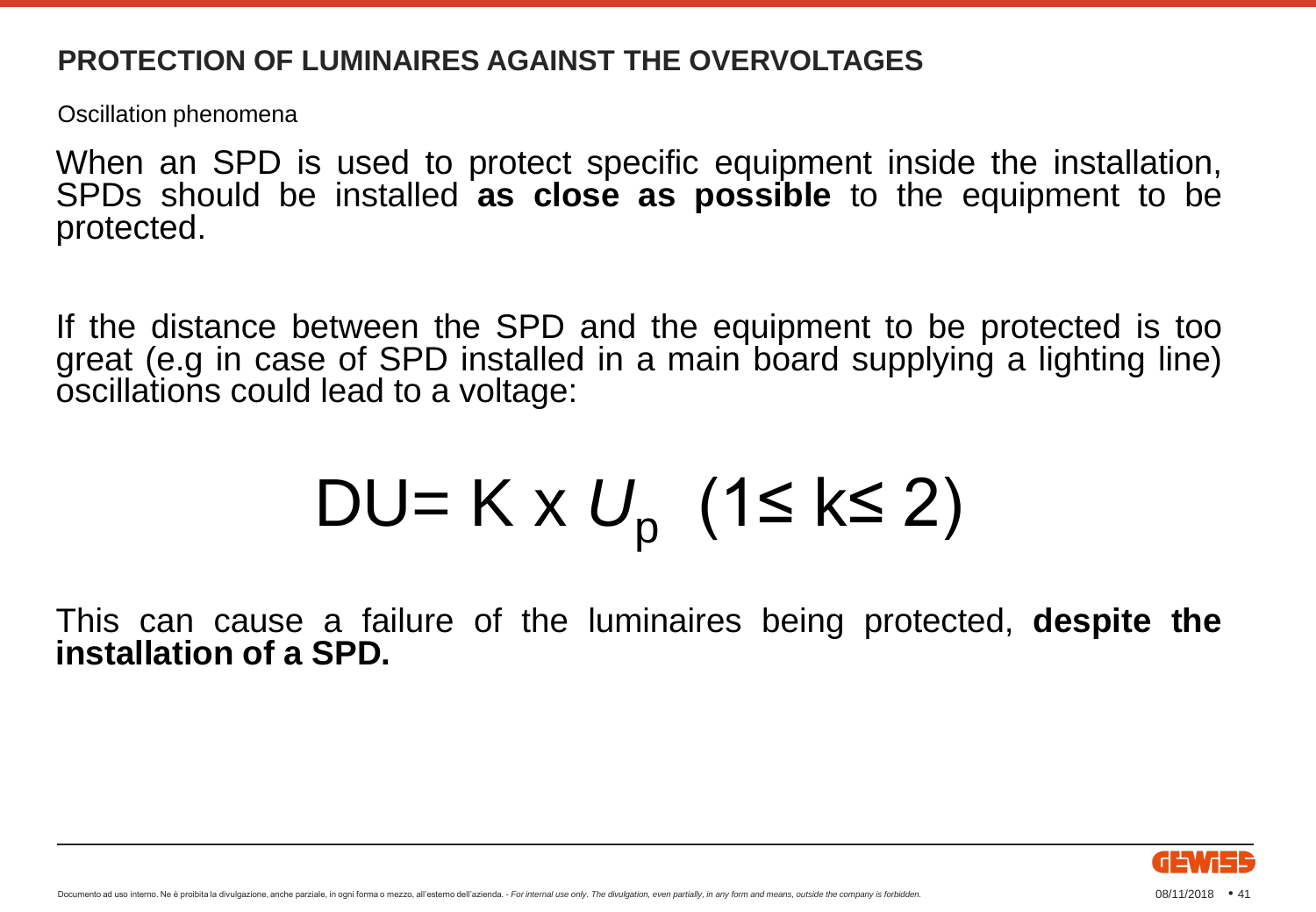## PROTECTION OF LUMINAIRES AGAINST THE OVERVOLTAGES

Oscillation phenomena

When an SPD is used to protect specific equipment inside the installation, SPDs should be installed **as close as possible** to the equipment to be protected.

If the distance between the SPD and the equipment to be protected is too great (e.g in case of SPD installed in a main board supplying a lighting line) oscillations could lead to a voltage:

$$DU = K \times U_p \quad (1 \leq k \leq 2)$$

This can cause a failure of the luminaires being protected, **despite the installation of a SPD.**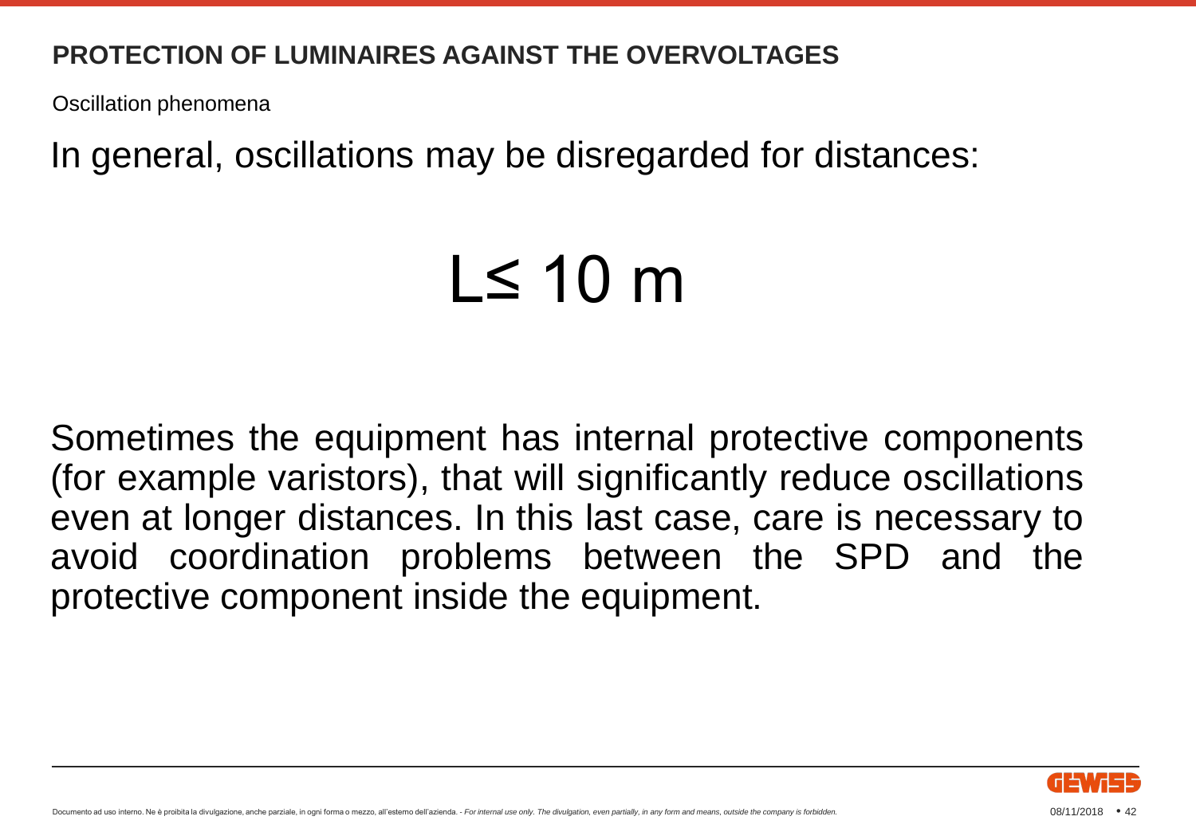# PROTECTION OF LUMINAIRES AGAINST THE OVERVOLTAGES

Oscillation phenomena

In general, oscillations may be disregarded for distances:

$$L \leq 10 \text{ m}$$

Sometimes the equipment has internal protective components (for example varistors), that will significantly reduce oscillations even at longer distances. In this last case, care is necessary to avoid coordination problems between the SPD and the protective component inside the equipment.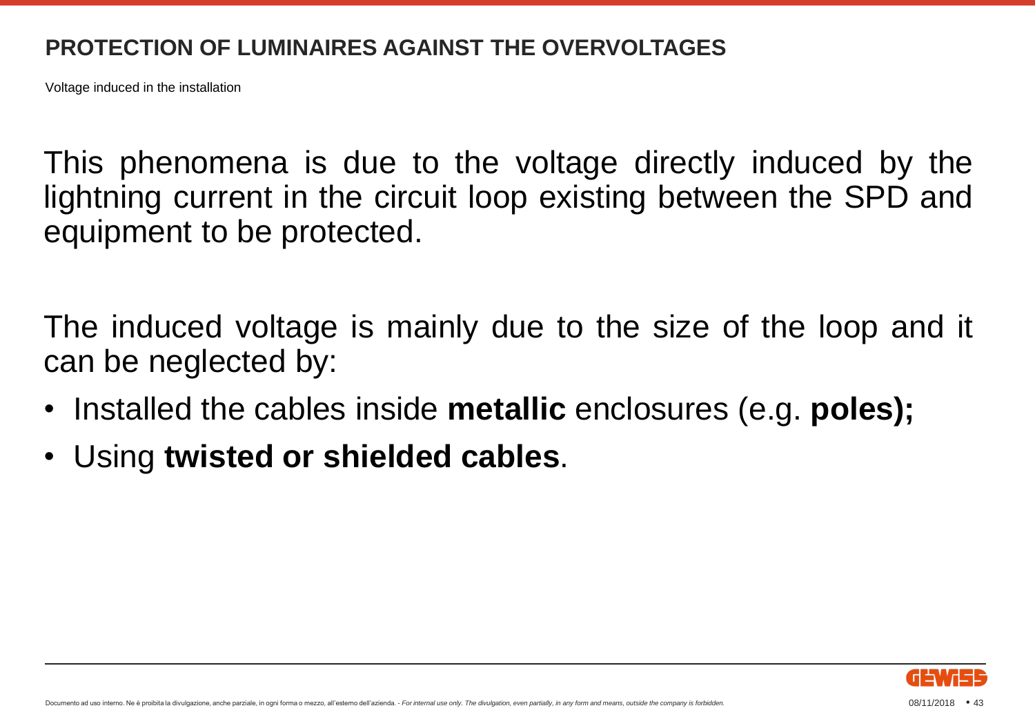## PROTECTION OF LUMINAIRES AGAINST THE OVERVOLTAGES

Voltage induced in the installation

This phenomena is due to the voltage directly induced by the lightning current in the circuit loop existing between the SPD and equipment to be protected.

The induced voltage is mainly due to the size of the loop and it can be neglected by:

- Installed the cables inside **metallic** enclosures (e.g. **poles);**
- Using **twisted or shielded cables**.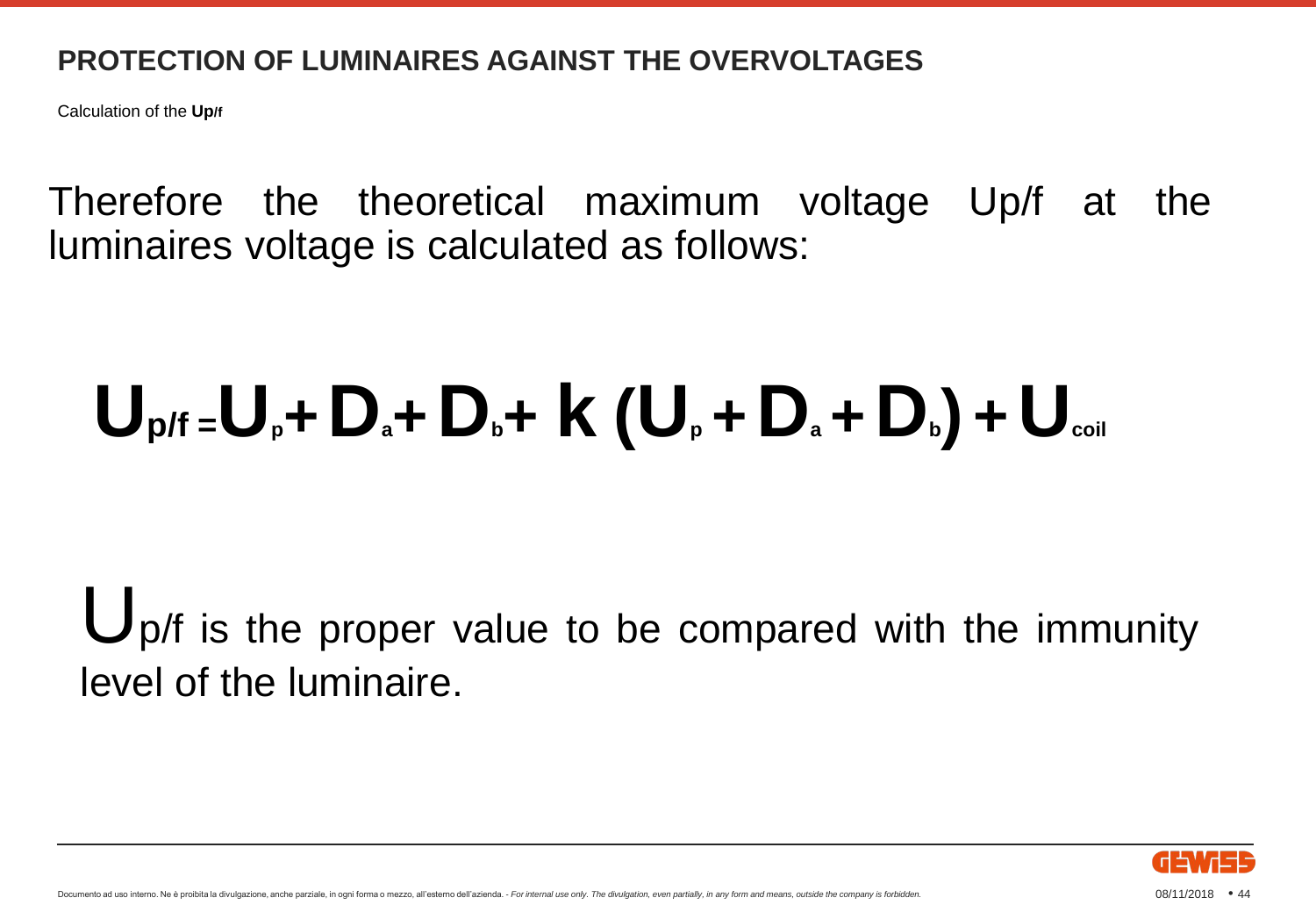## PROTECTION OF LUMINAIRES AGAINST THE OVERVOLTAGES

Calculation of the **$U_{p/f}$**

Therefore the theoretical maximum voltage Up/f at the luminaires voltage is calculated as follows:

$$U_{p/f} = U_p + D_a + D_b + k\,(U_p + D_a + D_b) + U_{coil}$$

$U_{p/f}$ is the proper value to be compared with the immunity level of the luminaire.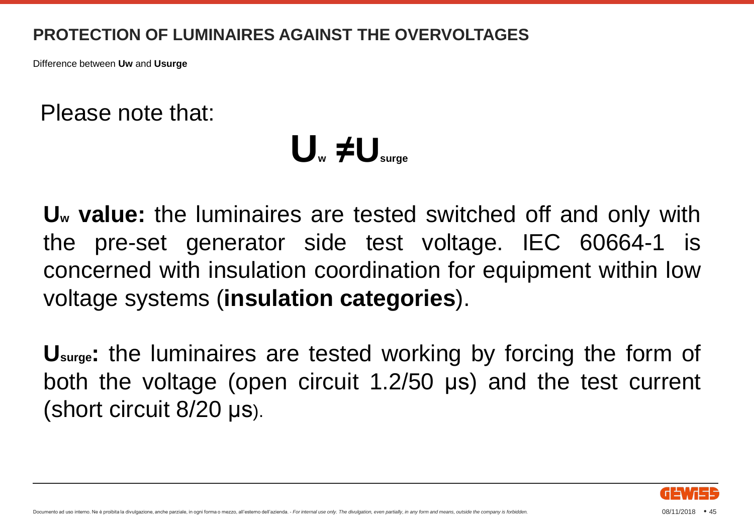# PROTECTION OF LUMINAIRES AGAINST THE OVERVOLTAGES

Difference between **Uw** and **Usurge**

Please note that:

$$U_w \neq U_{surge}$$

$U_w$ **value:** the luminaires are tested switched off and only with the pre-set generator side test voltage. IEC 60664-1 is concerned with insulation coordination for equipment within low voltage systems (**insulation categories**).

$U_{surge}$**:** the luminaires are tested working by forcing the form of both the voltage (open circuit 1.2/50 µs) and the test current (short circuit 8/20 µs).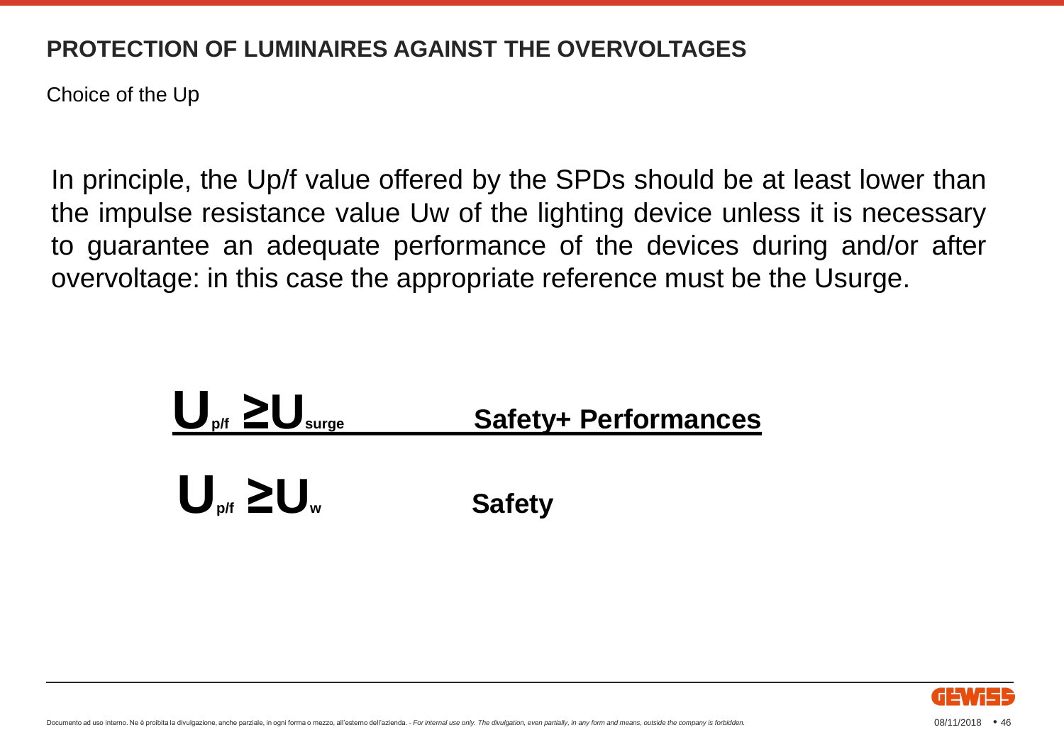## PROTECTION OF LUMINAIRES AGAINST THE OVERVOLTAGES

Choice of the Up

In principle, the Up/f value offered by the SPDs should be at least lower than the impulse resistance value Uw of the lighting device unless it is necessary to guarantee an adequate performance of the devices during and/or after overvoltage: in this case the appropriate reference must be the Usurge.

$U_{p/f} \geq U_{surge}$ — **Safety+ Performances**

$U_{p/f} \geq U_{w}$ — **Safety**

Documento ad uso interno. Ne è proibita la divulgazione, anche parziale, in ogni forma o mezzo, all'esterno dell'azienda. - *For internal use only. The divulgation, even partially, in any form and means, outside the company is forbidden.*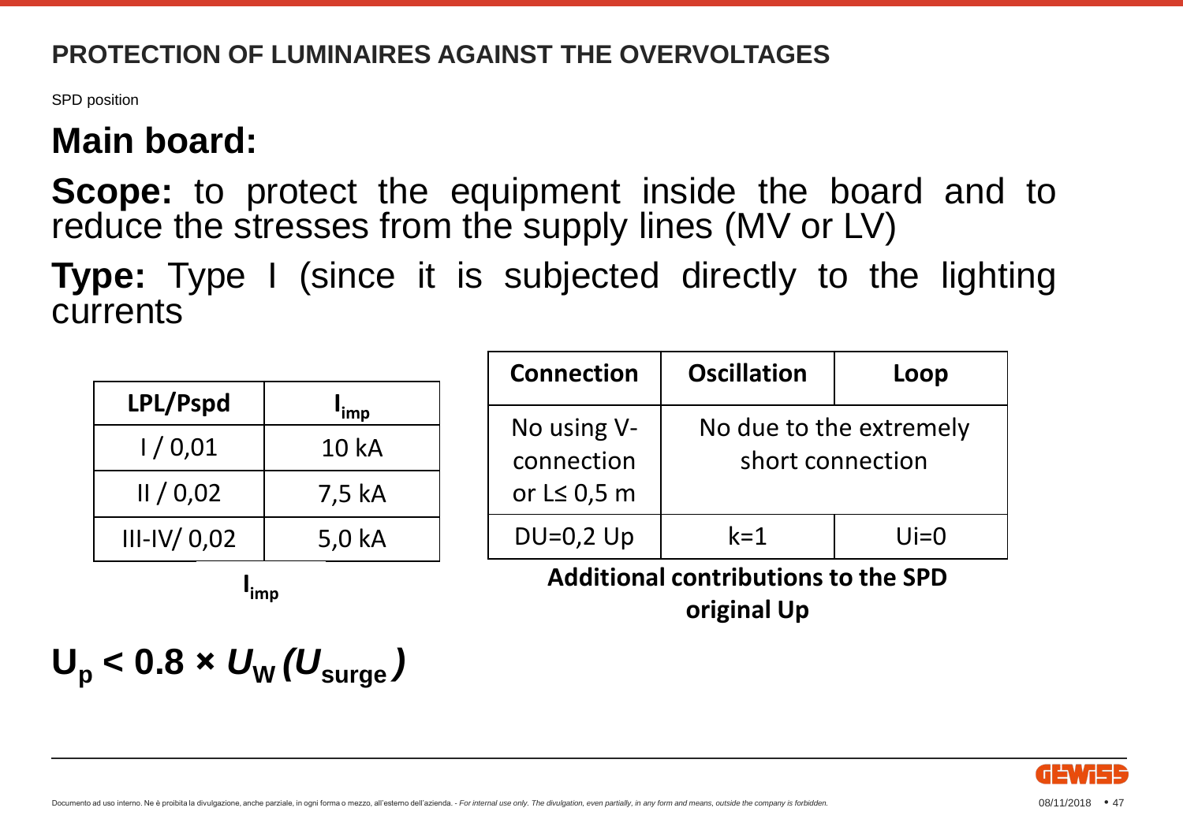## PROTECTION OF LUMINAIRES AGAINST THE OVERVOLTAGES

SPD position

# Main board:

**Scope:** to protect the equipment inside the board and to reduce the stresses from the supply lines (MV or LV)

**Type:** Type I (since it is subjected directly to the lighting currents

| LPL/Pspd | $I_{imp}$ |
|---|---|
| I / 0,01 | 10 kA |
| II / 0,02 | 7,5 kA |
| III-IV/ 0,02 | 5,0 kA |

$I_{imp}$

| Connection | Oscillation | Loop |
|---|---|---|
| No using V-connection or L≤ 0,5 m | No due to the extremely short connection | |
| DU=0,2 Up | k=1 | Ui=0 |

**Additional contributions to the SPD original Up**

$$U_p < 0.8 \times U_W\,(U_{surge})$$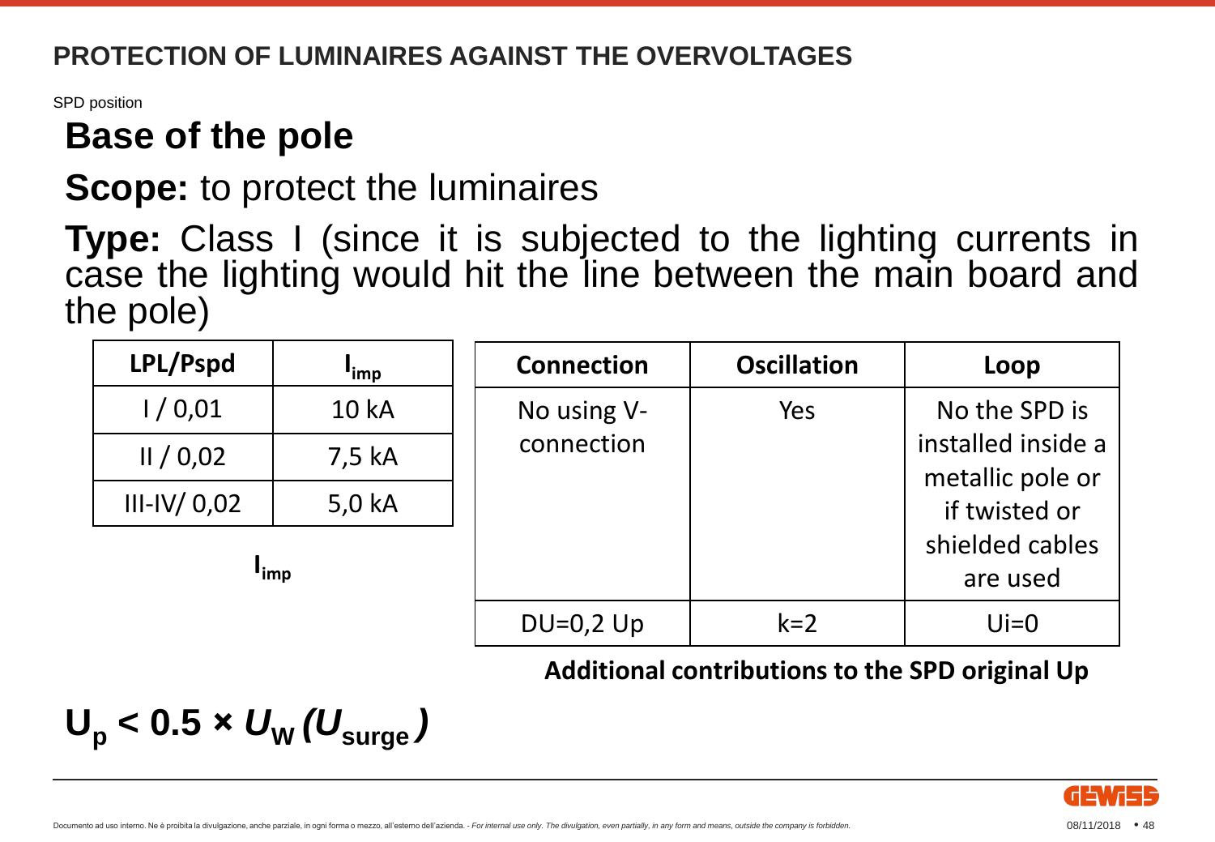## PROTECTION OF LUMINAIRES AGAINST THE OVERVOLTAGES

SPD position

# Base of the pole

**Scope:** to protect the luminaires

**Type:** Class I (since it is subjected to the lighting currents in case the lighting would hit the line between the main board and the pole)

| LPL/Pspd | $I_{imp}$ |
|---|---|
| I / 0,01 | 10 kA |
| II / 0,02 | 7,5 kA |
| III-IV/ 0,02 | 5,0 kA |

$I_{imp}$

| Connection | Oscillation | Loop |
|---|---|---|
| No using V-connection | Yes | No the SPD is installed inside a metallic pole or if twisted or shielded cables are used |
| DU=0,2 Up | k=2 | Ui=0 |

**Additional contributions to the SPD original Up**

$$U_p < 0.5 \times U_W (U_{surge})$$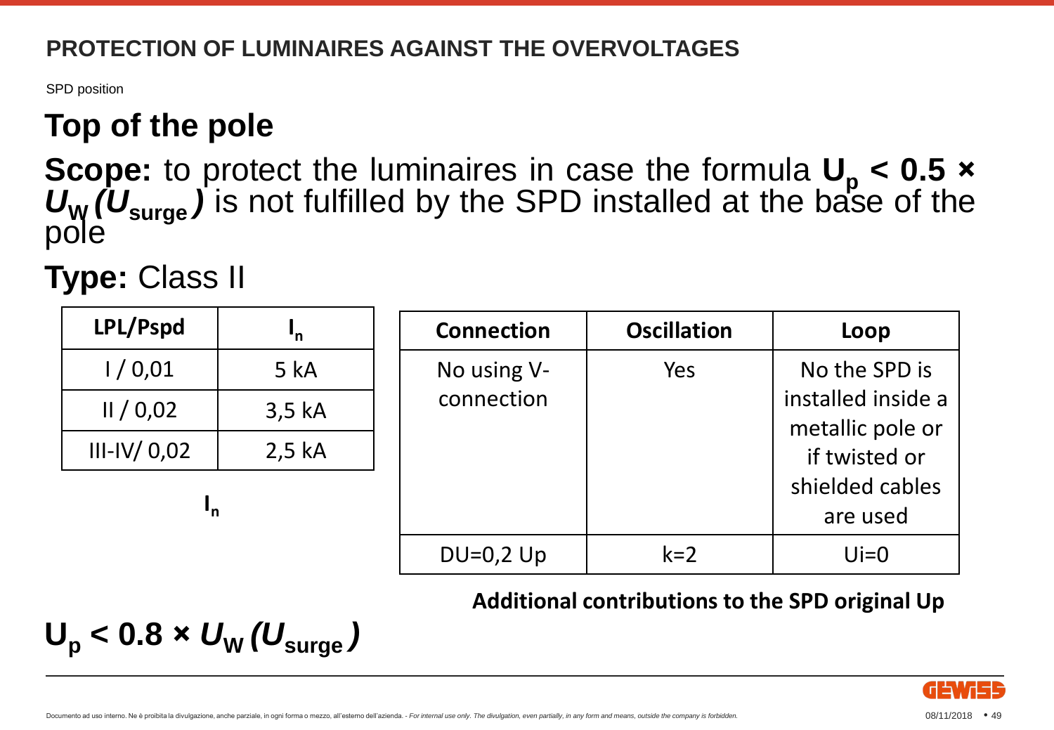## PROTECTION OF LUMINAIRES AGAINST THE OVERVOLTAGES

SPD position

# Top of the pole

**Scope:** to protect the luminaires in case the formula $U_p < 0.5 \times U_W (U_{surge})$ is not fulfilled by the SPD installed at the base of the pole

**Type:** Class II

| LPL/Pspd | $I_n$ |
|---|---|
| I / 0,01 | 5 kA |
| II / 0,02 | 3,5 kA |
| III-IV/ 0,02 | 2,5 kA |

$I_n$

| Connection | Oscillation | Loop |
|---|---|---|
| No using V-connection | Yes | No the SPD is installed inside a metallic pole or if twisted or shielded cables are used |
| DU=0,2 Up | k=2 | Ui=0 |

**Additional contributions to the SPD original Up**

$$U_p < 0.8 \times U_W (U_{surge})$$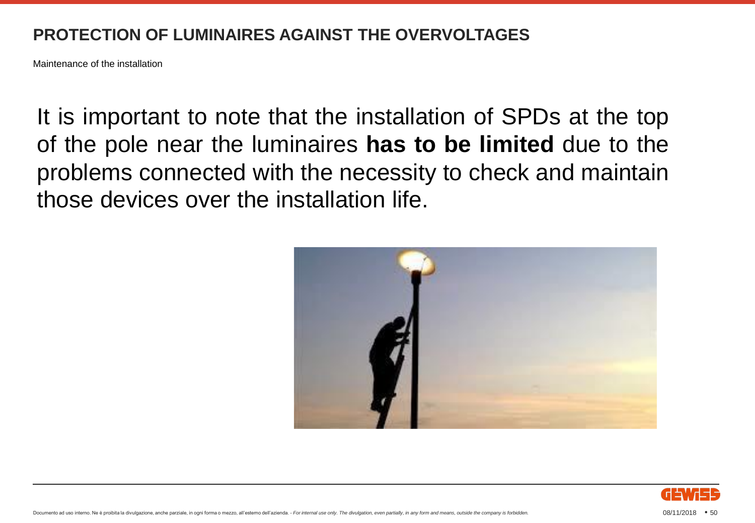# PROTECTION OF LUMINAIRES AGAINST THE OVERVOLTAGES

Maintenance of the installation

It is important to note that the installation of SPDs at the top of the pole near the luminaires **has to be limited** due to the problems connected with the necessity to check and maintain those devices over the installation life.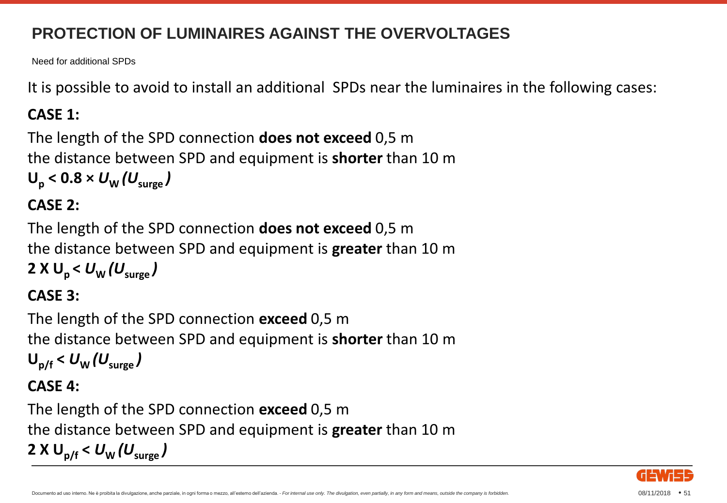## PROTECTION OF LUMINAIRES AGAINST THE OVERVOLTAGES

Need for additional SPDs

It is possible to avoid to install an additional SPDs near the luminaires in the following cases:

**CASE 1:**

The length of the SPD connection **does not exceed** 0,5 m

the distance between SPD and equipment is **shorter** than 10 m

$\mathbf{U_p < 0.8 \times \mathit{U}_W \, (\mathit{U}_{surge})}$

**CASE 2:**

The length of the SPD connection **does not exceed** 0,5 m

the distance between SPD and equipment is **greater** than 10 m

$\mathbf{2 \text{ X } U_p < \mathit{U}_W \, (\mathit{U}_{surge})}$

**CASE 3:**

The length of the SPD connection **exceed** 0,5 m

the distance between SPD and equipment is **shorter** than 10 m

$\mathbf{U_{p/f} < \mathit{U}_W \, (\mathit{U}_{surge})}$

**CASE 4:**

The length of the SPD connection **exceed** 0,5 m

the distance between SPD and equipment is **greater** than 10 m

$\mathbf{2 \text{ X } U_{p/f} < \mathit{U}_W \, (\mathit{U}_{surge})}$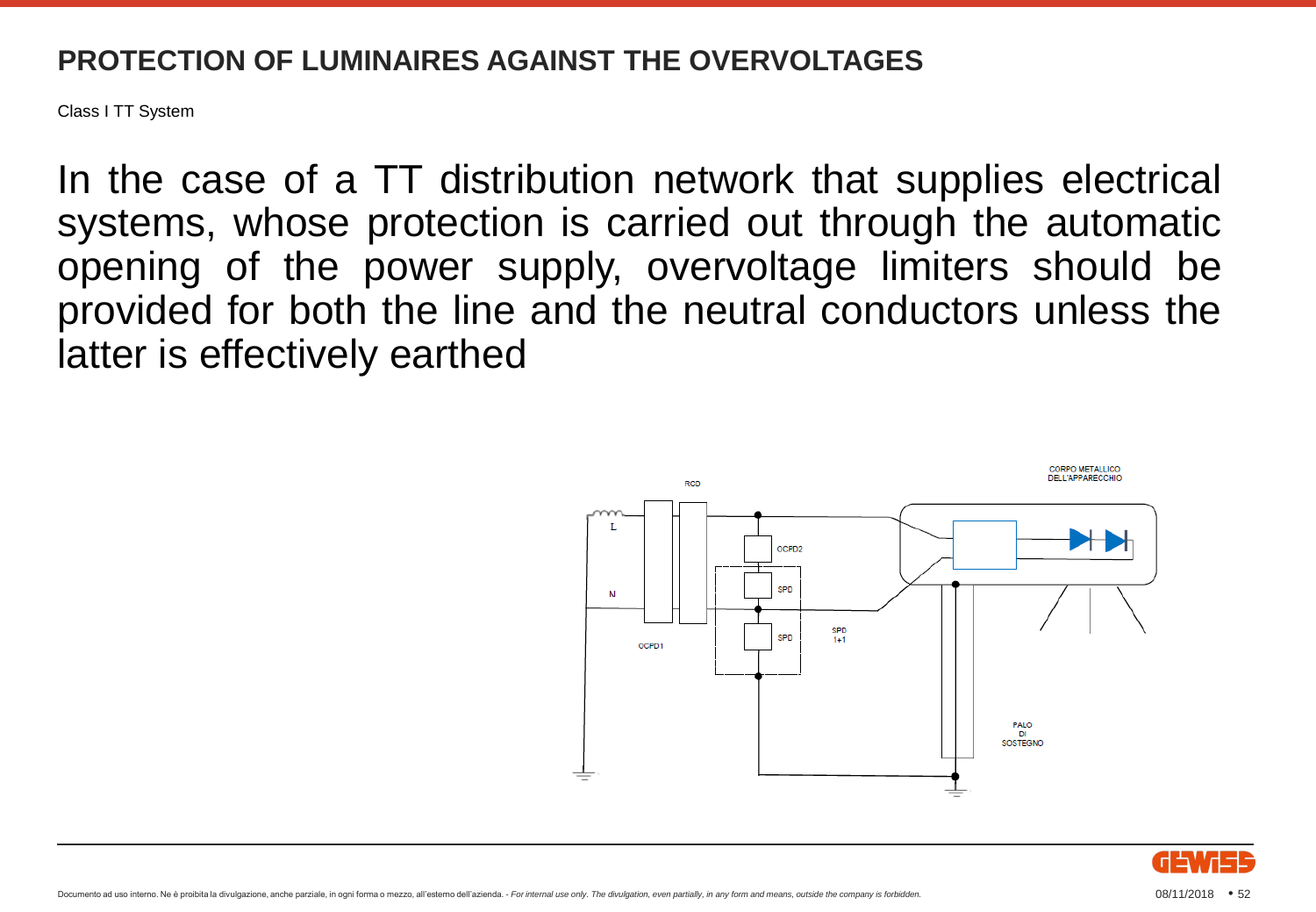# PROTECTION OF LUMINAIRES AGAINST THE OVERVOLTAGES

Class I TT System

In the case of a TT distribution network that supplies electrical systems, whose protection is carried out through the automatic opening of the power supply, overvoltage limiters should be provided for both the line and the neutral conductors unless the latter is effectively earthed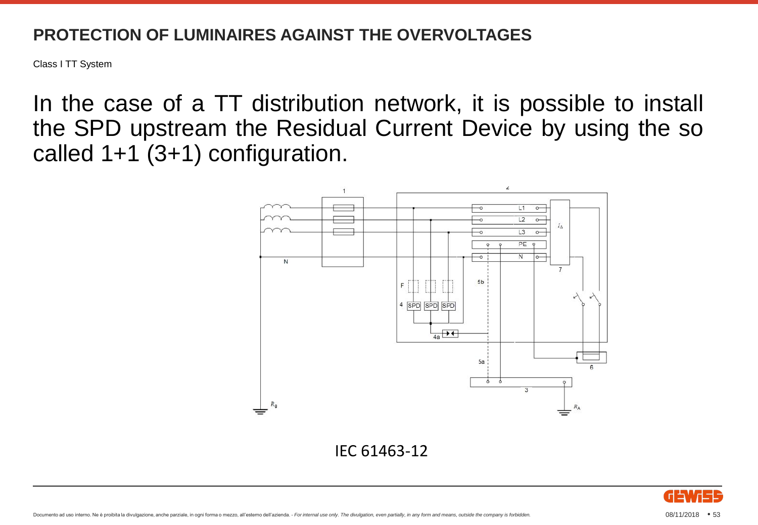# PROTECTION OF LUMINAIRES AGAINST THE OVERVOLTAGES

Class I TT System

In the case of a TT distribution network, it is possible to install the SPD upstream the Residual Current Device by using the so called 1+1 (3+1) configuration.

IEC 61463-12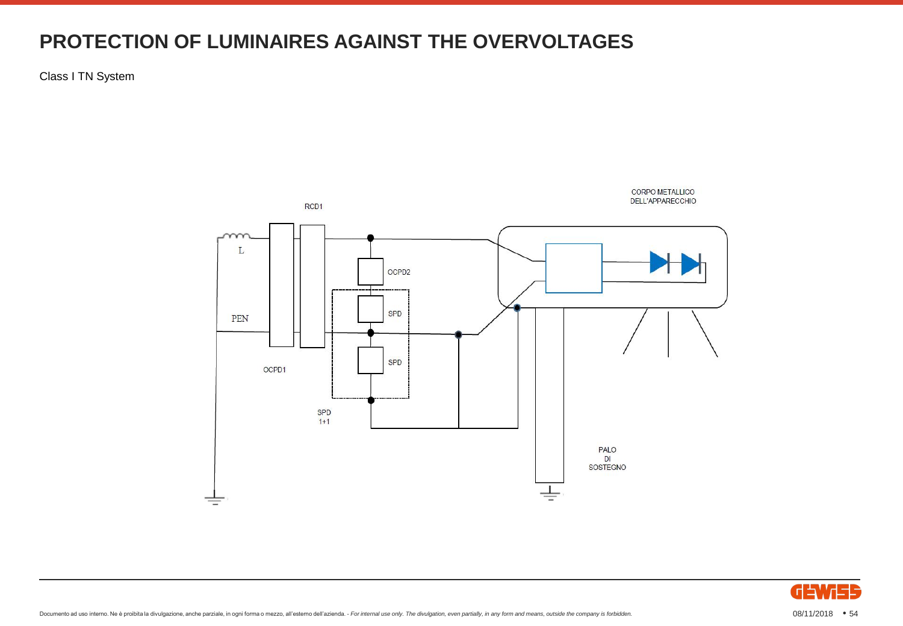# PROTECTION OF LUMINAIRES AGAINST THE OVERVOLTAGES

Class I TN System

RCD1

CORPO METALLICO DELL'APPARECCHIO

L

OCPD2

SPD

PEN

SPD

OCPD1

SPD 1+1

PALO DI SOSTEGNO

Documento ad uso interno. Ne è proibita la divulgazione, anche parziale, in ogni forma o mezzo, all'esterno dell'azienda. - *For internal use only. The divulgation, even partially, in any form and means, outside the company is forbidden.*

08/11/2018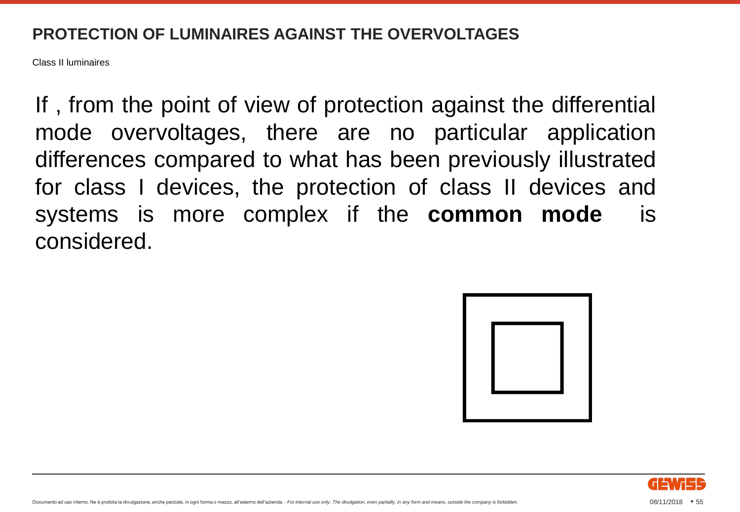# PROTECTION OF LUMINAIRES AGAINST THE OVERVOLTAGES

Class II luminaires

If , from the point of view of protection against the differential mode overvoltages, there are no particular application differences compared to what has been previously illustrated for class I devices, the protection of class II devices and systems is more complex if the **common mode** is considered.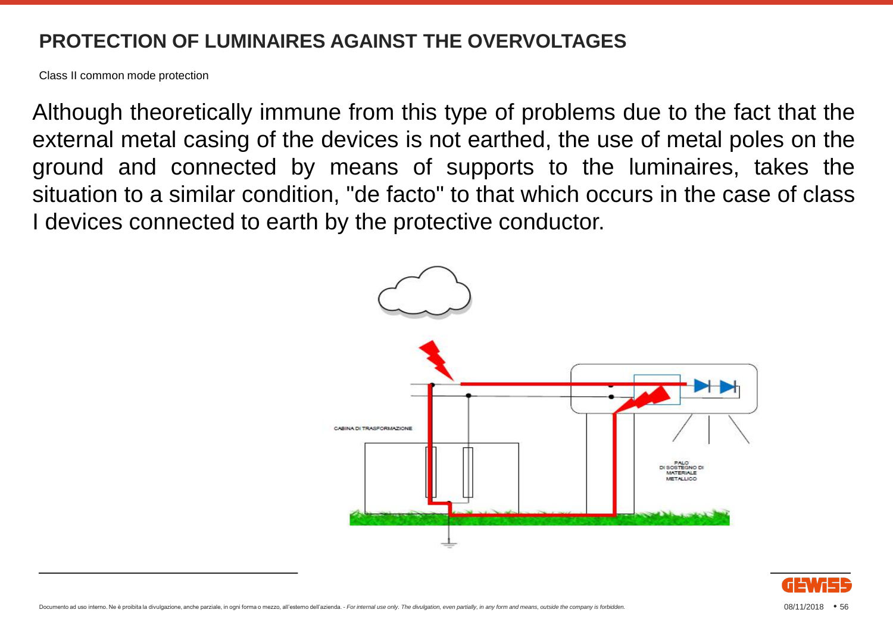# PROTECTION OF LUMINAIRES AGAINST THE OVERVOLTAGES

Class II common mode protection

Although theoretically immune from this type of problems due to the fact that the external metal casing of the devices is not earthed, the use of metal poles on the ground and connected by means of supports to the luminaires, takes the situation to a similar condition, "de facto" to that which occurs in the case of class I devices connected to earth by the protective conductor.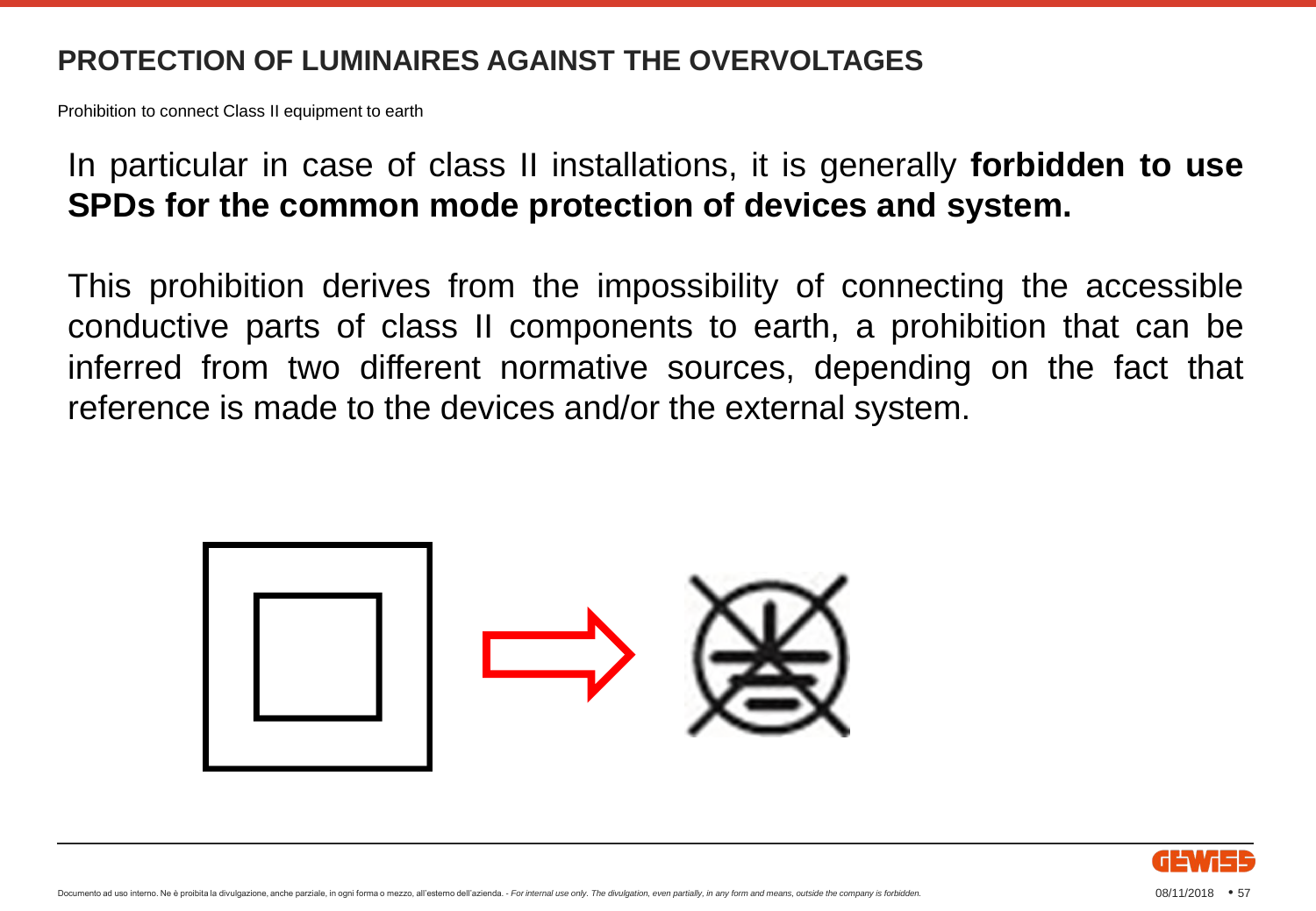# PROTECTION OF LUMINAIRES AGAINST THE OVERVOLTAGES

Prohibition to connect Class II equipment to earth

In particular in case of class II installations, it is generally **forbidden to use SPDs for the common mode protection of devices and system.**

This prohibition derives from the impossibility of connecting the accessible conductive parts of class II components to earth, a prohibition that can be inferred from two different normative sources, depending on the fact that reference is made to the devices and/or the external system.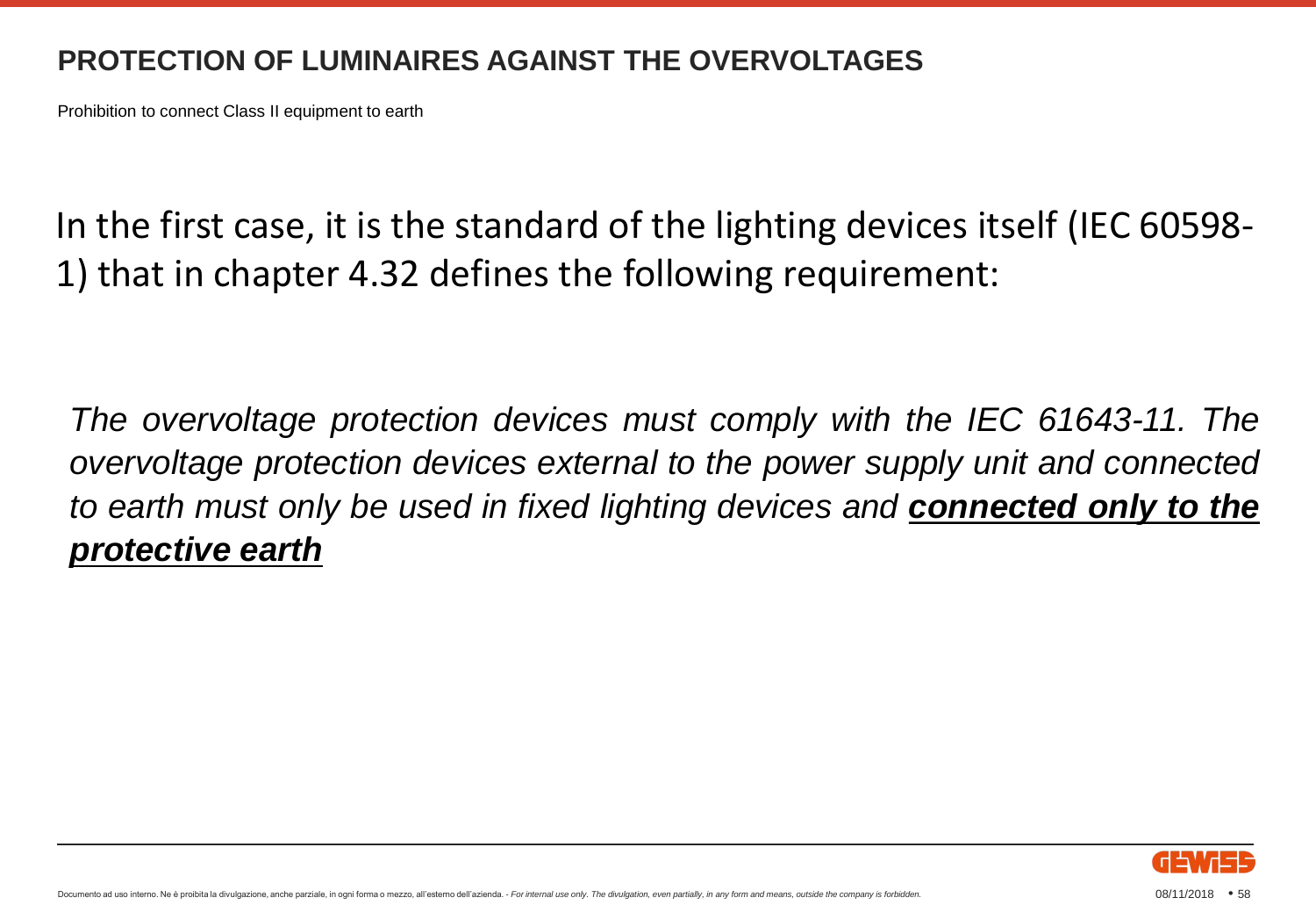# PROTECTION OF LUMINAIRES AGAINST THE OVERVOLTAGES

Prohibition to connect Class II equipment to earth

In the first case, it is the standard of the lighting devices itself (IEC 60598-1) that in chapter 4.32 defines the following requirement:

*The overvoltage protection devices must comply with the IEC 61643-11. The overvoltage protection devices external to the power supply unit and connected to earth must only be used in fixed lighting devices and* ***connected only to the protective earth***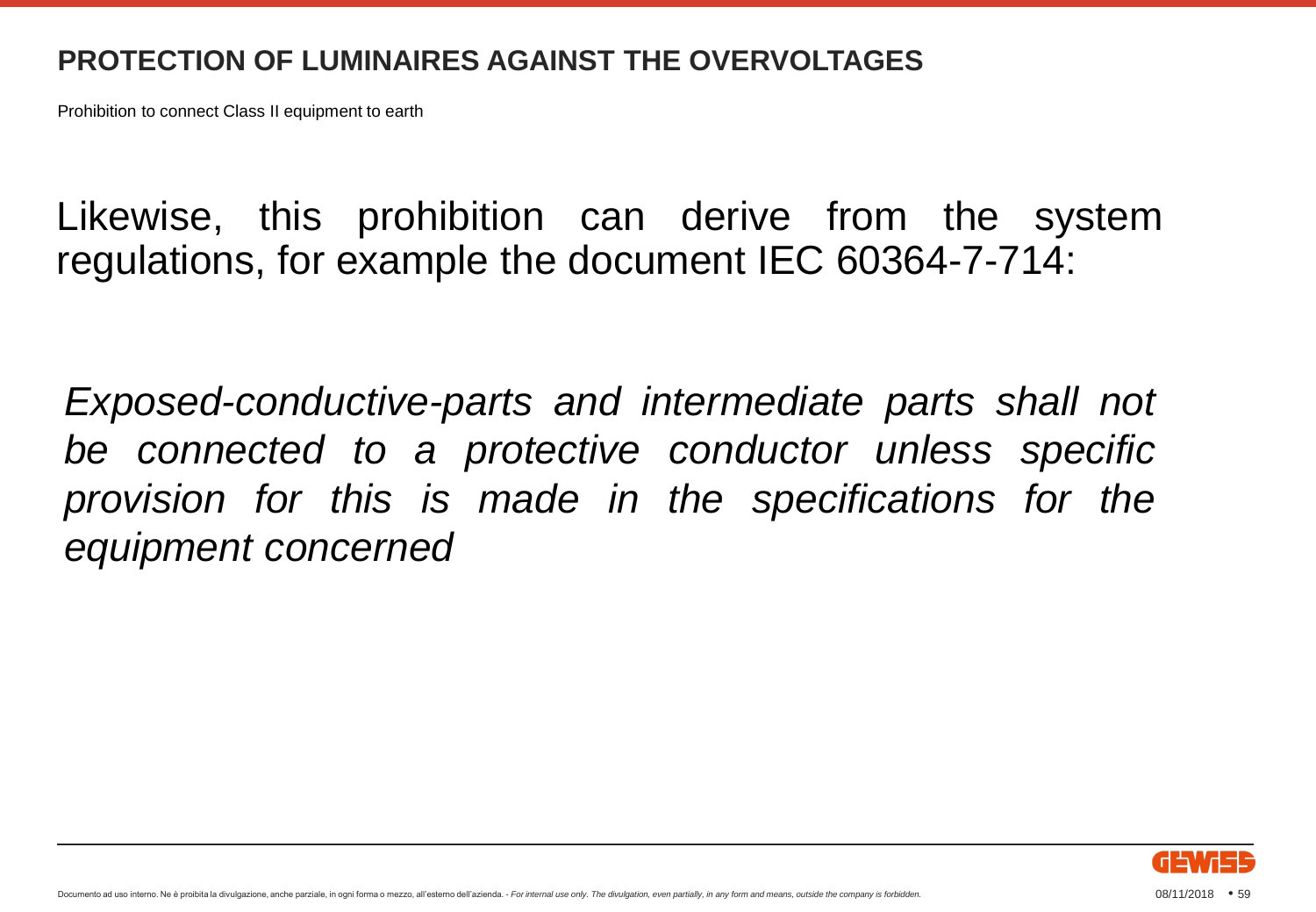## PROTECTION OF LUMINAIRES AGAINST THE OVERVOLTAGES

Prohibition to connect Class II equipment to earth

Likewise, this prohibition can derive from the system regulations, for example the document IEC 60364-7-714:

*Exposed-conductive-parts and intermediate parts shall not be connected to a protective conductor unless specific provision for this is made in the specifications for the equipment concerned*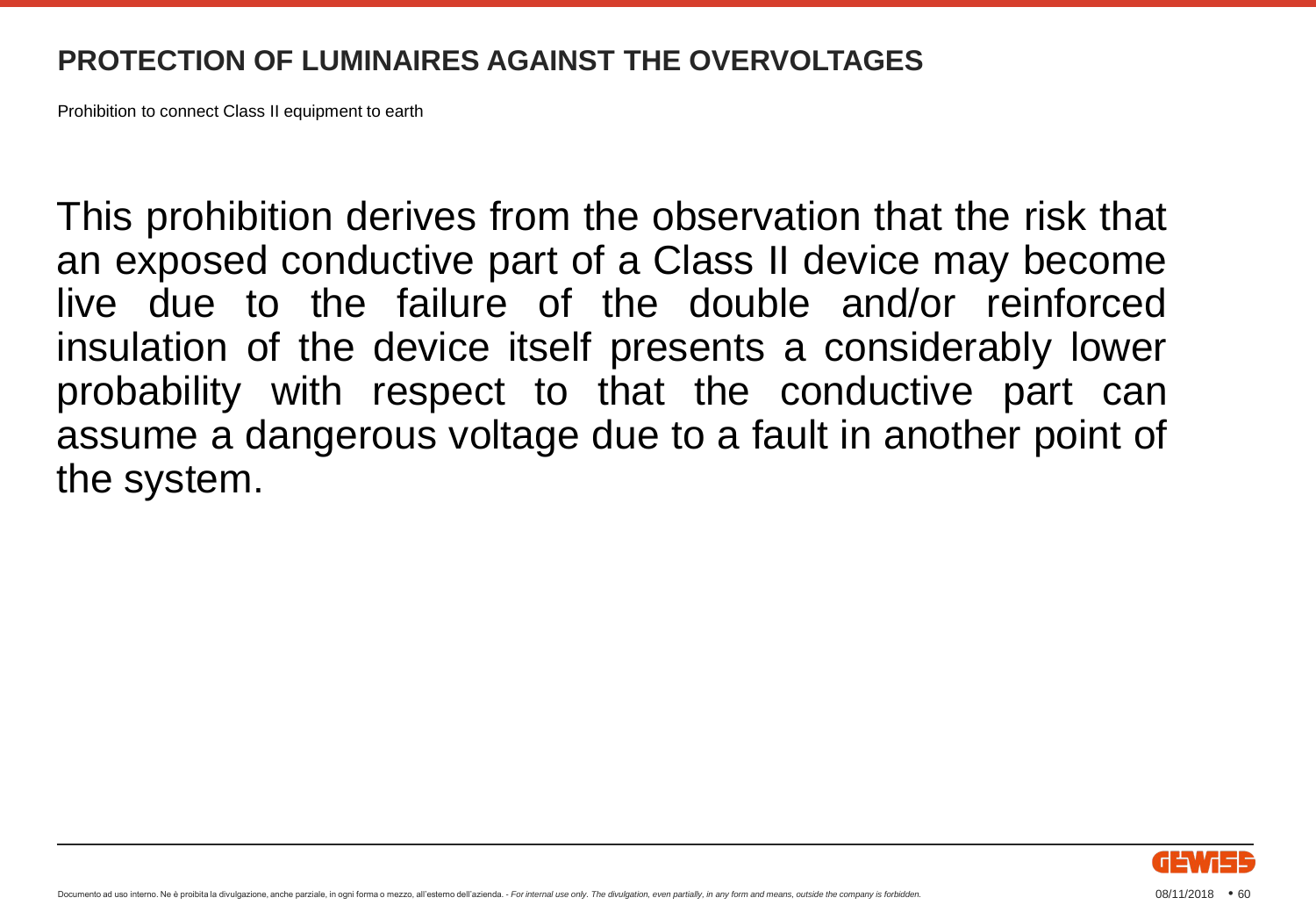## PROTECTION OF LUMINAIRES AGAINST THE OVERVOLTAGES

Prohibition to connect Class II equipment to earth

This prohibition derives from the observation that the risk that an exposed conductive part of a Class II device may become live due to the failure of the double and/or reinforced insulation of the device itself presents a considerably lower probability with respect to that the conductive part can assume a dangerous voltage due to a fault in another point of the system.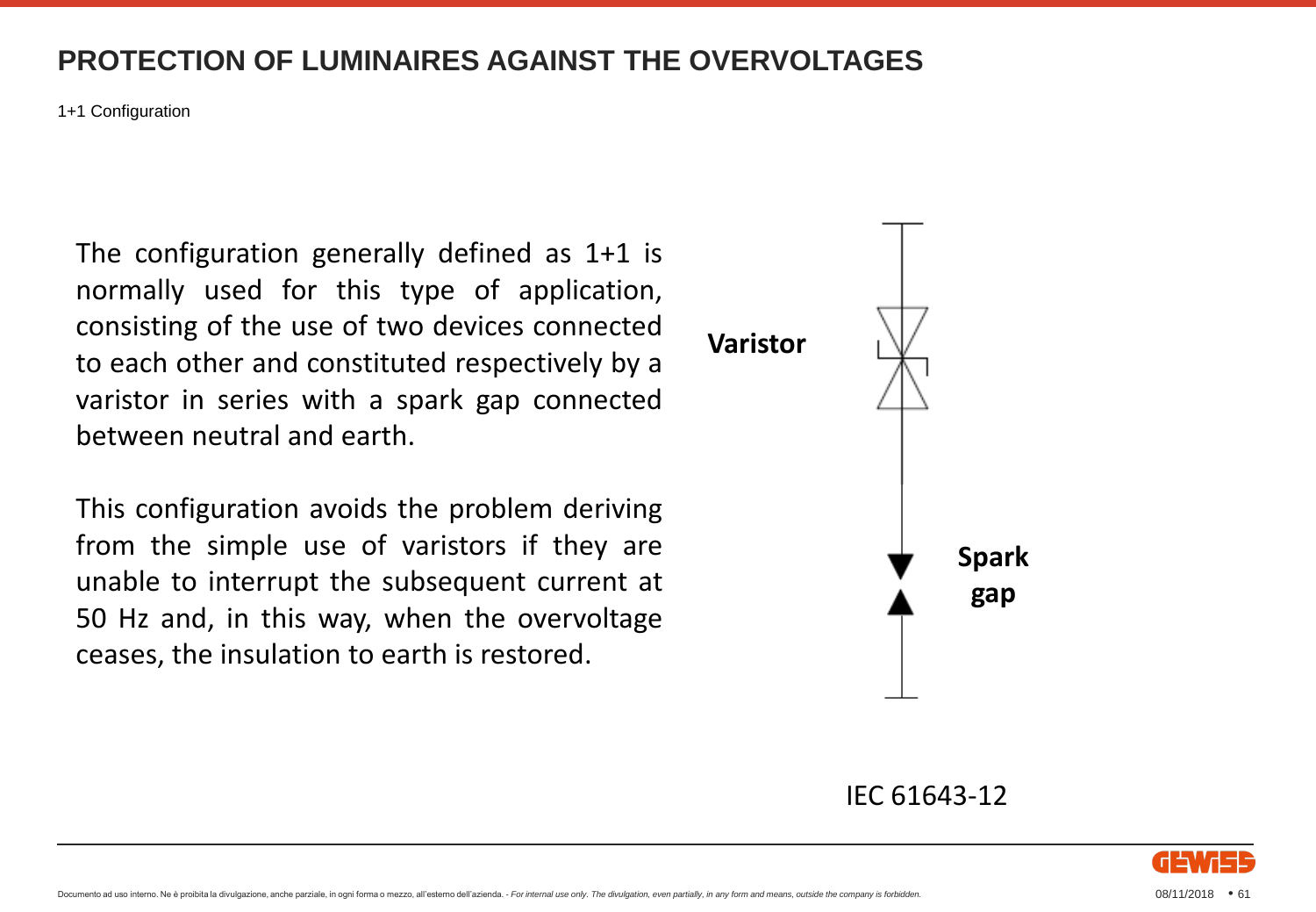# PROTECTION OF LUMINAIRES AGAINST THE OVERVOLTAGES

1+1 Configuration

The configuration generally defined as 1+1 is normally used for this type of application, consisting of the use of two devices connected to each other and constituted respectively by a varistor in series with a spark gap connected between neutral and earth.

This configuration avoids the problem deriving from the simple use of varistors if they are unable to interrupt the subsequent current at 50 Hz and, in this way, when the overvoltage ceases, the insulation to earth is restored.

**Varistor**

**Spark gap**

IEC 61643-12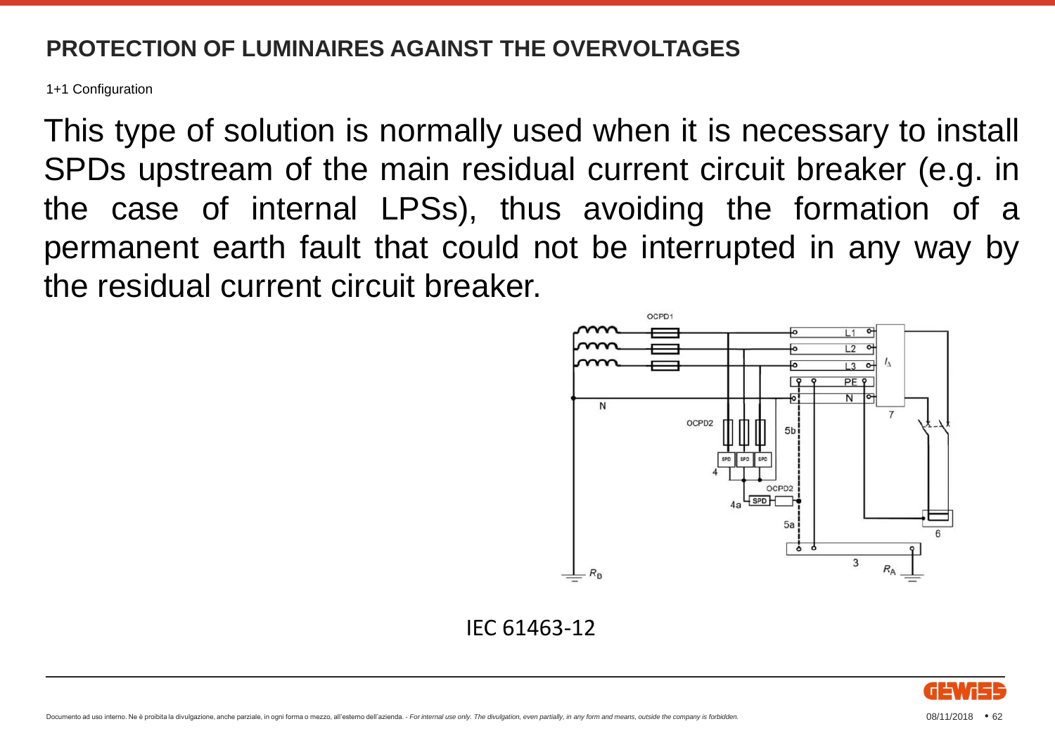# PROTECTION OF LUMINAIRES AGAINST THE OVERVOLTAGES

1+1 Configuration

This type of solution is normally used when it is necessary to install SPDs upstream of the main residual current circuit breaker (e.g. in the case of internal LPSs), thus avoiding the formation of a permanent earth fault that could not be interrupted in any way by the residual current circuit breaker.

IEC 61463-12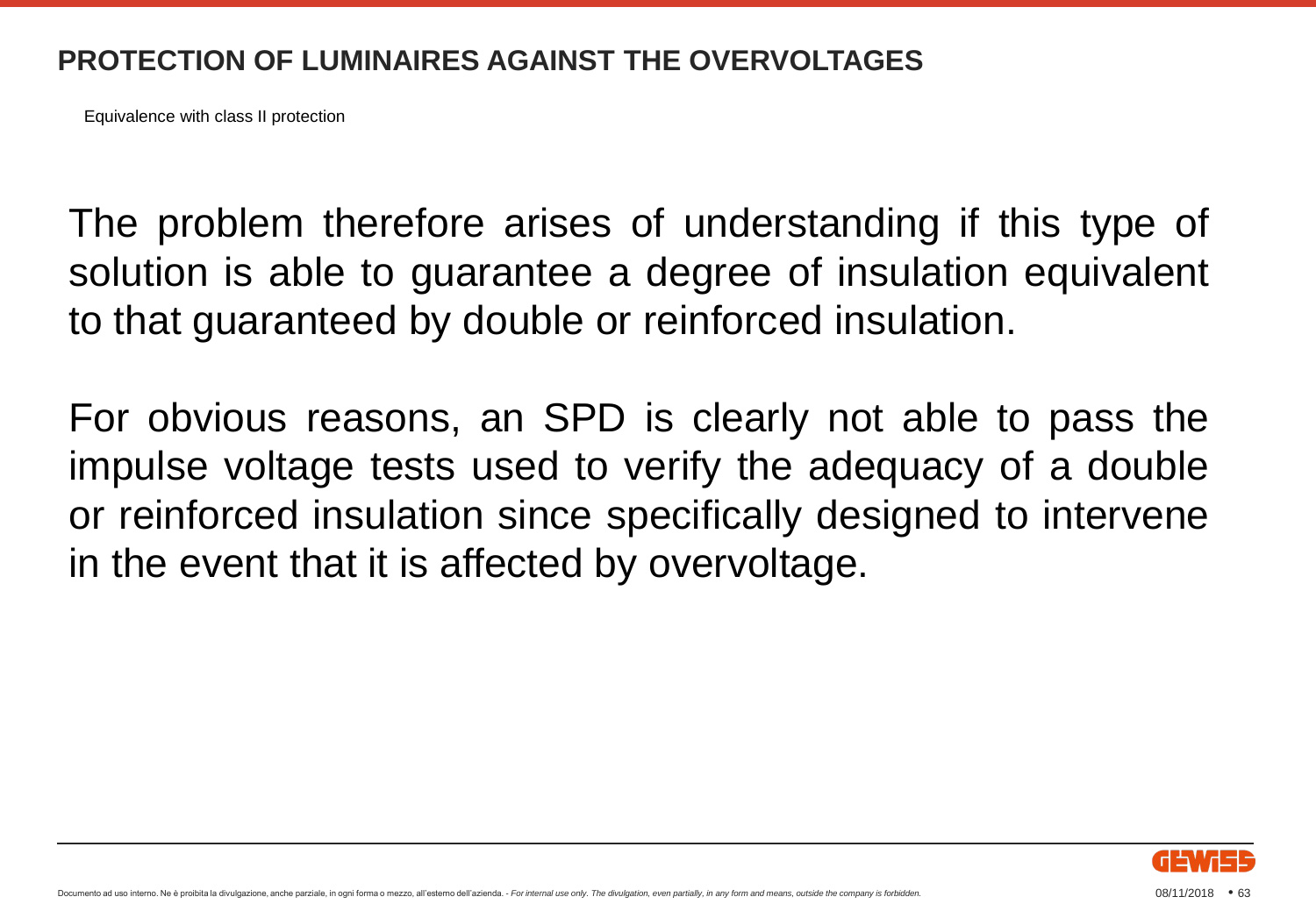## PROTECTION OF LUMINAIRES AGAINST THE OVERVOLTAGES

Equivalence with class II protection

The problem therefore arises of understanding if this type of solution is able to guarantee a degree of insulation equivalent to that guaranteed by double or reinforced insulation.

For obvious reasons, an SPD is clearly not able to pass the impulse voltage tests used to verify the adequacy of a double or reinforced insulation since specifically designed to intervene in the event that it is affected by overvoltage.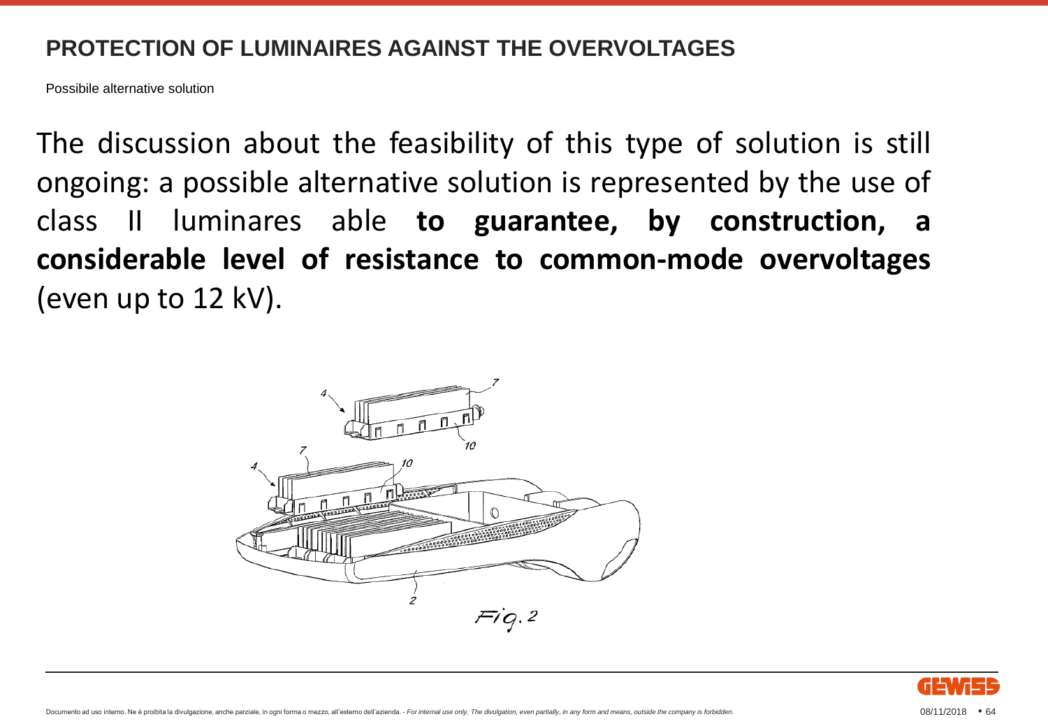## PROTECTION OF LUMINAIRES AGAINST THE OVERVOLTAGES

Possibile alternative solution

The discussion about the feasibility of this type of solution is still ongoing: a possible alternative solution is represented by the use of class II luminares able **to guarantee, by construction, a considerable level of resistance to common-mode overvoltages** (even up to 12 kV).

Fig. 2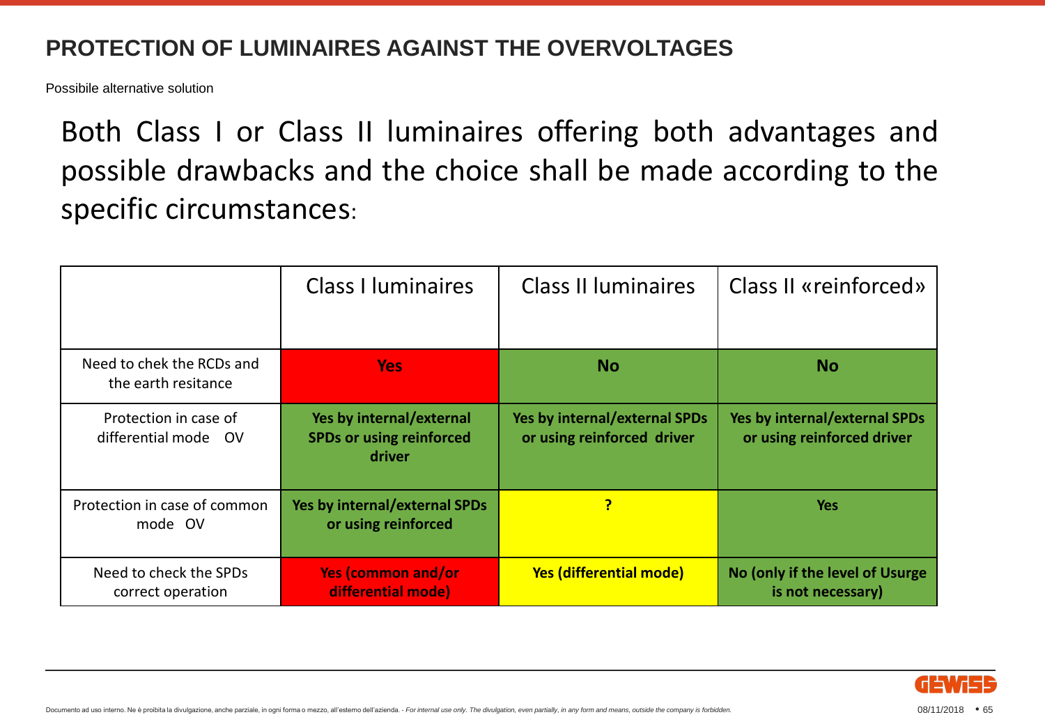## PROTECTION OF LUMINAIRES AGAINST THE OVERVOLTAGES

Possibile alternative solution

Both Class I or Class II luminaires offering both advantages and possible drawbacks and the choice shall be made according to the specific circumstances:

| | Class I luminaires | Class II luminaires | Class II «reinforced» |
|---|---|---|---|
| Need to chek the RCDs and the earth resitance | **Yes** | **No** | **No** |
| Protection in case of differential mode OV | **Yes by internal/external SPDs or using reinforced driver** | **Yes by internal/external SPDs or using reinforced driver** | **Yes by internal/external SPDs or using reinforced driver** |
| Protection in case of common mode OV | **Yes by internal/external SPDs or using reinforced** | **?** | **Yes** |
| Need to check the SPDs correct operation | **Yes (common and/or differential mode)** | **Yes (differential mode)** | **No (only if the level of Usurge is not necessary)** |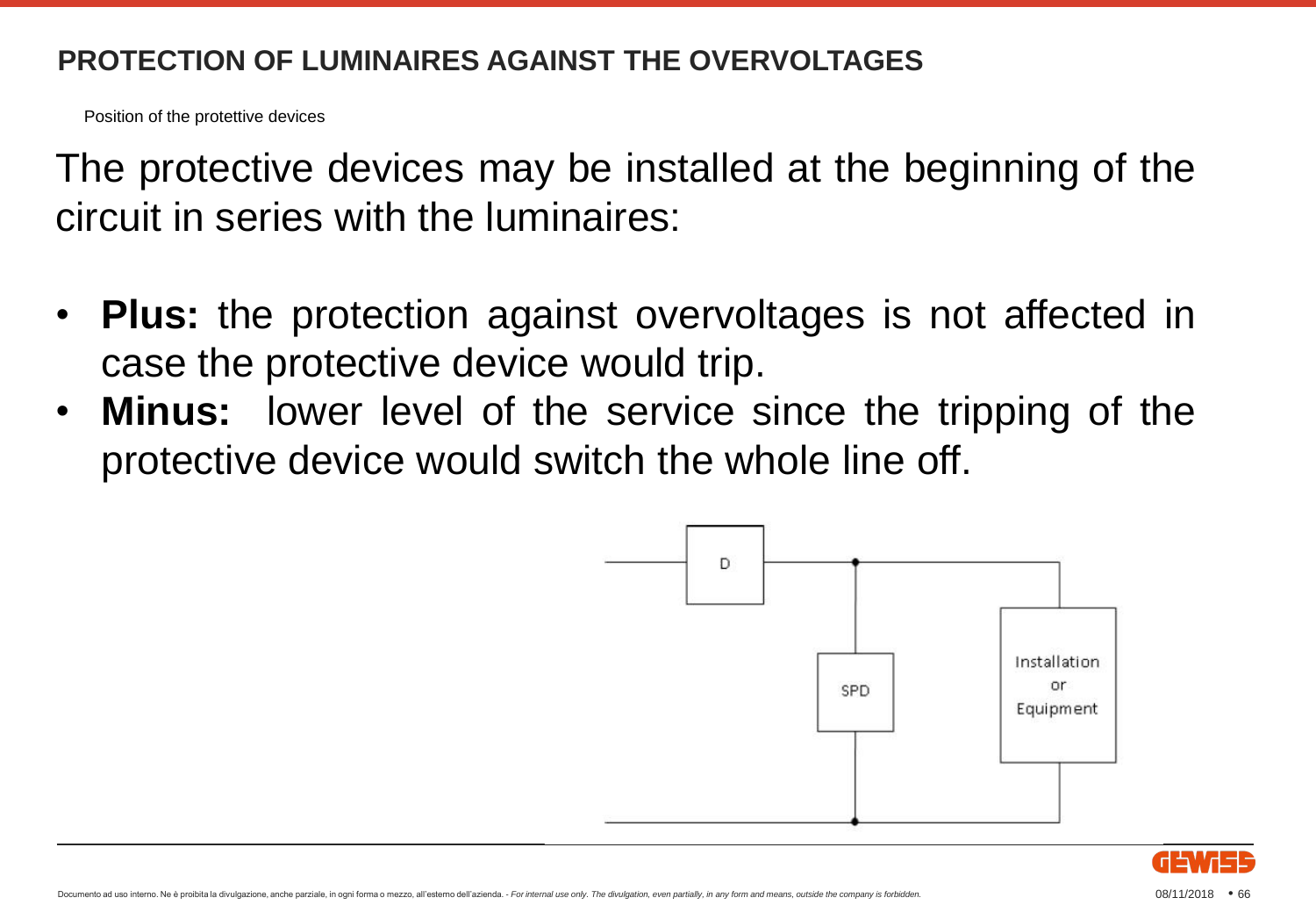## PROTECTION OF LUMINAIRES AGAINST THE OVERVOLTAGES

Position of the protettive devices

The protective devices may be installed at the beginning of the circuit in series with the luminaires:

- **Plus:** the protection against overvoltages is not affected in case the protective device would trip.
- **Minus:** lower level of the service since the tripping of the protective device would switch the whole line off.

D

SPD

Installation or Equipment

Documento ad uso interno. Ne è proibita la divulgazione, anche parziale, in ogni forma o mezzo, all'esterno dell'azienda. - *For internal use only. The divulgation, even partially, in any form and means, outside the company is forbidden.*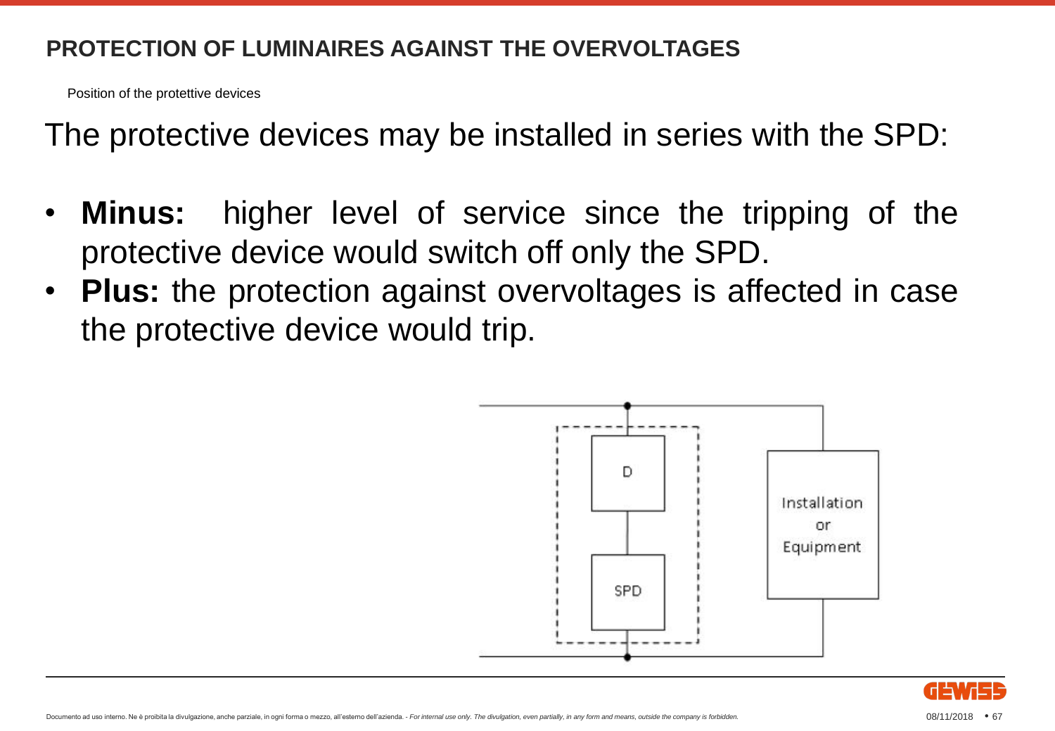## PROTECTION OF LUMINAIRES AGAINST THE OVERVOLTAGES

Position of the protettive devices

The protective devices may be installed in series with the SPD:

- **Minus:** higher level of service since the tripping of the protective device would switch off only the SPD.
- **Plus:** the protection against overvoltages is affected in case the protective device would trip.

D

SPD

Installation or Equipment

Documento ad uso interno. Ne è proibita la divulgazione, anche parziale, in ogni forma o mezzo, all'esterno dell'azienda. - *For internal use only. The divulgation, even partially, in any form and means, outside the company is forbidden.*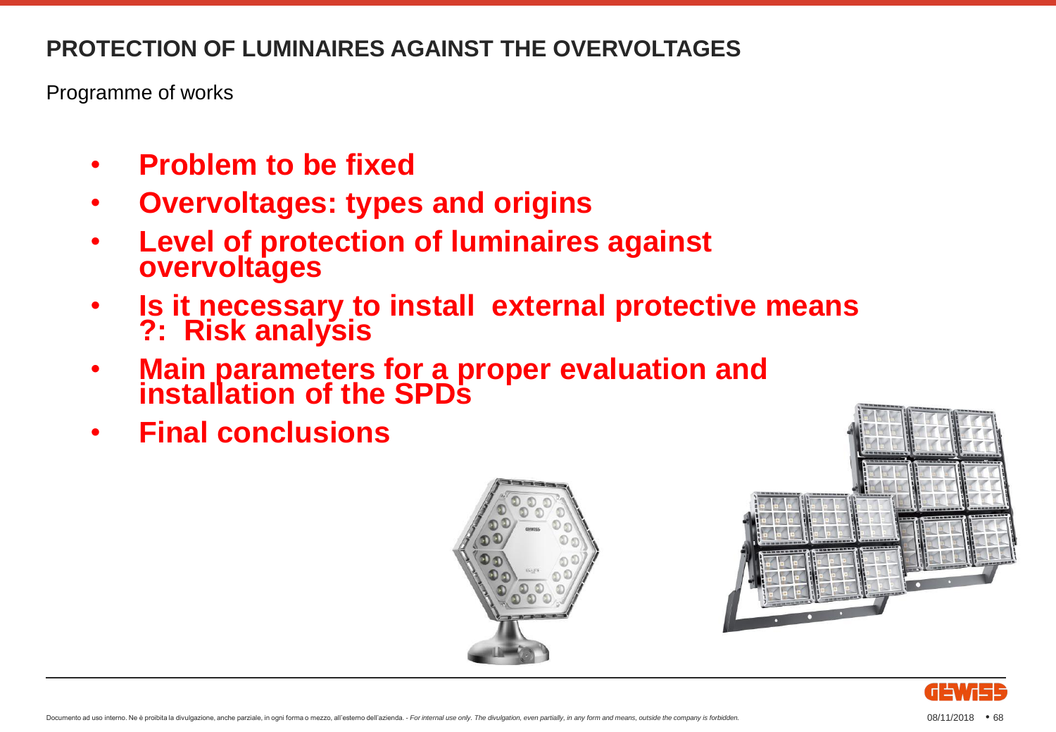# PROTECTION OF LUMINAIRES AGAINST THE OVERVOLTAGES

Programme of works

- **Problem to be fixed**
- **Overvoltages: types and origins**
- **Level of protection of luminaires against overvoltages**
- **Is it necessary to install external protective means ?: Risk analysis**
- **Main parameters for a proper evaluation and installation of the SPDs**
- **Final conclusions**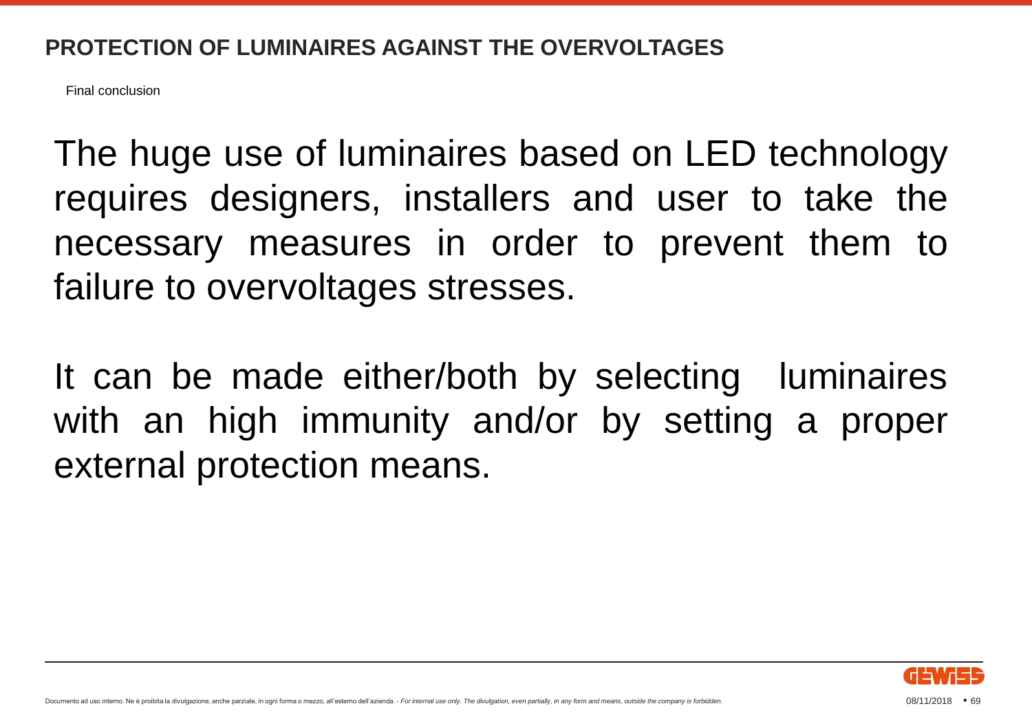# PROTECTION OF LUMINAIRES AGAINST THE OVERVOLTAGES

Final conclusion

The huge use of luminaires based on LED technology requires designers, installers and user to take the necessary measures in order to prevent them to failure to overvoltages stresses.

It can be made either/both by selecting luminaires with an high immunity and/or by setting a proper external protection means.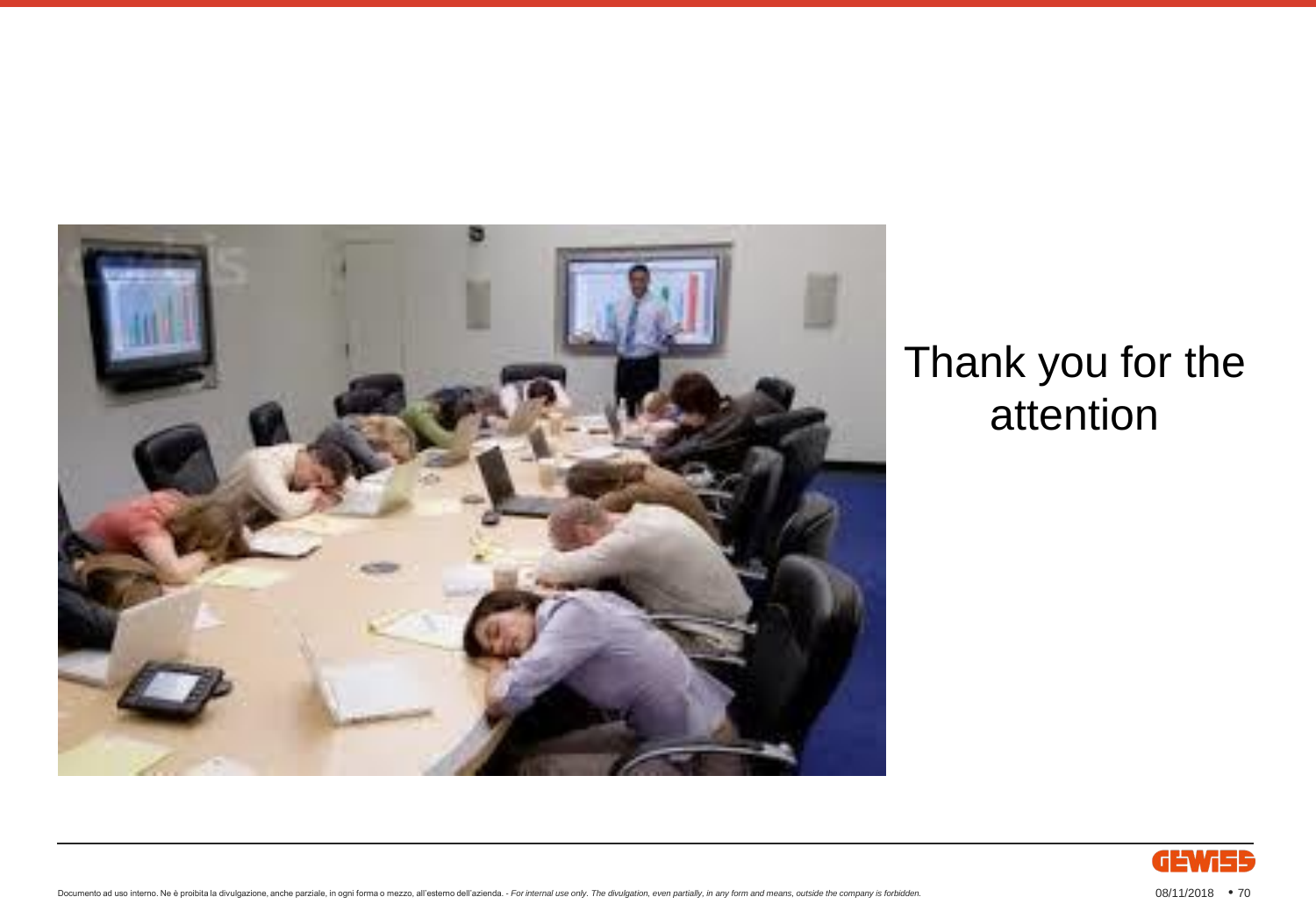Thank you for the attention